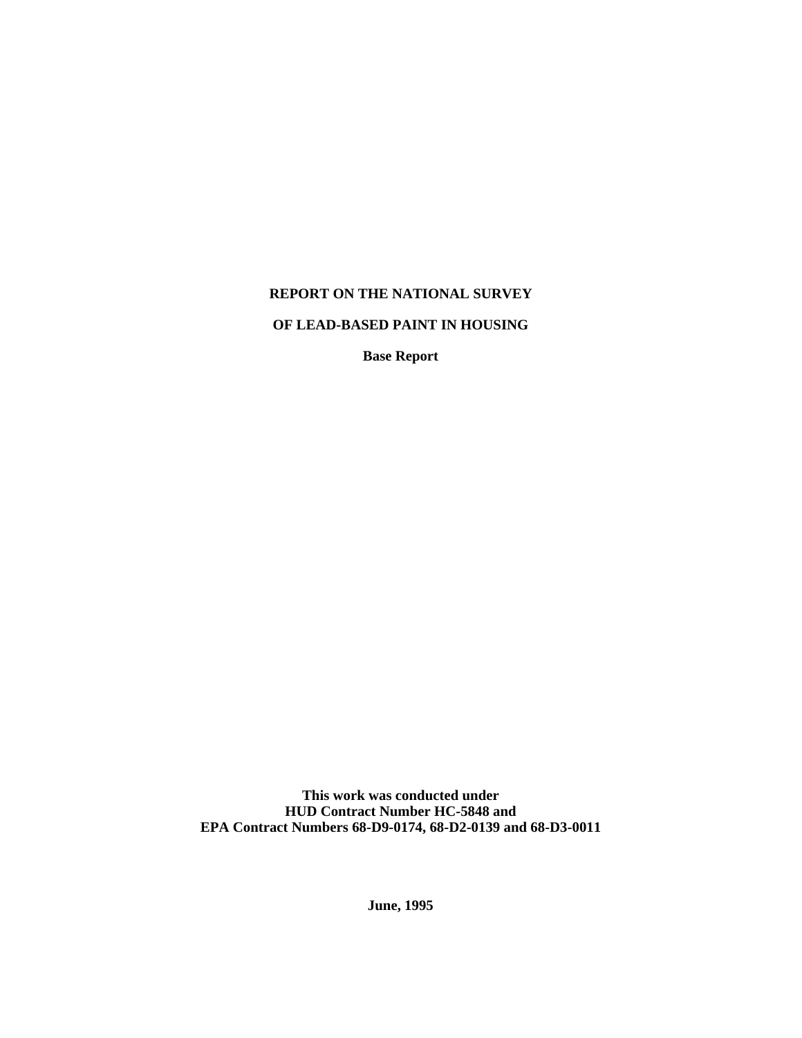# REPORT ON THE NATIONAL SURVEY OF LEAD-BASED PAINT IN HOUSING

**Base Report**

**This work was conducted under**
**HUD Contract Number HC-5848 and**
**EPA Contract Numbers 68-D9-0174, 68-D2-0139 and 68-D3-0011**

**June, 1995**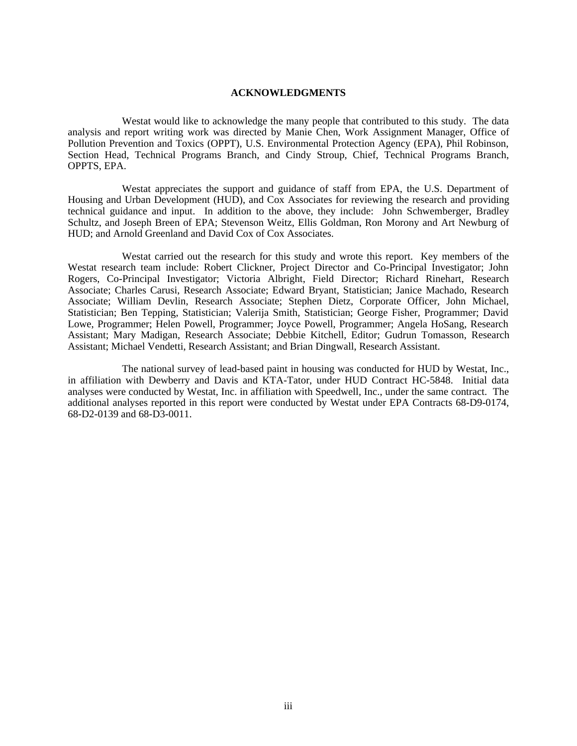## ACKNOWLEDGMENTS

Westat would like to acknowledge the many people that contributed to this study. The data analysis and report writing work was directed by Manie Chen, Work Assignment Manager, Office of Pollution Prevention and Toxics (OPPT), U.S. Environmental Protection Agency (EPA), Phil Robinson, Section Head, Technical Programs Branch, and Cindy Stroup, Chief, Technical Programs Branch, OPPTS, EPA.

Westat appreciates the support and guidance of staff from EPA, the U.S. Department of Housing and Urban Development (HUD), and Cox Associates for reviewing the research and providing technical guidance and input. In addition to the above, they include: John Schwemberger, Bradley Schultz, and Joseph Breen of EPA; Stevenson Weitz, Ellis Goldman, Ron Morony and Art Newburg of HUD; and Arnold Greenland and David Cox of Cox Associates.

Westat carried out the research for this study and wrote this report. Key members of the Westat research team include: Robert Clickner, Project Director and Co-Principal Investigator; John Rogers, Co-Principal Investigator; Victoria Albright, Field Director; Richard Rinehart, Research Associate; Charles Carusi, Research Associate; Edward Bryant, Statistician; Janice Machado, Research Associate; William Devlin, Research Associate; Stephen Dietz, Corporate Officer, John Michael, Statistician; Ben Tepping, Statistician; Valerija Smith, Statistician; George Fisher, Programmer; David Lowe, Programmer; Helen Powell, Programmer; Joyce Powell, Programmer; Angela HoSang, Research Assistant; Mary Madigan, Research Associate; Debbie Kitchell, Editor; Gudrun Tomasson, Research Assistant; Michael Vendetti, Research Assistant; and Brian Dingwall, Research Assistant.

The national survey of lead-based paint in housing was conducted for HUD by Westat, Inc., in affiliation with Dewberry and Davis and KTA-Tator, under HUD Contract HC-5848. Initial data analyses were conducted by Westat, Inc. in affiliation with Speedwell, Inc., under the same contract. The additional analyses reported in this report were conducted by Westat under EPA Contracts 68-D9-0174, 68-D2-0139 and 68-D3-0011.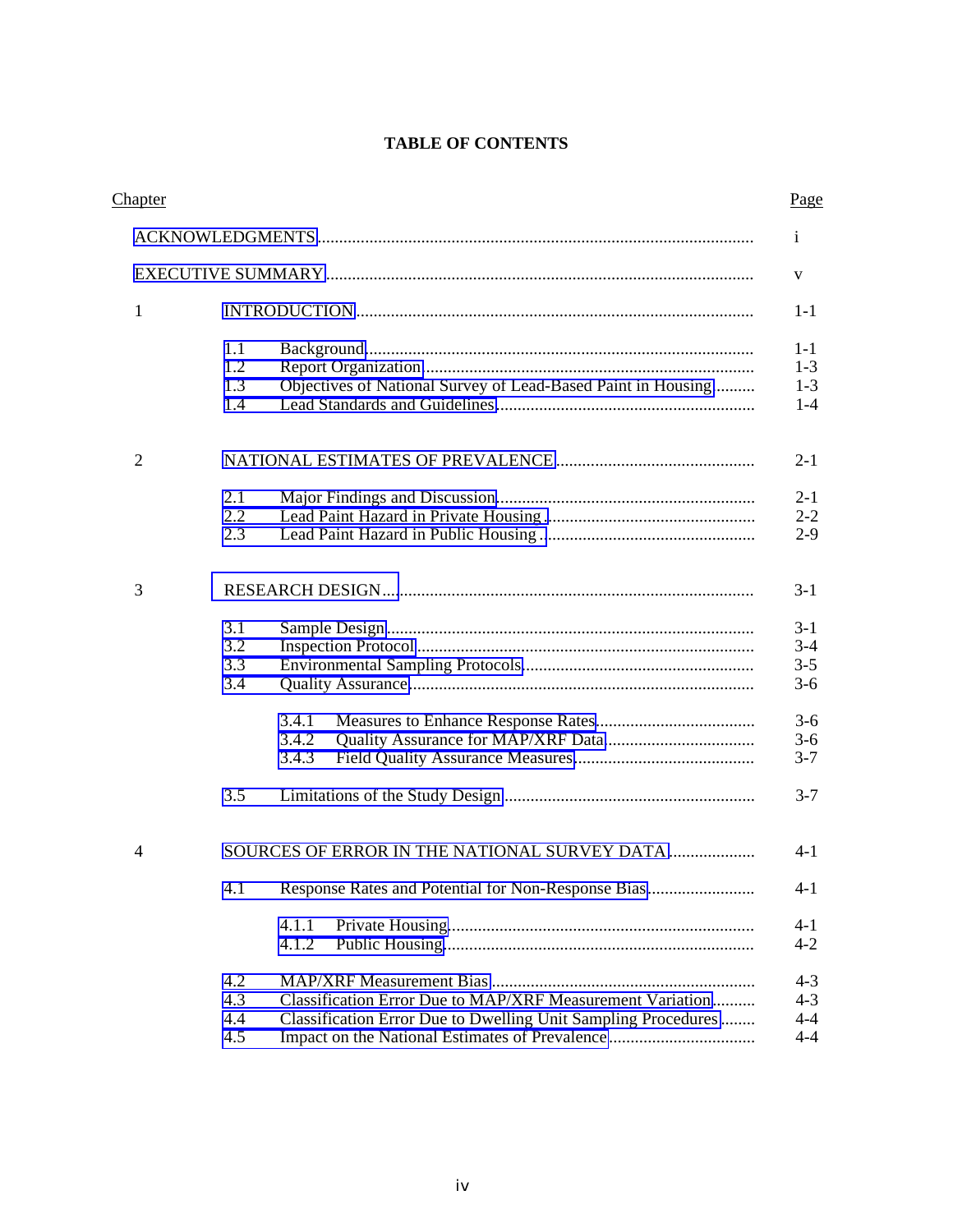# TABLE OF CONTENTS

| Chapter | | Page |
|---|---|---|
| | ACKNOWLEDGMENTS | i |
| | EXECUTIVE SUMMARY | v |
| 1 | INTRODUCTION | 1-1 |
| | 1.1 Background | 1-1 |
| | 1.2 Report Organization | 1-3 |
| | 1.3 Objectives of National Survey of Lead-Based Paint in Housing | 1-3 |
| | 1.4 Lead Standards and Guidelines | 1-4 |
| 2 | NATIONAL ESTIMATES OF PREVALENCE | 2-1 |
| | 2.1 Major Findings and Discussion | 2-1 |
| | 2.2 Lead Paint Hazard in Private Housing | 2-2 |
| | 2.3 Lead Paint Hazard in Public Housing | 2-9 |
| 3 | RESEARCH DESIGN | 3-1 |
| | 3.1 Sample Design | 3-1 |
| | 3.2 Inspection Protocol | 3-4 |
| | 3.3 Environmental Sampling Protocols | 3-5 |
| | 3.4 Quality Assurance | 3-6 |
| | 3.4.1 Measures to Enhance Response Rates | 3-6 |
| | 3.4.2 Quality Assurance for MAP/XRF Data | 3-6 |
| | 3.4.3 Field Quality Assurance Measures | 3-7 |
| | 3.5 Limitations of the Study Design | 3-7 |
| 4 | SOURCES OF ERROR IN THE NATIONAL SURVEY DATA | 4-1 |
| | 4.1 Response Rates and Potential for Non-Response Bias | 4-1 |
| | 4.1.1 Private Housing | 4-1 |
| | 4.1.2 Public Housing | 4-2 |
| | 4.2 MAP/XRF Measurement Bias | 4-3 |
| | 4.3 Classification Error Due to MAP/XRF Measurement Variation | 4-3 |
| | 4.4 Classification Error Due to Dwelling Unit Sampling Procedures | 4-4 |
| | 4.5 Impact on the National Estimates of Prevalence | 4-4 |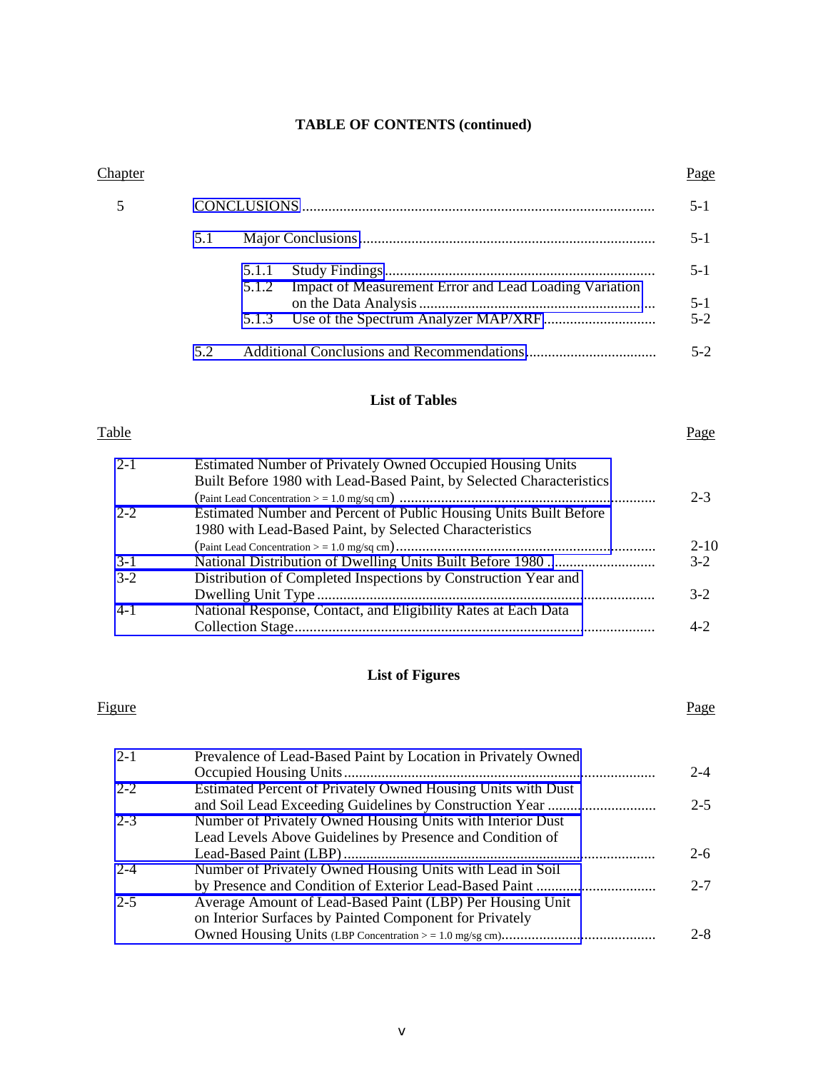**TABLE OF CONTENTS (continued)**

| Chapter | | Page |
|---|---|---|
| 5 | CONCLUSIONS | 5-1 |
| | 5.1 Major Conclusions | 5-1 |
| | 5.1.1 Study Findings | 5-1 |
| | 5.1.2 Impact of Measurement Error and Lead Loading Variation on the Data Analysis | 5-1 |
| | 5.1.3 Use of the Spectrum Analyzer MAP/XRF | 5-2 |
| | 5.2 Additional Conclusions and Recommendations | 5-2 |

## List of Tables

| Table | | Page |
|---|---|---|
| 2-1 | Estimated Number of Privately Owned Occupied Housing Units Built Before 1980 with Lead-Based Paint, by Selected Characteristics (Paint Lead Concentration > = 1.0 mg/sq cm) | 2-3 |
| 2-2 | Estimated Number and Percent of Public Housing Units Built Before 1980 with Lead-Based Paint, by Selected Characteristics (Paint Lead Concentration > = 1.0 mg/sq cm) | 2-10 |
| 3-1 | National Distribution of Dwelling Units Built Before 1980 | 3-2 |
| 3-2 | Distribution of Completed Inspections by Construction Year and Dwelling Unit Type | 3-2 |
| 4-1 | National Response, Contact, and Eligibility Rates at Each Data Collection Stage | 4-2 |

## List of Figures

| Figure | | Page |
|---|---|---|
| 2-1 | Prevalence of Lead-Based Paint by Location in Privately Owned Occupied Housing Units | 2-4 |
| 2-2 | Estimated Percent of Privately Owned Housing Units with Dust and Soil Lead Exceeding Guidelines by Construction Year | 2-5 |
| 2-3 | Number of Privately Owned Housing Units with Interior Dust Lead Levels Above Guidelines by Presence and Condition of Lead-Based Paint (LBP) | 2-6 |
| 2-4 | Number of Privately Owned Housing Units with Lead in Soil by Presence and Condition of Exterior Lead-Based Paint | 2-7 |
| 2-5 | Average Amount of Lead-Based Paint (LBP) Per Housing Unit on Interior Surfaces by Painted Component for Privately Owned Housing Units (LBP Concentration > = 1.0 mg/sg cm) | 2-8 |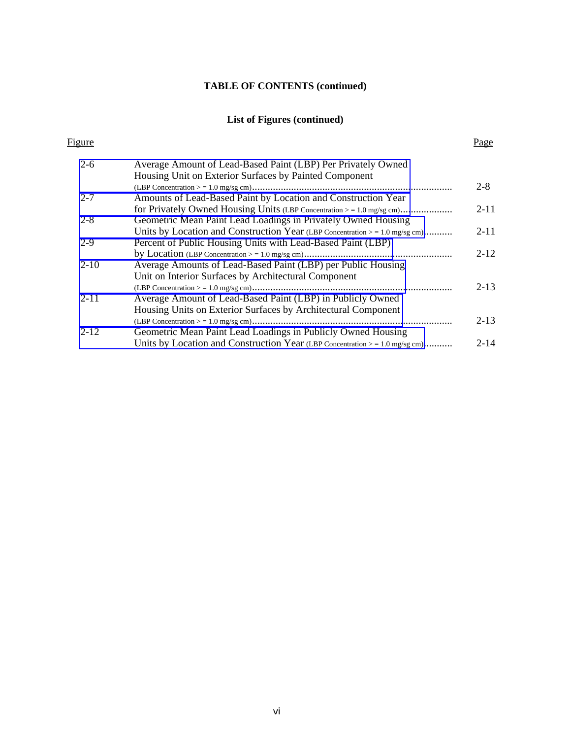**TABLE OF CONTENTS (continued)**

**List of Figures (continued)**

| Figure | | Page |
|---|---|---|
| 2-6 | Average Amount of Lead-Based Paint (LBP) Per Privately Owned Housing Unit on Exterior Surfaces by Painted Component (LBP Concentration > = 1.0 mg/sg cm) | 2-8 |
| 2-7 | Amounts of Lead-Based Paint by Location and Construction Year for Privately Owned Housing Units (LBP Concentration > = 1.0 mg/sg cm) | 2-11 |
| 2-8 | Geometric Mean Paint Lead Loadings in Privately Owned Housing Units by Location and Construction Year (LBP Concentration > = 1.0 mg/sg cm) | 2-11 |
| 2-9 | Percent of Public Housing Units with Lead-Based Paint (LBP) by Location (LBP Concentration > = 1.0 mg/sg cm) | 2-12 |
| 2-10 | Average Amounts of Lead-Based Paint (LBP) per Public Housing Unit on Interior Surfaces by Architectural Component (LBP Concentration > = 1.0 mg/sg cm) | 2-13 |
| 2-11 | Average Amount of Lead-Based Paint (LBP) in Publicly Owned Housing Units on Exterior Surfaces by Architectural Component (LBP Concentration > = 1.0 mg/sg cm) | 2-13 |
| 2-12 | Geometric Mean Paint Lead Loadings in Publicly Owned Housing Units by Location and Construction Year (LBP Concentration > = 1.0 mg/sg cm) | 2-14 |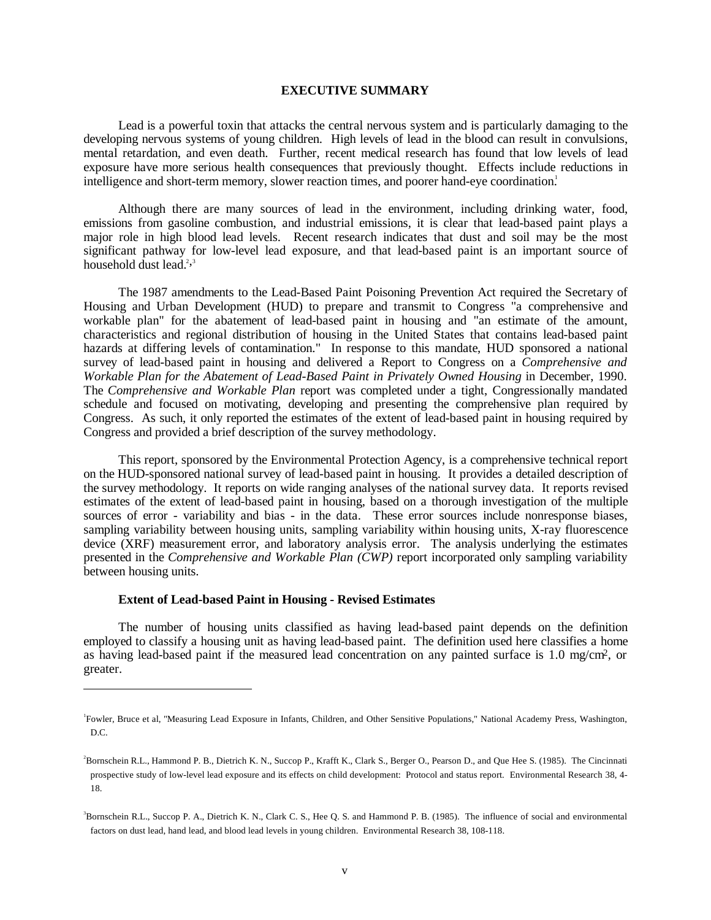# EXECUTIVE SUMMARY

Lead is a powerful toxin that attacks the central nervous system and is particularly damaging to the developing nervous systems of young children. High levels of lead in the blood can result in convulsions, mental retardation, and even death. Further, recent medical research has found that low levels of lead exposure have more serious health consequences that previously thought. Effects include reductions in intelligence and short-term memory, slower reaction times, and poorer hand-eye coordination.[1]

Although there are many sources of lead in the environment, including drinking water, food, emissions from gasoline combustion, and industrial emissions, it is clear that lead-based paint plays a major role in high blood lead levels. Recent research indicates that dust and soil may be the most significant pathway for low-level lead exposure, and that lead-based paint is an important source of household dust lead.[2,3]

The 1987 amendments to the Lead-Based Paint Poisoning Prevention Act required the Secretary of Housing and Urban Development (HUD) to prepare and transmit to Congress "a comprehensive and workable plan" for the abatement of lead-based paint in housing and "an estimate of the amount, characteristics and regional distribution of housing in the United States that contains lead-based paint hazards at differing levels of contamination." In response to this mandate, HUD sponsored a national survey of lead-based paint in housing and delivered a Report to Congress on a *Comprehensive and Workable Plan for the Abatement of Lead-Based Paint in Privately Owned Housing* in December, 1990. The *Comprehensive and Workable Plan* report was completed under a tight, Congressionally mandated schedule and focused on motivating, developing and presenting the comprehensive plan required by Congress. As such, it only reported the estimates of the extent of lead-based paint in housing required by Congress and provided a brief description of the survey methodology.

This report, sponsored by the Environmental Protection Agency, is a comprehensive technical report on the HUD-sponsored national survey of lead-based paint in housing. It provides a detailed description of the survey methodology. It reports on wide ranging analyses of the national survey data. It reports revised estimates of the extent of lead-based paint in housing, based on a thorough investigation of the multiple sources of error - variability and bias - in the data. These error sources include nonresponse biases, sampling variability between housing units, sampling variability within housing units, X-ray fluorescence device (XRF) measurement error, and laboratory analysis error. The analysis underlying the estimates presented in the *Comprehensive and Workable Plan (CWP)* report incorporated only sampling variability between housing units.

### Extent of Lead-based Paint in Housing - Revised Estimates

The number of housing units classified as having lead-based paint depends on the definition employed to classify a housing unit as having lead-based paint. The definition used here classifies a home as having lead-based paint if the measured lead concentration on any painted surface is 1.0 mg/cm$^2$, or greater.

---

[1] Fowler, Bruce et al, "Measuring Lead Exposure in Infants, Children, and Other Sensitive Populations," National Academy Press, Washington, D.C.

[2] Bornschein R.L., Hammond P. B., Dietrich K. N., Succop P., Krafft K., Clark S., Berger O., Pearson D., and Que Hee S. (1985). The Cincinnati prospective study of low-level lead exposure and its effects on child development: Protocol and status report. Environmental Research 38, 4-18.

[3] Bornschein R.L., Succop P. A., Dietrich K. N., Clark C. S., Hee Q. S. and Hammond P. B. (1985). The influence of social and environmental factors on dust lead, hand lead, and blood lead levels in young children. Environmental Research 38, 108-118.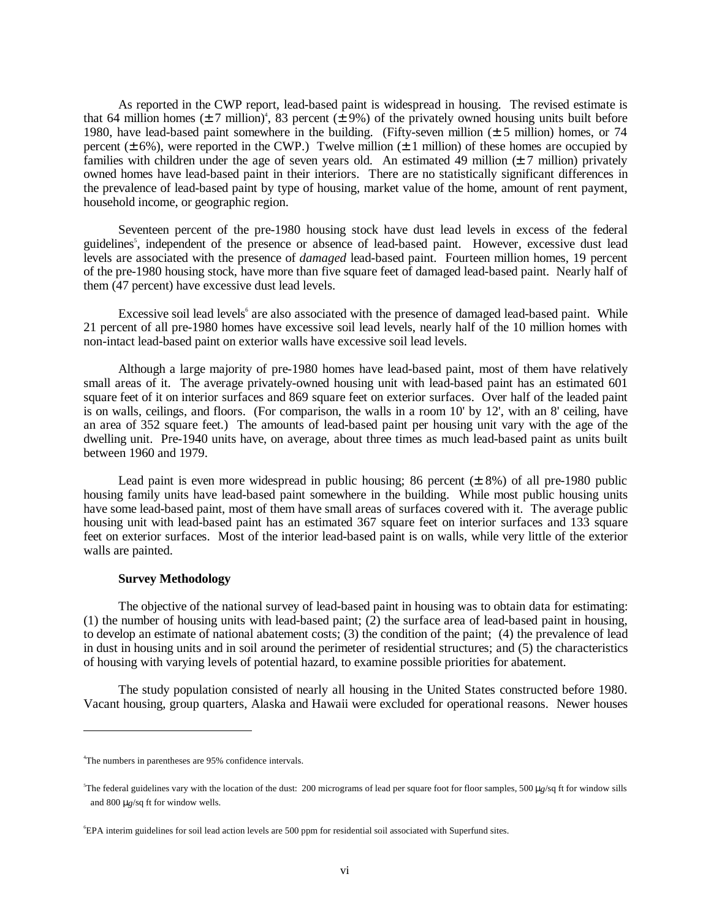As reported in the CWP report, lead-based paint is widespread in housing. The revised estimate is that 64 million homes (± 7 million)[4], 83 percent (± 9%) of the privately owned housing units built before 1980, have lead-based paint somewhere in the building. (Fifty-seven million (± 5 million) homes, or 74 percent (± 6%), were reported in the CWP.) Twelve million (± 1 million) of these homes are occupied by families with children under the age of seven years old. An estimated 49 million (± 7 million) privately owned homes have lead-based paint in their interiors. There are no statistically significant differences in the prevalence of lead-based paint by type of housing, market value of the home, amount of rent payment, household income, or geographic region.

Seventeen percent of the pre-1980 housing stock have dust lead levels in excess of the federal guidelines[5], independent of the presence or absence of lead-based paint. However, excessive dust lead levels are associated with the presence of *damaged* lead-based paint. Fourteen million homes, 19 percent of the pre-1980 housing stock, have more than five square feet of damaged lead-based paint. Nearly half of them (47 percent) have excessive dust lead levels.

Excessive soil lead levels[6] are also associated with the presence of damaged lead-based paint. While 21 percent of all pre-1980 homes have excessive soil lead levels, nearly half of the 10 million homes with non-intact lead-based paint on exterior walls have excessive soil lead levels.

Although a large majority of pre-1980 homes have lead-based paint, most of them have relatively small areas of it. The average privately-owned housing unit with lead-based paint has an estimated 601 square feet of it on interior surfaces and 869 square feet on exterior surfaces. Over half of the leaded paint is on walls, ceilings, and floors. (For comparison, the walls in a room 10' by 12', with an 8' ceiling, have an area of 352 square feet.) The amounts of lead-based paint per housing unit vary with the age of the dwelling unit. Pre-1940 units have, on average, about three times as much lead-based paint as units built between 1960 and 1979.

Lead paint is even more widespread in public housing; 86 percent (± 8%) of all pre-1980 public housing family units have lead-based paint somewhere in the building. While most public housing units have some lead-based paint, most of them have small areas of surfaces covered with it. The average public housing unit with lead-based paint has an estimated 367 square feet on interior surfaces and 133 square feet on exterior surfaces. Most of the interior lead-based paint is on walls, while very little of the exterior walls are painted.

**Survey Methodology**

The objective of the national survey of lead-based paint in housing was to obtain data for estimating: (1) the number of housing units with lead-based paint; (2) the surface area of lead-based paint in housing, to develop an estimate of national abatement costs; (3) the condition of the paint; (4) the prevalence of lead in dust in housing units and in soil around the perimeter of residential structures; and (5) the characteristics of housing with varying levels of potential hazard, to examine possible priorities for abatement.

The study population consisted of nearly all housing in the United States constructed before 1980. Vacant housing, group quarters, Alaska and Hawaii were excluded for operational reasons. Newer houses

---

[4]The numbers in parentheses are 95% confidence intervals.

[5]The federal guidelines vary with the location of the dust: 200 micrograms of lead per square foot for floor samples, 500 μg/sq ft for window sills and 800 μg/sq ft for window wells.

[6]EPA interim guidelines for soil lead action levels are 500 ppm for residential soil associated with Superfund sites.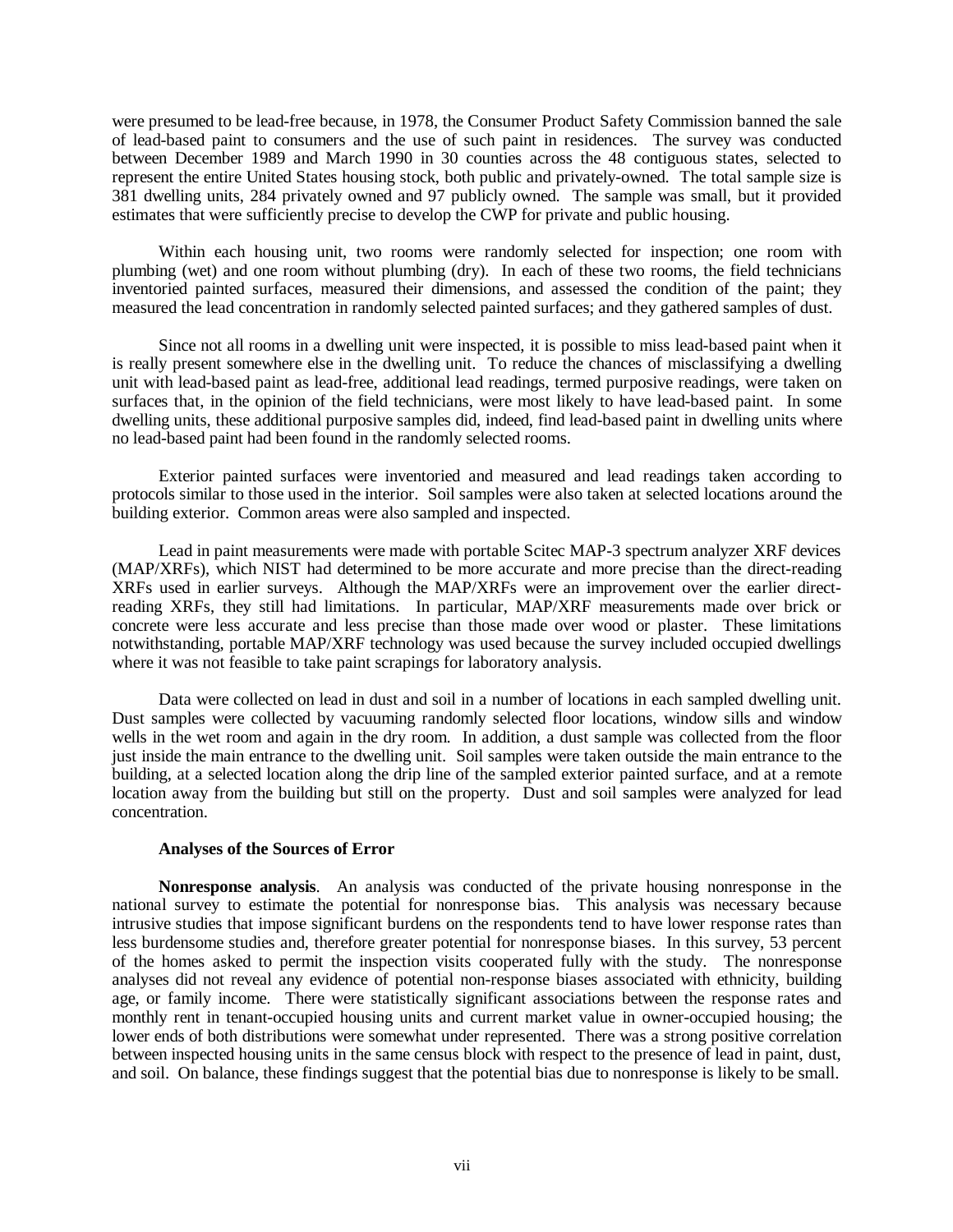were presumed to be lead-free because, in 1978, the Consumer Product Safety Commission banned the sale of lead-based paint to consumers and the use of such paint in residences. The survey was conducted between December 1989 and March 1990 in 30 counties across the 48 contiguous states, selected to represent the entire United States housing stock, both public and privately-owned. The total sample size is 381 dwelling units, 284 privately owned and 97 publicly owned. The sample was small, but it provided estimates that were sufficiently precise to develop the CWP for private and public housing.

Within each housing unit, two rooms were randomly selected for inspection; one room with plumbing (wet) and one room without plumbing (dry). In each of these two rooms, the field technicians inventoried painted surfaces, measured their dimensions, and assessed the condition of the paint; they measured the lead concentration in randomly selected painted surfaces; and they gathered samples of dust.

Since not all rooms in a dwelling unit were inspected, it is possible to miss lead-based paint when it is really present somewhere else in the dwelling unit. To reduce the chances of misclassifying a dwelling unit with lead-based paint as lead-free, additional lead readings, termed purposive readings, were taken on surfaces that, in the opinion of the field technicians, were most likely to have lead-based paint. In some dwelling units, these additional purposive samples did, indeed, find lead-based paint in dwelling units where no lead-based paint had been found in the randomly selected rooms.

Exterior painted surfaces were inventoried and measured and lead readings taken according to protocols similar to those used in the interior. Soil samples were also taken at selected locations around the building exterior. Common areas were also sampled and inspected.

Lead in paint measurements were made with portable Scitec MAP-3 spectrum analyzer XRF devices (MAP/XRFs), which NIST had determined to be more accurate and more precise than the direct-reading XRFs used in earlier surveys. Although the MAP/XRFs were an improvement over the earlier direct-reading XRFs, they still had limitations. In particular, MAP/XRF measurements made over brick or concrete were less accurate and less precise than those made over wood or plaster. These limitations notwithstanding, portable MAP/XRF technology was used because the survey included occupied dwellings where it was not feasible to take paint scrapings for laboratory analysis.

Data were collected on lead in dust and soil in a number of locations in each sampled dwelling unit. Dust samples were collected by vacuuming randomly selected floor locations, window sills and window wells in the wet room and again in the dry room. In addition, a dust sample was collected from the floor just inside the main entrance to the dwelling unit. Soil samples were taken outside the main entrance to the building, at a selected location along the drip line of the sampled exterior painted surface, and at a remote location away from the building but still on the property. Dust and soil samples were analyzed for lead concentration.

### Analyses of the Sources of Error

**Nonresponse analysis**. An analysis was conducted of the private housing nonresponse in the national survey to estimate the potential for nonresponse bias. This analysis was necessary because intrusive studies that impose significant burdens on the respondents tend to have lower response rates than less burdensome studies and, therefore greater potential for nonresponse biases. In this survey, 53 percent of the homes asked to permit the inspection visits cooperated fully with the study. The nonresponse analyses did not reveal any evidence of potential non-response biases associated with ethnicity, building age, or family income. There were statistically significant associations between the response rates and monthly rent in tenant-occupied housing units and current market value in owner-occupied housing; the lower ends of both distributions were somewhat under represented. There was a strong positive correlation between inspected housing units in the same census block with respect to the presence of lead in paint, dust, and soil. On balance, these findings suggest that the potential bias due to nonresponse is likely to be small.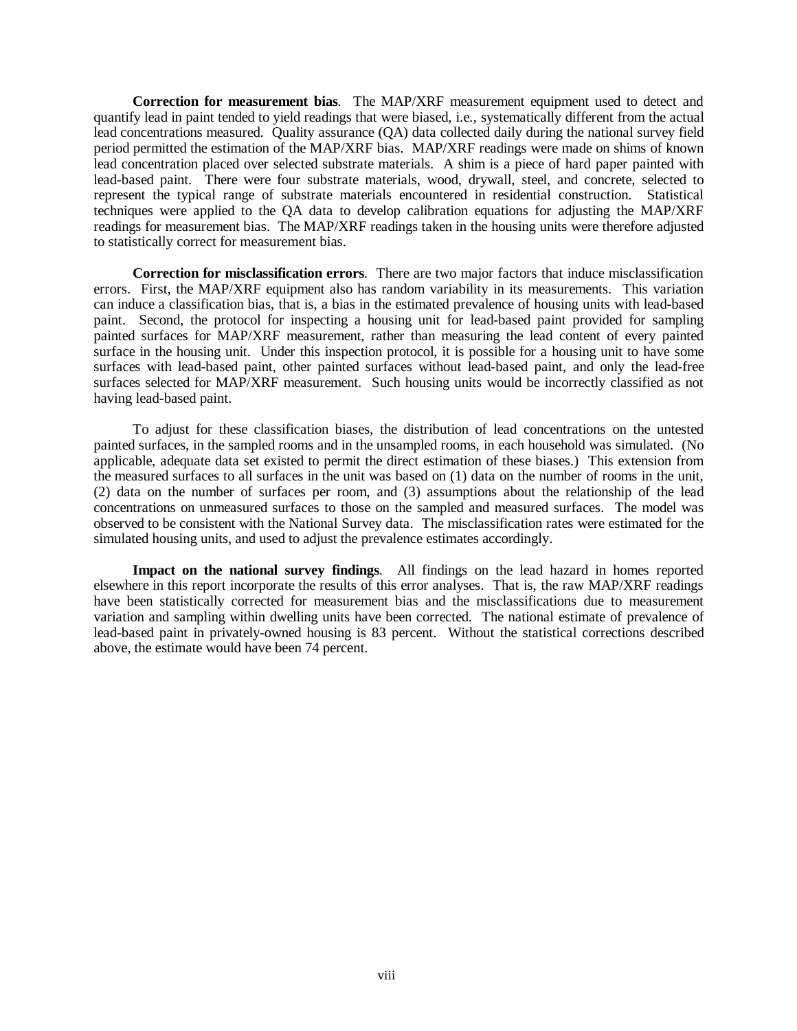**Correction for measurement bias**. The MAP/XRF measurement equipment used to detect and quantify lead in paint tended to yield readings that were biased, i.e., systematically different from the actual lead concentrations measured. Quality assurance (QA) data collected daily during the national survey field period permitted the estimation of the MAP/XRF bias. MAP/XRF readings were made on shims of known lead concentration placed over selected substrate materials. A shim is a piece of hard paper painted with lead-based paint. There were four substrate materials, wood, drywall, steel, and concrete, selected to represent the typical range of substrate materials encountered in residential construction. Statistical techniques were applied to the QA data to develop calibration equations for adjusting the MAP/XRF readings for measurement bias. The MAP/XRF readings taken in the housing units were therefore adjusted to statistically correct for measurement bias.

**Correction for misclassification errors**. There are two major factors that induce misclassification errors. First, the MAP/XRF equipment also has random variability in its measurements. This variation can induce a classification bias, that is, a bias in the estimated prevalence of housing units with lead-based paint. Second, the protocol for inspecting a housing unit for lead-based paint provided for sampling painted surfaces for MAP/XRF measurement, rather than measuring the lead content of every painted surface in the housing unit. Under this inspection protocol, it is possible for a housing unit to have some surfaces with lead-based paint, other painted surfaces without lead-based paint, and only the lead-free surfaces selected for MAP/XRF measurement. Such housing units would be incorrectly classified as not having lead-based paint.

To adjust for these classification biases, the distribution of lead concentrations on the untested painted surfaces, in the sampled rooms and in the unsampled rooms, in each household was simulated. (No applicable, adequate data set existed to permit the direct estimation of these biases.) This extension from the measured surfaces to all surfaces in the unit was based on (1) data on the number of rooms in the unit, (2) data on the number of surfaces per room, and (3) assumptions about the relationship of the lead concentrations on unmeasured surfaces to those on the sampled and measured surfaces. The model was observed to be consistent with the National Survey data. The misclassification rates were estimated for the simulated housing units, and used to adjust the prevalence estimates accordingly.

**Impact on the national survey findings**. All findings on the lead hazard in homes reported elsewhere in this report incorporate the results of this error analyses. That is, the raw MAP/XRF readings have been statistically corrected for measurement bias and the misclassifications due to measurement variation and sampling within dwelling units have been corrected. The national estimate of prevalence of lead-based paint in privately-owned housing is 83 percent. Without the statistical corrections described above, the estimate would have been 74 percent.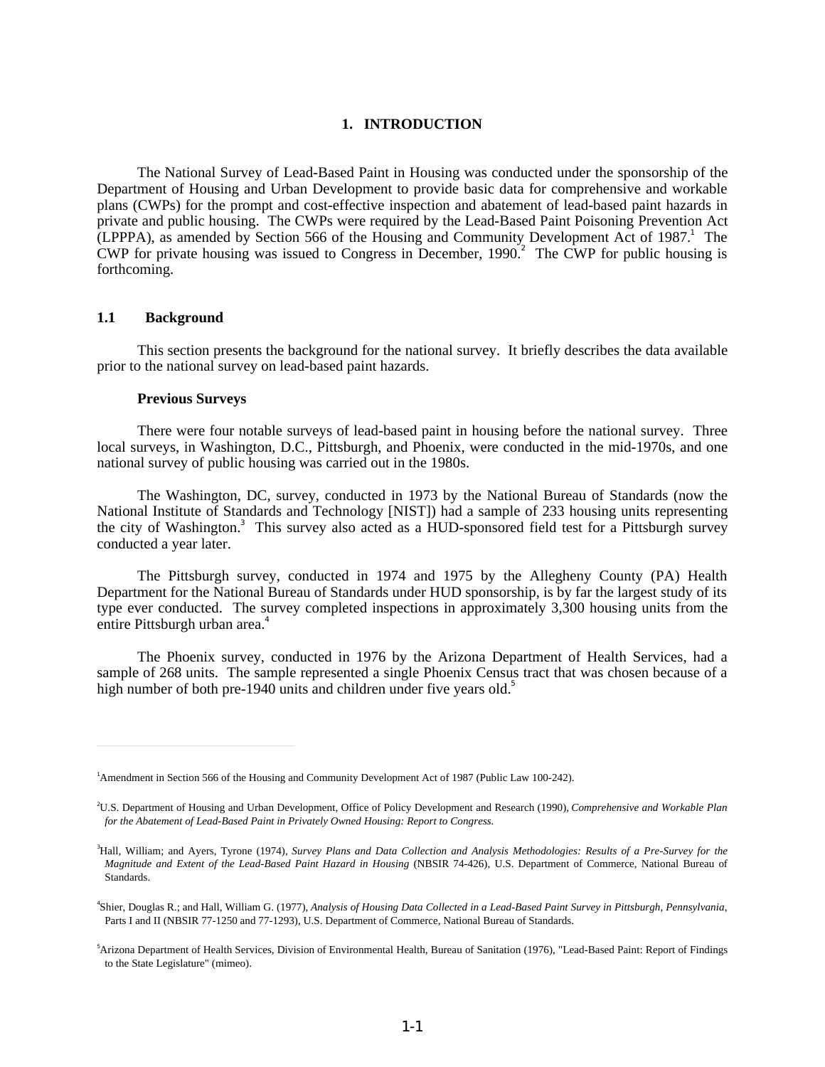# 1. INTRODUCTION

The National Survey of Lead-Based Paint in Housing was conducted under the sponsorship of the Department of Housing and Urban Development to provide basic data for comprehensive and workable plans (CWPs) for the prompt and cost-effective inspection and abatement of lead-based paint hazards in private and public housing. The CWPs were required by the Lead-Based Paint Poisoning Prevention Act (LPPPA), as amended by Section 566 of the Housing and Community Development Act of 1987.[1] The CWP for private housing was issued to Congress in December, 1990.[2] The CWP for public housing is forthcoming.

## 1.1 Background

This section presents the background for the national survey. It briefly describes the data available prior to the national survey on lead-based paint hazards.

**Previous Surveys**

There were four notable surveys of lead-based paint in housing before the national survey. Three local surveys, in Washington, D.C., Pittsburgh, and Phoenix, were conducted in the mid-1970s, and one national survey of public housing was carried out in the 1980s.

The Washington, DC, survey, conducted in 1973 by the National Bureau of Standards (now the National Institute of Standards and Technology [NIST]) had a sample of 233 housing units representing the city of Washington.[3] This survey also acted as a HUD-sponsored field test for a Pittsburgh survey conducted a year later.

The Pittsburgh survey, conducted in 1974 and 1975 by the Allegheny County (PA) Health Department for the National Bureau of Standards under HUD sponsorship, is by far the largest study of its type ever conducted. The survey completed inspections in approximately 3,300 housing units from the entire Pittsburgh urban area.[4]

The Phoenix survey, conducted in 1976 by the Arizona Department of Health Services, had a sample of 268 units. The sample represented a single Phoenix Census tract that was chosen because of a high number of both pre-1940 units and children under five years old.[5]

---

[1] Amendment in Section 566 of the Housing and Community Development Act of 1987 (Public Law 100-242).

[2] U.S. Department of Housing and Urban Development, Office of Policy Development and Research (1990), *Comprehensive and Workable Plan for the Abatement of Lead-Based Paint in Privately Owned Housing: Report to Congress.*

[3] Hall, William; and Ayers, Tyrone (1974), *Survey Plans and Data Collection and Analysis Methodologies: Results of a Pre-Survey for the Magnitude and Extent of the Lead-Based Paint Hazard in Housing* (NBSIR 74-426), U.S. Department of Commerce, National Bureau of Standards.

[4] Shier, Douglas R.; and Hall, William G. (1977), *Analysis of Housing Data Collected in a Lead-Based Paint Survey in Pittsburgh, Pennsylvania*, Parts I and II (NBSIR 77-1250 and 77-1293), U.S. Department of Commerce, National Bureau of Standards.

[5] Arizona Department of Health Services, Division of Environmental Health, Bureau of Sanitation (1976), "Lead-Based Paint: Report of Findings to the State Legislature" (mimeo).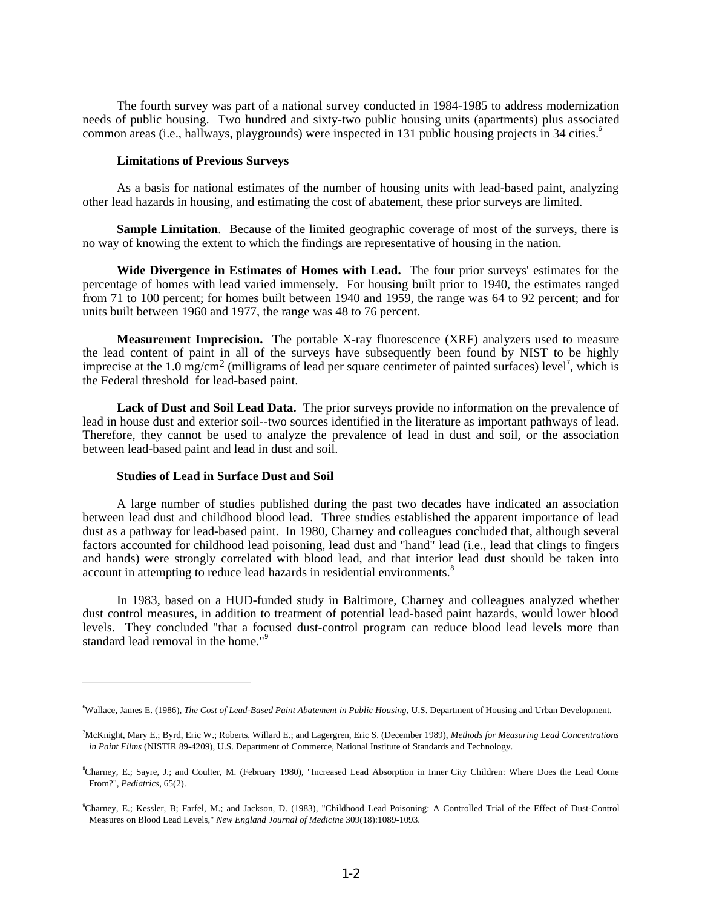The fourth survey was part of a national survey conducted in 1984-1985 to address modernization needs of public housing. Two hundred and sixty-two public housing units (apartments) plus associated common areas (i.e., hallways, playgrounds) were inspected in 131 public housing projects in 34 cities.[6]

### Limitations of Previous Surveys

As a basis for national estimates of the number of housing units with lead-based paint, analyzing other lead hazards in housing, and estimating the cost of abatement, these prior surveys are limited.

**Sample Limitation**. Because of the limited geographic coverage of most of the surveys, there is no way of knowing the extent to which the findings are representative of housing in the nation.

**Wide Divergence in Estimates of Homes with Lead.** The four prior surveys' estimates for the percentage of homes with lead varied immensely. For housing built prior to 1940, the estimates ranged from 71 to 100 percent; for homes built between 1940 and 1959, the range was 64 to 92 percent; and for units built between 1960 and 1977, the range was 48 to 76 percent.

**Measurement Imprecision.** The portable X-ray fluorescence (XRF) analyzers used to measure the lead content of paint in all of the surveys have subsequently been found by NIST to be highly imprecise at the 1.0 $mg/cm^2$ (milligrams of lead per square centimeter of painted surfaces) level[7], which is the Federal threshold for lead-based paint.

**Lack of Dust and Soil Lead Data.** The prior surveys provide no information on the prevalence of lead in house dust and exterior soil--two sources identified in the literature as important pathways of lead. Therefore, they cannot be used to analyze the prevalence of lead in dust and soil, or the association between lead-based paint and lead in dust and soil.

### Studies of Lead in Surface Dust and Soil

A large number of studies published during the past two decades have indicated an association between lead dust and childhood blood lead. Three studies established the apparent importance of lead dust as a pathway for lead-based paint. In 1980, Charney and colleagues concluded that, although several factors accounted for childhood lead poisoning, lead dust and "hand" lead (i.e., lead that clings to fingers and hands) were strongly correlated with blood lead, and that interior lead dust should be taken into account in attempting to reduce lead hazards in residential environments.[8]

In 1983, based on a HUD-funded study in Baltimore, Charney and colleagues analyzed whether dust control measures, in addition to treatment of potential lead-based paint hazards, would lower blood levels. They concluded "that a focused dust-control program can reduce blood lead levels more than standard lead removal in the home."[9]

---

[6] Wallace, James E. (1986), *The Cost of Lead-Based Paint Abatement in Public Housing*, U.S. Department of Housing and Urban Development.

[7] McKnight, Mary E.; Byrd, Eric W.; Roberts, Willard E.; and Lagergren, Eric S. (December 1989), *Methods for Measuring Lead Concentrations in Paint Films* (NISTIR 89-4209), U.S. Department of Commerce, National Institute of Standards and Technology.

[8] Charney, E.; Sayre, J.; and Coulter, M. (February 1980), "Increased Lead Absorption in Inner City Children: Where Does the Lead Come From?", *Pediatrics*, 65(2).

[9] Charney, E.; Kessler, B; Farfel, M.; and Jackson, D. (1983), "Childhood Lead Poisoning: A Controlled Trial of the Effect of Dust-Control Measures on Blood Lead Levels," *New England Journal of Medicine* 309(18):1089-1093.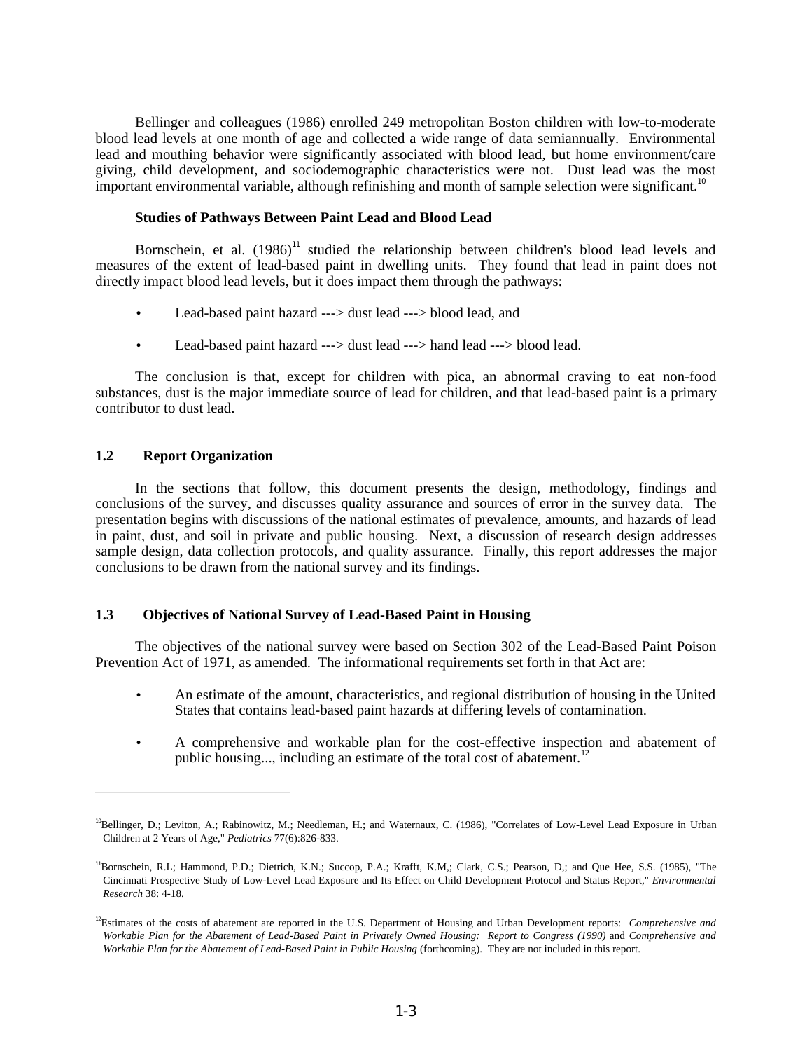Bellinger and colleagues (1986) enrolled 249 metropolitan Boston children with low-to-moderate blood lead levels at one month of age and collected a wide range of data semiannually. Environmental lead and mouthing behavior were significantly associated with blood lead, but home environment/care giving, child development, and sociodemographic characteristics were not. Dust lead was the most important environmental variable, although refinishing and month of sample selection were significant.[10]

**Studies of Pathways Between Paint Lead and Blood Lead**

Bornschein, et al. (1986)[11] studied the relationship between children's blood lead levels and measures of the extent of lead-based paint in dwelling units. They found that lead in paint does not directly impact blood lead levels, but it does impact them through the pathways:

- Lead-based paint hazard ---> dust lead ---> blood lead, and
- Lead-based paint hazard ---> dust lead ---> hand lead ---> blood lead.

The conclusion is that, except for children with pica, an abnormal craving to eat non-food substances, dust is the major immediate source of lead for children, and that lead-based paint is a primary contributor to dust lead.

## 1.2 Report Organization

In the sections that follow, this document presents the design, methodology, findings and conclusions of the survey, and discusses quality assurance and sources of error in the survey data. The presentation begins with discussions of the national estimates of prevalence, amounts, and hazards of lead in paint, dust, and soil in private and public housing. Next, a discussion of research design addresses sample design, data collection protocols, and quality assurance. Finally, this report addresses the major conclusions to be drawn from the national survey and its findings.

## 1.3 Objectives of National Survey of Lead-Based Paint in Housing

The objectives of the national survey were based on Section 302 of the Lead-Based Paint Poison Prevention Act of 1971, as amended. The informational requirements set forth in that Act are:

- An estimate of the amount, characteristics, and regional distribution of housing in the United States that contains lead-based paint hazards at differing levels of contamination.
- A comprehensive and workable plan for the cost-effective inspection and abatement of public housing..., including an estimate of the total cost of abatement.[12]

---

[10] Bellinger, D.; Leviton, A.; Rabinowitz, M.; Needleman, H.; and Waternaux, C. (1986), "Correlates of Low-Level Lead Exposure in Urban Children at 2 Years of Age," *Pediatrics* 77(6):826-833.

[11] Bornschein, R.L; Hammond, P.D.; Dietrich, K.N.; Succop, P.A.; Krafft, K.M,; Clark, C.S.; Pearson, D,; and Que Hee, S.S. (1985), "The Cincinnati Prospective Study of Low-Level Lead Exposure and Its Effect on Child Development Protocol and Status Report," *Environmental Research* 38: 4-18.

[12] Estimates of the costs of abatement are reported in the U.S. Department of Housing and Urban Development reports: *Comprehensive and Workable Plan for the Abatement of Lead-Based Paint in Privately Owned Housing: Report to Congress (1990)* and *Comprehensive and Workable Plan for the Abatement of Lead-Based Paint in Public Housing* (forthcoming). They are not included in this report.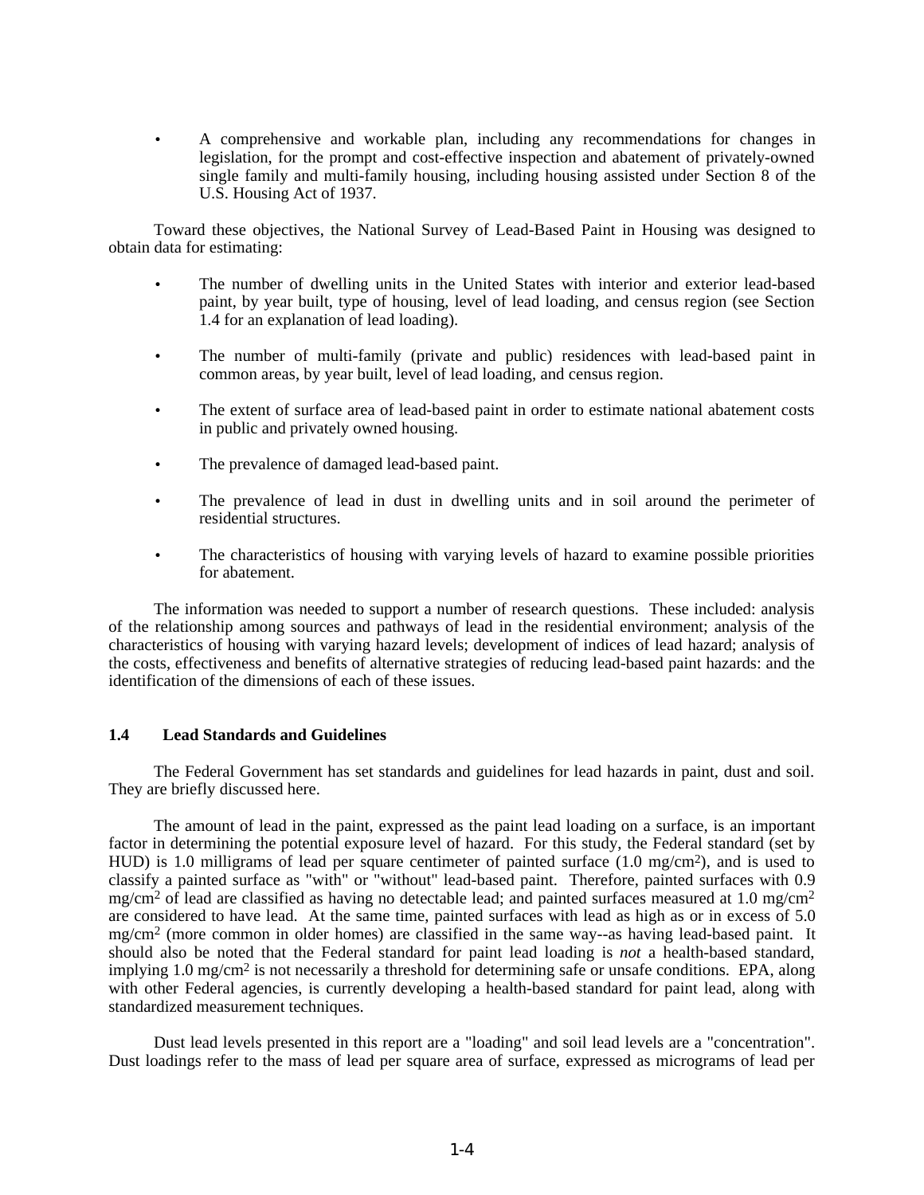- A comprehensive and workable plan, including any recommendations for changes in legislation, for the prompt and cost-effective inspection and abatement of privately-owned single family and multi-family housing, including housing assisted under Section 8 of the U.S. Housing Act of 1937.

Toward these objectives, the National Survey of Lead-Based Paint in Housing was designed to obtain data for estimating:

- The number of dwelling units in the United States with interior and exterior lead-based paint, by year built, type of housing, level of lead loading, and census region (see Section 1.4 for an explanation of lead loading).

- The number of multi-family (private and public) residences with lead-based paint in common areas, by year built, level of lead loading, and census region.

- The extent of surface area of lead-based paint in order to estimate national abatement costs in public and privately owned housing.

- The prevalence of damaged lead-based paint.

- The prevalence of lead in dust in dwelling units and in soil around the perimeter of residential structures.

- The characteristics of housing with varying levels of hazard to examine possible priorities for abatement.

The information was needed to support a number of research questions. These included: analysis of the relationship among sources and pathways of lead in the residential environment; analysis of the characteristics of housing with varying hazard levels; development of indices of lead hazard; analysis of the costs, effectiveness and benefits of alternative strategies of reducing lead-based paint hazards: and the identification of the dimensions of each of these issues.

## 1.4 Lead Standards and Guidelines

The Federal Government has set standards and guidelines for lead hazards in paint, dust and soil. They are briefly discussed here.

The amount of lead in the paint, expressed as the paint lead loading on a surface, is an important factor in determining the potential exposure level of hazard. For this study, the Federal standard (set by HUD) is 1.0 milligrams of lead per square centimeter of painted surface (1.0 mg/cm$^2$), and is used to classify a painted surface as "with" or "without" lead-based paint. Therefore, painted surfaces with 0.9 mg/cm$^2$ of lead are classified as having no detectable lead; and painted surfaces measured at 1.0 mg/cm$^2$ are considered to have lead. At the same time, painted surfaces with lead as high as or in excess of 5.0 mg/cm$^2$ (more common in older homes) are classified in the same way--as having lead-based paint. It should also be noted that the Federal standard for paint lead loading is *not* a health-based standard, implying 1.0 mg/cm$^2$ is not necessarily a threshold for determining safe or unsafe conditions. EPA, along with other Federal agencies, is currently developing a health-based standard for paint lead, along with standardized measurement techniques.

Dust lead levels presented in this report are a "loading" and soil lead levels are a "concentration". Dust loadings refer to the mass of lead per square area of surface, expressed as micrograms of lead per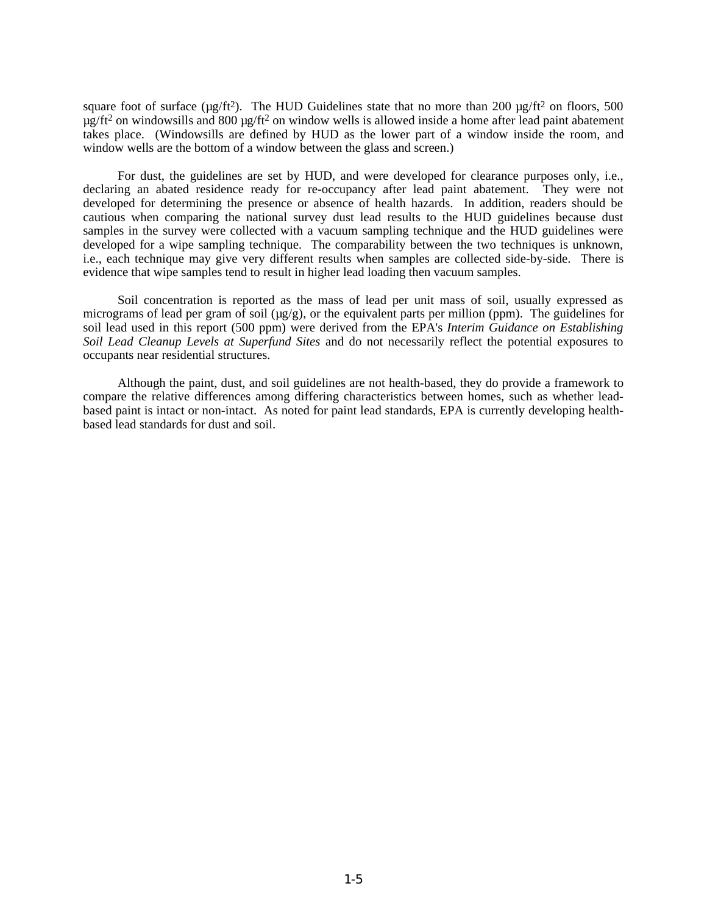square foot of surface (μg/ft²). The HUD Guidelines state that no more than 200 μg/ft² on floors, 500 μg/ft² on windowsills and 800 μg/ft² on window wells is allowed inside a home after lead paint abatement takes place. (Windowsills are defined by HUD as the lower part of a window inside the room, and window wells are the bottom of a window between the glass and screen.)

For dust, the guidelines are set by HUD, and were developed for clearance purposes only, i.e., declaring an abated residence ready for re-occupancy after lead paint abatement. They were not developed for determining the presence or absence of health hazards. In addition, readers should be cautious when comparing the national survey dust lead results to the HUD guidelines because dust samples in the survey were collected with a vacuum sampling technique and the HUD guidelines were developed for a wipe sampling technique. The comparability between the two techniques is unknown, i.e., each technique may give very different results when samples are collected side-by-side. There is evidence that wipe samples tend to result in higher lead loading then vacuum samples.

Soil concentration is reported as the mass of lead per unit mass of soil, usually expressed as micrograms of lead per gram of soil (μg/g), or the equivalent parts per million (ppm). The guidelines for soil lead used in this report (500 ppm) were derived from the EPA's *Interim Guidance on Establishing Soil Lead Cleanup Levels at Superfund Sites* and do not necessarily reflect the potential exposures to occupants near residential structures.

Although the paint, dust, and soil guidelines are not health-based, they do provide a framework to compare the relative differences among differing characteristics between homes, such as whether lead-based paint is intact or non-intact. As noted for paint lead standards, EPA is currently developing health-based lead standards for dust and soil.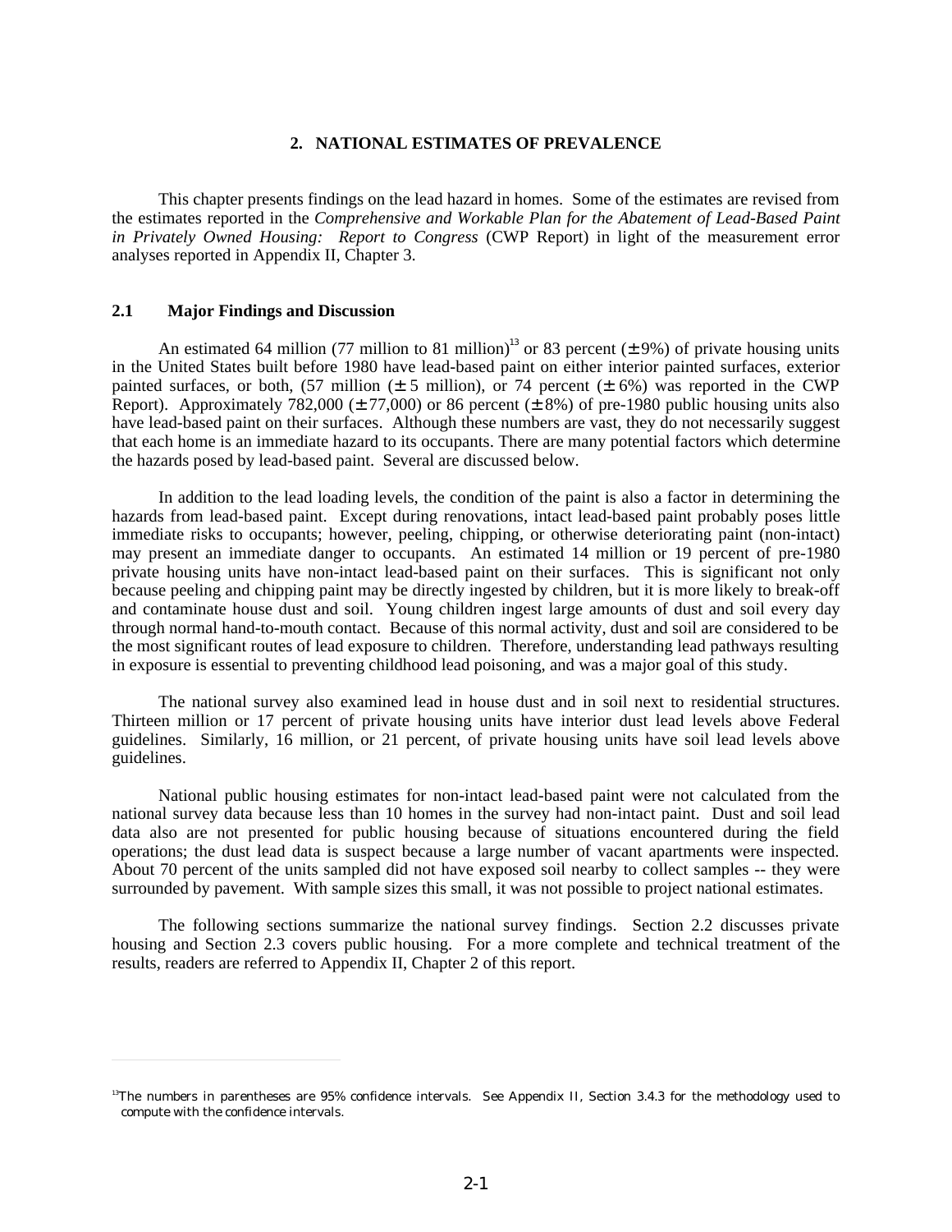# 2. NATIONAL ESTIMATES OF PREVALENCE

This chapter presents findings on the lead hazard in homes. Some of the estimates are revised from the estimates reported in the *Comprehensive and Workable Plan for the Abatement of Lead-Based Paint in Privately Owned Housing: Report to Congress* (CWP Report) in light of the measurement error analyses reported in Appendix II, Chapter 3.

## 2.1 Major Findings and Discussion

An estimated 64 million (77 million to 81 million)[13] or 83 percent (± 9%) of private housing units in the United States built before 1980 have lead-based paint on either interior painted surfaces, exterior painted surfaces, or both, (57 million (± 5 million), or 74 percent (± 6%) was reported in the CWP Report). Approximately 782,000 (± 77,000) or 86 percent (± 8%) of pre-1980 public housing units also have lead-based paint on their surfaces. Although these numbers are vast, they do not necessarily suggest that each home is an immediate hazard to its occupants. There are many potential factors which determine the hazards posed by lead-based paint. Several are discussed below.

In addition to the lead loading levels, the condition of the paint is also a factor in determining the hazards from lead-based paint. Except during renovations, intact lead-based paint probably poses little immediate risks to occupants; however, peeling, chipping, or otherwise deteriorating paint (non-intact) may present an immediate danger to occupants. An estimated 14 million or 19 percent of pre-1980 private housing units have non-intact lead-based paint on their surfaces. This is significant not only because peeling and chipping paint may be directly ingested by children, but it is more likely to break-off and contaminate house dust and soil. Young children ingest large amounts of dust and soil every day through normal hand-to-mouth contact. Because of this normal activity, dust and soil are considered to be the most significant routes of lead exposure to children. Therefore, understanding lead pathways resulting in exposure is essential to preventing childhood lead poisoning, and was a major goal of this study.

The national survey also examined lead in house dust and in soil next to residential structures. Thirteen million or 17 percent of private housing units have interior dust lead levels above Federal guidelines. Similarly, 16 million, or 21 percent, of private housing units have soil lead levels above guidelines.

National public housing estimates for non-intact lead-based paint were not calculated from the national survey data because less than 10 homes in the survey had non-intact paint. Dust and soil lead data also are not presented for public housing because of situations encountered during the field operations; the dust lead data is suspect because a large number of vacant apartments were inspected. About 70 percent of the units sampled did not have exposed soil nearby to collect samples -- they were surrounded by pavement. With sample sizes this small, it was not possible to project national estimates.

The following sections summarize the national survey findings. Section 2.2 discusses private housing and Section 2.3 covers public housing. For a more complete and technical treatment of the results, readers are referred to Appendix II, Chapter 2 of this report.

[13] The numbers in parentheses are 95% confidence intervals. See Appendix II, Section 3.4.3 for the methodology used to compute with the confidence intervals.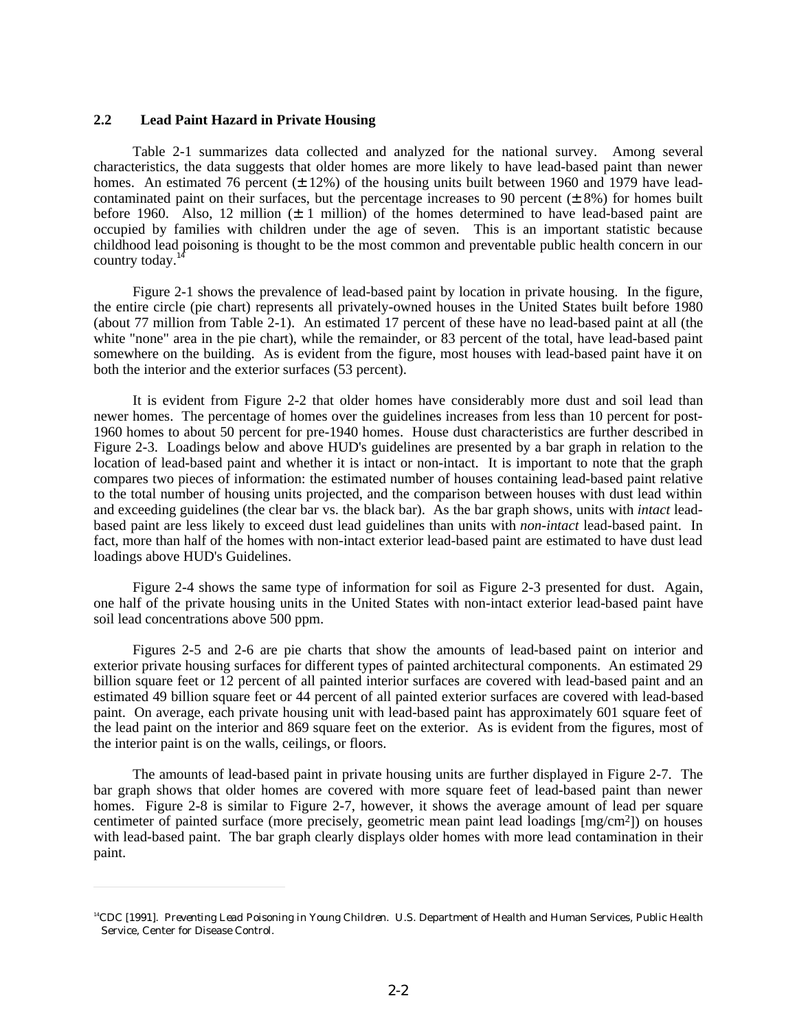## 2.2 Lead Paint Hazard in Private Housing

Table 2-1 summarizes data collected and analyzed for the national survey. Among several characteristics, the data suggests that older homes are more likely to have lead-based paint than newer homes. An estimated 76 percent (± 12%) of the housing units built between 1960 and 1979 have lead-contaminated paint on their surfaces, but the percentage increases to 90 percent (± 8%) for homes built before 1960. Also, 12 million (± 1 million) of the homes determined to have lead-based paint are occupied by families with children under the age of seven. This is an important statistic because childhood lead poisoning is thought to be the most common and preventable public health concern in our country today.[14]

Figure 2-1 shows the prevalence of lead-based paint by location in private housing. In the figure, the entire circle (pie chart) represents all privately-owned houses in the United States built before 1980 (about 77 million from Table 2-1). An estimated 17 percent of these have no lead-based paint at all (the white "none" area in the pie chart), while the remainder, or 83 percent of the total, have lead-based paint somewhere on the building. As is evident from the figure, most houses with lead-based paint have it on both the interior and the exterior surfaces (53 percent).

It is evident from Figure 2-2 that older homes have considerably more dust and soil lead than newer homes. The percentage of homes over the guidelines increases from less than 10 percent for post-1960 homes to about 50 percent for pre-1940 homes. House dust characteristics are further described in Figure 2-3. Loadings below and above HUD's guidelines are presented by a bar graph in relation to the location of lead-based paint and whether it is intact or non-intact. It is important to note that the graph compares two pieces of information: the estimated number of houses containing lead-based paint relative to the total number of housing units projected, and the comparison between houses with dust lead within and exceeding guidelines (the clear bar vs. the black bar). As the bar graph shows, units with *intact* lead-based paint are less likely to exceed dust lead guidelines than units with *non-intact* lead-based paint. In fact, more than half of the homes with non-intact exterior lead-based paint are estimated to have dust lead loadings above HUD's Guidelines.

Figure 2-4 shows the same type of information for soil as Figure 2-3 presented for dust. Again, one half of the private housing units in the United States with non-intact exterior lead-based paint have soil lead concentrations above 500 ppm.

Figures 2-5 and 2-6 are pie charts that show the amounts of lead-based paint on interior and exterior private housing surfaces for different types of painted architectural components. An estimated 29 billion square feet or 12 percent of all painted interior surfaces are covered with lead-based paint and an estimated 49 billion square feet or 44 percent of all painted exterior surfaces are covered with lead-based paint. On average, each private housing unit with lead-based paint has approximately 601 square feet of the lead paint on the interior and 869 square feet on the exterior. As is evident from the figures, most of the interior paint is on the walls, ceilings, or floors.

The amounts of lead-based paint in private housing units are further displayed in Figure 2-7. The bar graph shows that older homes are covered with more square feet of lead-based paint than newer homes. Figure 2-8 is similar to Figure 2-7, however, it shows the average amount of lead per square centimeter of painted surface (more precisely, geometric mean paint lead loadings [$mg/cm^2$]) on houses with lead-based paint. The bar graph clearly displays older homes with more lead contamination in their paint.

---

[14] CDC [1991]. *Preventing Lead Poisoning in Young Children.* U.S. Department of Health and Human Services, Public Health Service, Center for Disease Control.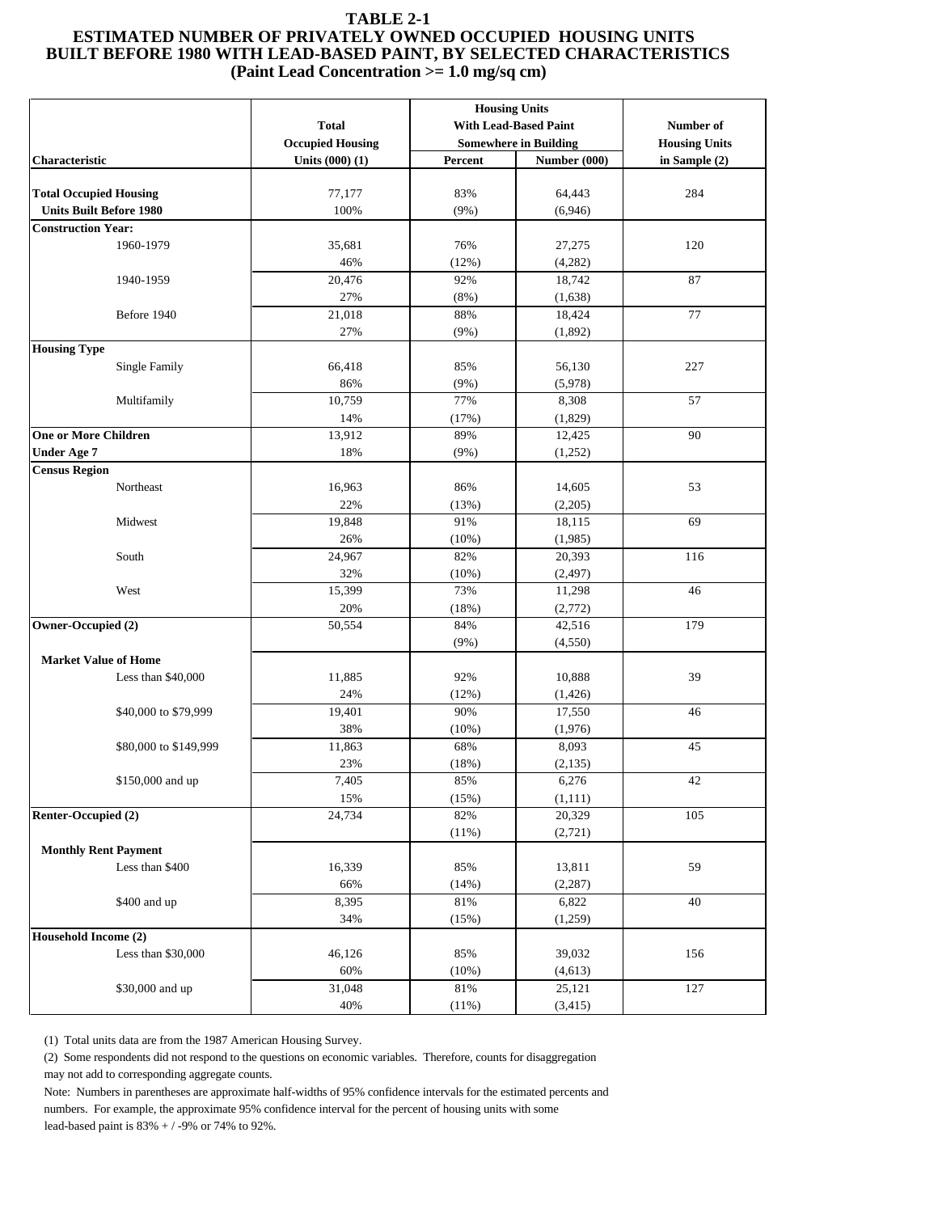# TABLE 2-1
## ESTIMATED NUMBER OF PRIVATELY OWNED OCCUPIED HOUSING UNITS BUILT BEFORE 1980 WITH LEAD-BASED PAINT, BY SELECTED CHARACTERISTICS
### (Paint Lead Concentration >= 1.0 mg/sq cm)

| Characteristic | Total Occupied Housing Units (000) (1) | Housing Units With Lead-Based Paint Somewhere in Building | | Number of Housing Units in Sample (2) |
|---|---|---|---|---|
| | | Percent | Number (000) | |
| **Total Occupied Housing Units Built Before 1980** | 77,177 | 83% | 64,443 | 284 |
| | 100% | (9%) | (6,946) | |
| **Construction Year:** | | | | |
| 1960-1979 | 35,681 | 76% | 27,275 | 120 |
| | 46% | (12%) | (4,282) | |
| 1940-1959 | 20,476 | 92% | 18,742 | 87 |
| | 27% | (8%) | (1,638) | |
| Before 1940 | 21,018 | 88% | 18,424 | 77 |
| | 27% | (9%) | (1,892) | |
| **Housing Type** | | | | |
| Single Family | 66,418 | 85% | 56,130 | 227 |
| | 86% | (9%) | (5,978) | |
| Multifamily | 10,759 | 77% | 8,308 | 57 |
| | 14% | (17%) | (1,829) | |
| **One or More Children Under Age 7** | 13,912 | 89% | 12,425 | 90 |
| | 18% | (9%) | (1,252) | |
| **Census Region** | | | | |
| Northeast | 16,963 | 86% | 14,605 | 53 |
| | 22% | (13%) | (2,205) | |
| Midwest | 19,848 | 91% | 18,115 | 69 |
| | 26% | (10%) | (1,985) | |
| South | 24,967 | 82% | 20,393 | 116 |
| | 32% | (10%) | (2,497) | |
| West | 15,399 | 73% | 11,298 | 46 |
| | 20% | (18%) | (2,772) | |
| **Owner-Occupied (2)** | 50,554 | 84% | 42,516 | 179 |
| | | (9%) | (4,550) | |
| **Market Value of Home** | | | | |
| Less than $40,000 | 11,885 | 92% | 10,888 | 39 |
| | 24% | (12%) | (1,426) | |
| $40,000 to $79,999 | 19,401 | 90% | 17,550 | 46 |
| | 38% | (10%) | (1,976) | |
| $80,000 to $149,999 | 11,863 | 68% | 8,093 | 45 |
| | 23% | (18%) | (2,135) | |
| $150,000 and up | 7,405 | 85% | 6,276 | 42 |
| | 15% | (15%) | (1,111) | |
| **Renter-Occupied (2)** | 24,734 | 82% | 20,329 | 105 |
| | | (11%) | (2,721) | |
| **Monthly Rent Payment** | | | | |
| Less than $400 | 16,339 | 85% | 13,811 | 59 |
| | 66% | (14%) | (2,287) | |
| $400 and up | 8,395 | 81% | 6,822 | 40 |
| | 34% | (15%) | (1,259) | |
| **Household Income (2)** | | | | |
| Less than $30,000 | 46,126 | 85% | 39,032 | 156 |
| | 60% | (10%) | (4,613) | |
| $30,000 and up | 31,048 | 81% | 25,121 | 127 |
| | 40% | (11%) | (3,415) | |

(1) Total units data are from the 1987 American Housing Survey.

(2) Some respondents did not respond to the questions on economic variables. Therefore, counts for disaggregation may not add to corresponding aggregate counts.

Note: Numbers in parentheses are approximate half-widths of 95% confidence intervals for the estimated percents and numbers. For example, the approximate 95% confidence interval for the percent of housing units with some lead-based paint is 83% + / -9% or 74% to 92%.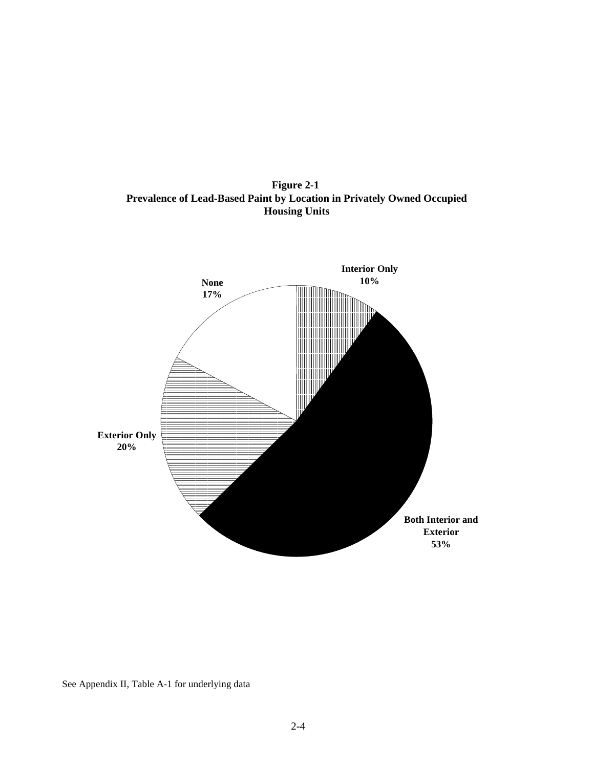**Figure 2-1**
**Prevalence of Lead-Based Paint by Location in Privately Owned Occupied Housing Units**

**Interior Only 10%**

**None 17%**

**Exterior Only 20%**

**Both Interior and Exterior 53%**

See Appendix II, Table A-1 for underlying data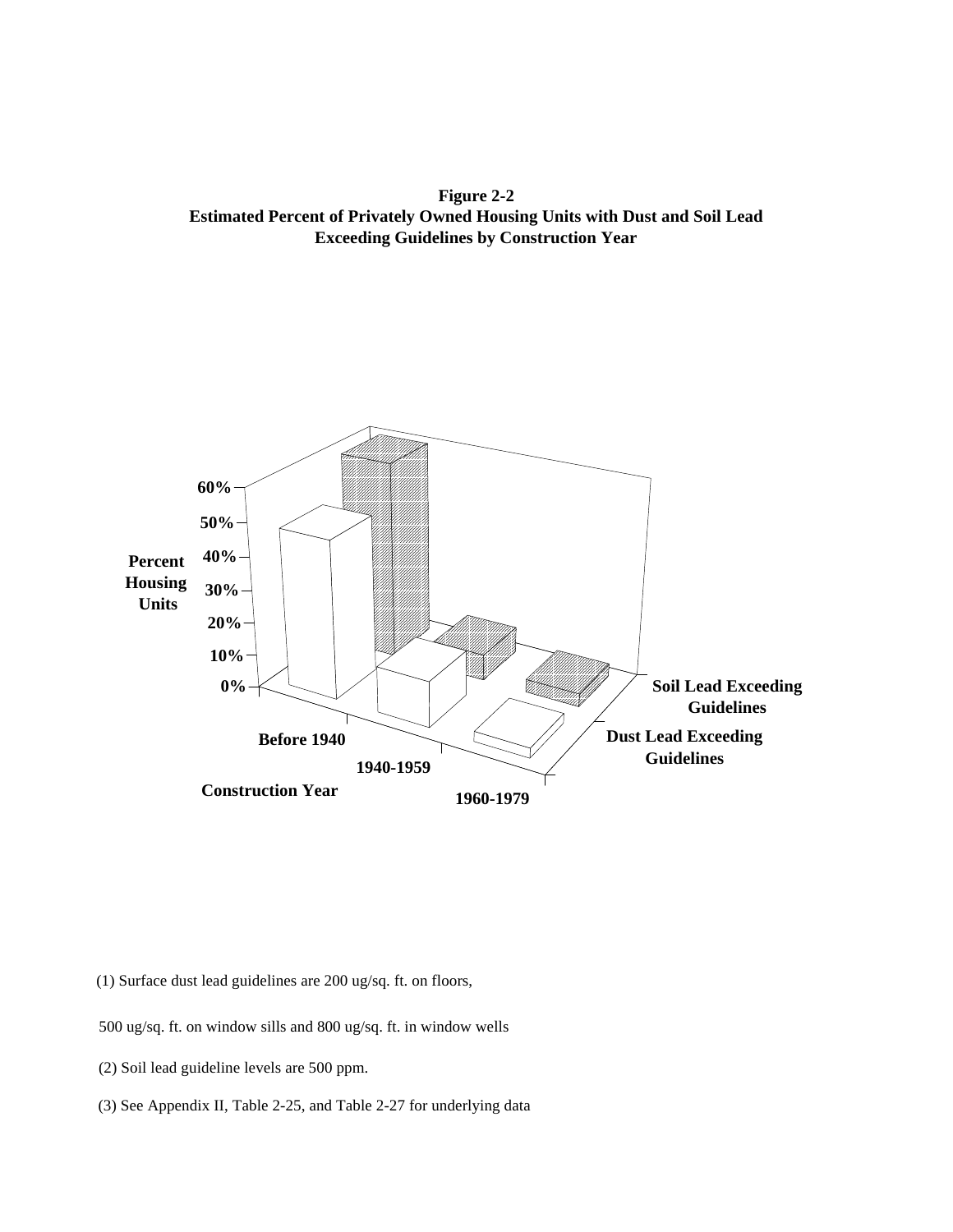**Figure 2-2**
**Estimated Percent of Privately Owned Housing Units with Dust and Soil Lead Exceeding Guidelines by Construction Year**

(1) Surface dust lead guidelines are 200 ug/sq. ft. on floors, 500 ug/sq. ft. on window sills and 800 ug/sq. ft. in window wells

(2) Soil lead guideline levels are 500 ppm.

(3) See Appendix II, Table 2-25, and Table 2-27 for underlying data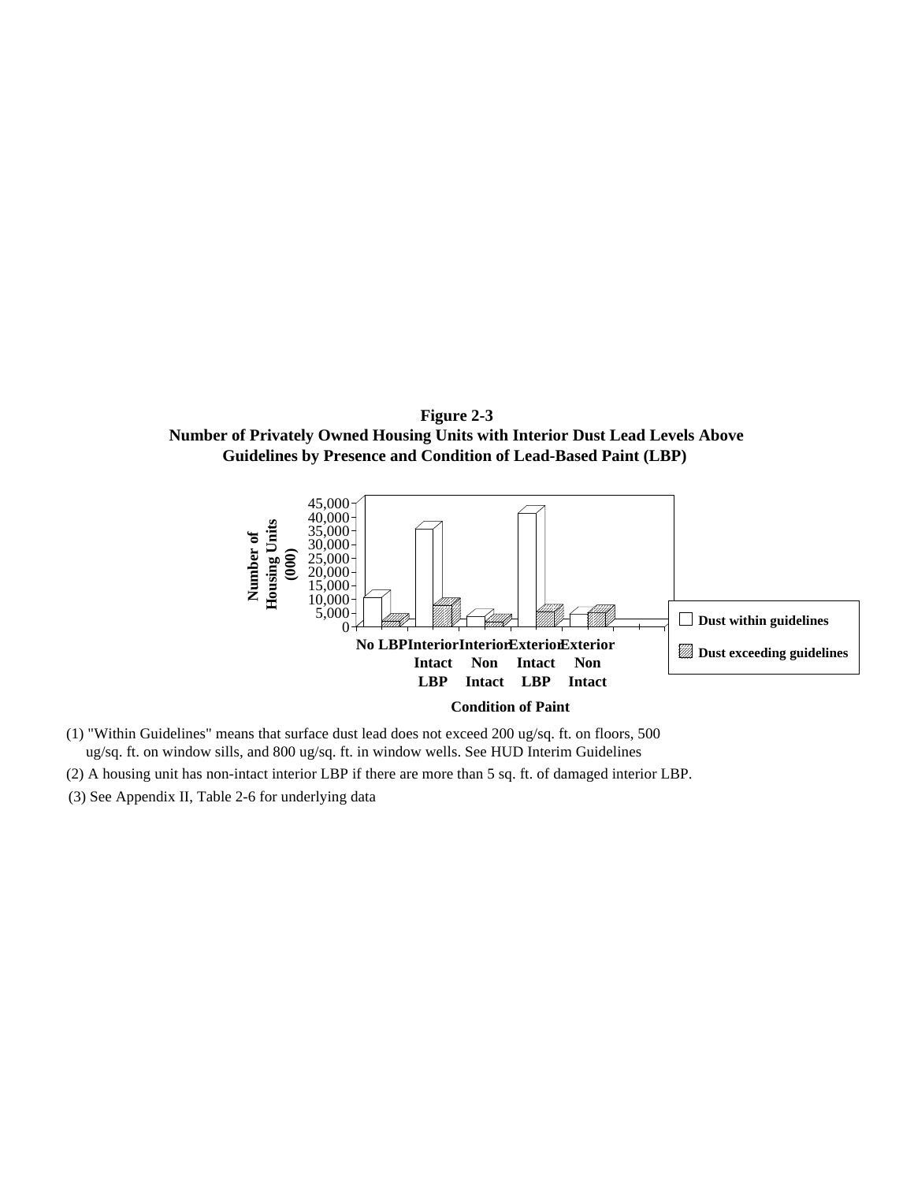**Figure 2-3**
**Number of Privately Owned Housing Units with Interior Dust Lead Levels Above Guidelines by Presence and Condition of Lead-Based Paint (LBP)**

(1) "Within Guidelines" means that surface dust lead does not exceed 200 ug/sq. ft. on floors, 500 ug/sq. ft. on window sills, and 800 ug/sq. ft. in window wells. See HUD Interim Guidelines

(2) A housing unit has non-intact interior LBP if there are more than 5 sq. ft. of damaged interior LBP.

(3) See Appendix II, Table 2-6 for underlying data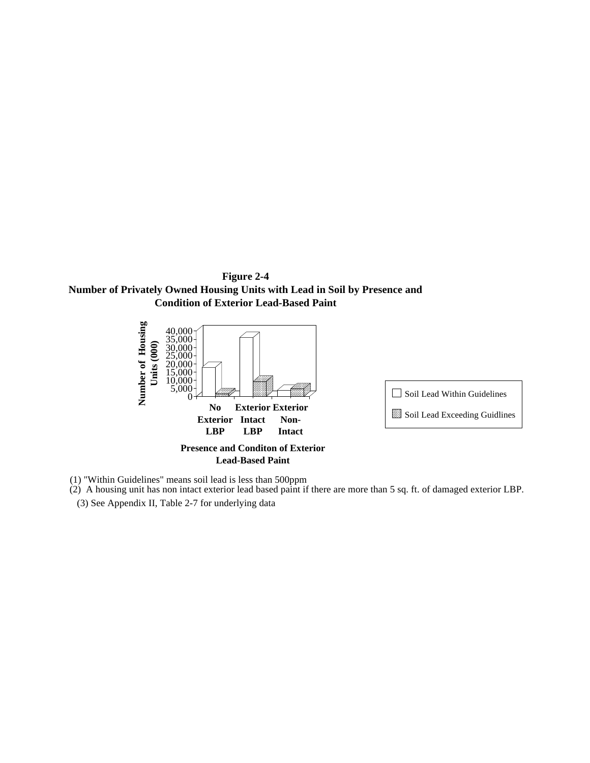**Figure 2-4**
**Number of Privately Owned Housing Units with Lead in Soil by Presence and Condition of Exterior Lead-Based Paint**

Number of Housing Units (000)

40,000
35,000
30,000
25,000
20,000
15,000
10,000
5,000
0

**No Exterior LBP** | **Exterior Intact LBP** | **Exterior Non-Intact**

**Presence and Conditon of Exterior Lead-Based Paint**

☐ Soil Lead Within Guidelines

▨ Soil Lead Exceeding Guidlines

(1) "Within Guidelines" means soil lead is less than 500ppm

(2) A housing unit has non intact exterior lead based paint if there are more than 5 sq. ft. of damaged exterior LBP.

(3) See Appendix II, Table 2-7 for underlying data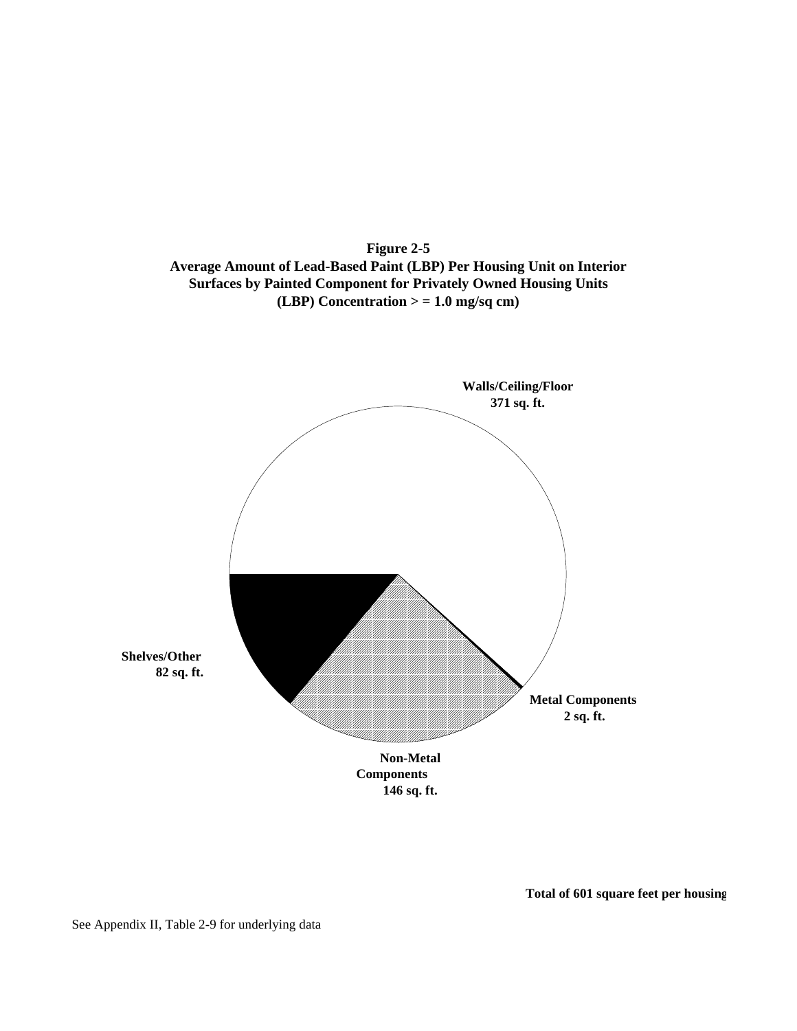**Figure 2-5**
**Average Amount of Lead-Based Paint (LBP) Per Housing Unit on Interior Surfaces by Painted Component for Privately Owned Housing Units (LBP) Concentration > = 1.0 mg/sq cm)**

**Walls/Ceiling/Floor**
**371 sq. ft.**

**Shelves/Other**
**82 sq. ft.**

**Metal Components**
**2 sq. ft.**

**Non-Metal Components**
**146 sq. ft.**

**Total of 601 square feet per housing**

See Appendix II, Table 2-9 for underlying data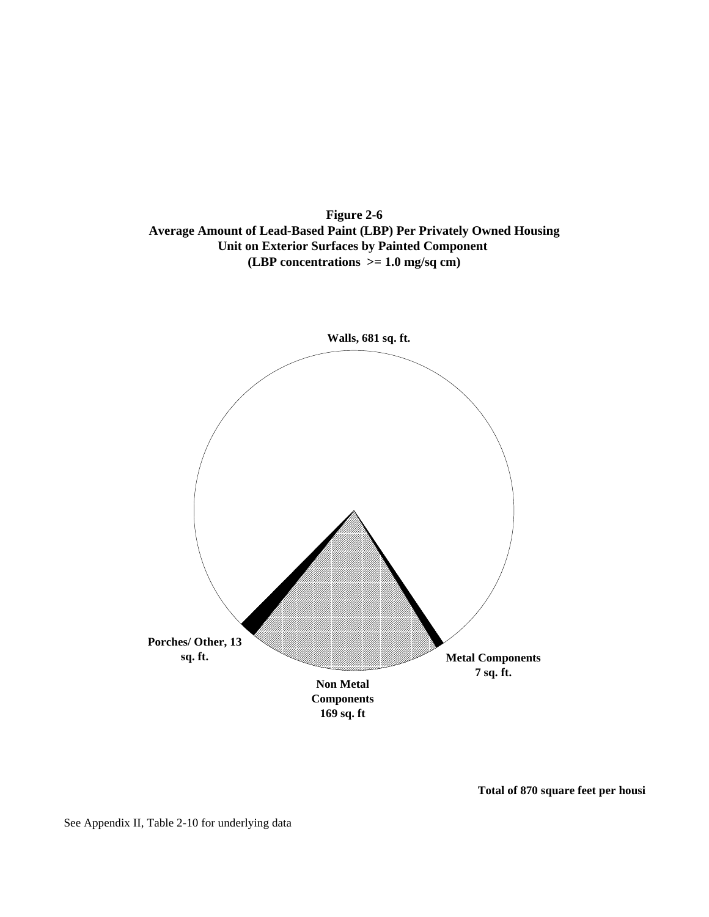**Figure 2-6**
**Average Amount of Lead-Based Paint (LBP) Per Privately Owned Housing Unit on Exterior Surfaces by Painted Component**
**(LBP concentrations >= 1.0 mg/sq cm)**

**Walls, 681 sq. ft.**

**Porches/ Other, 13 sq. ft.**

**Non Metal Components 169 sq. ft**

**Metal Components 7 sq. ft.**

**Total of 870 square feet per housi**

See Appendix II, Table 2-10 for underlying data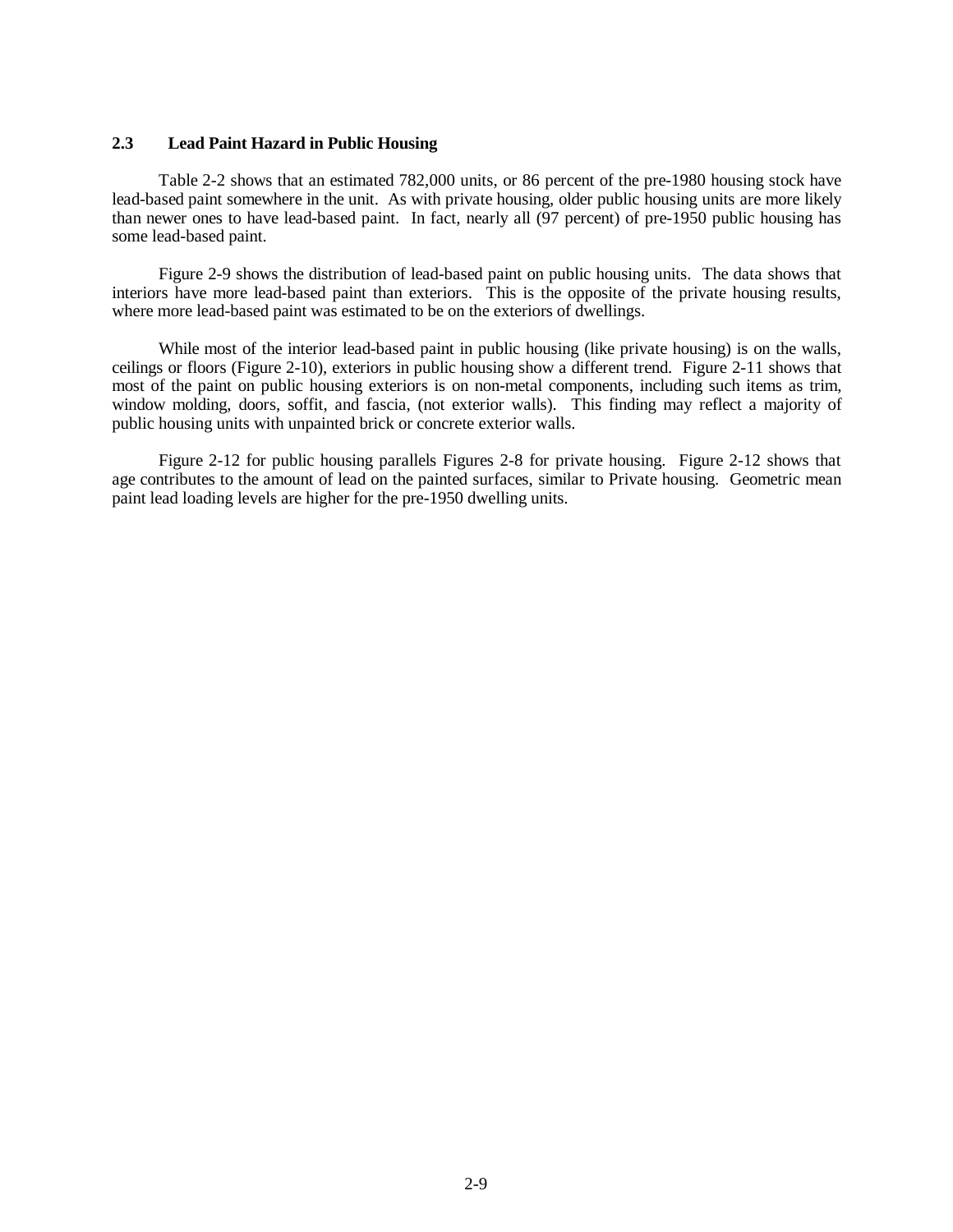## 2.3 Lead Paint Hazard in Public Housing

Table 2-2 shows that an estimated 782,000 units, or 86 percent of the pre-1980 housing stock have lead-based paint somewhere in the unit. As with private housing, older public housing units are more likely than newer ones to have lead-based paint. In fact, nearly all (97 percent) of pre-1950 public housing has some lead-based paint.

Figure 2-9 shows the distribution of lead-based paint on public housing units. The data shows that interiors have more lead-based paint than exteriors. This is the opposite of the private housing results, where more lead-based paint was estimated to be on the exteriors of dwellings.

While most of the interior lead-based paint in public housing (like private housing) is on the walls, ceilings or floors (Figure 2-10), exteriors in public housing show a different trend. Figure 2-11 shows that most of the paint on public housing exteriors is on non-metal components, including such items as trim, window molding, doors, soffit, and fascia, (not exterior walls). This finding may reflect a majority of public housing units with unpainted brick or concrete exterior walls.

Figure 2-12 for public housing parallels Figures 2-8 for private housing. Figure 2-12 shows that age contributes to the amount of lead on the painted surfaces, similar to Private housing. Geometric mean paint lead loading levels are higher for the pre-1950 dwelling units.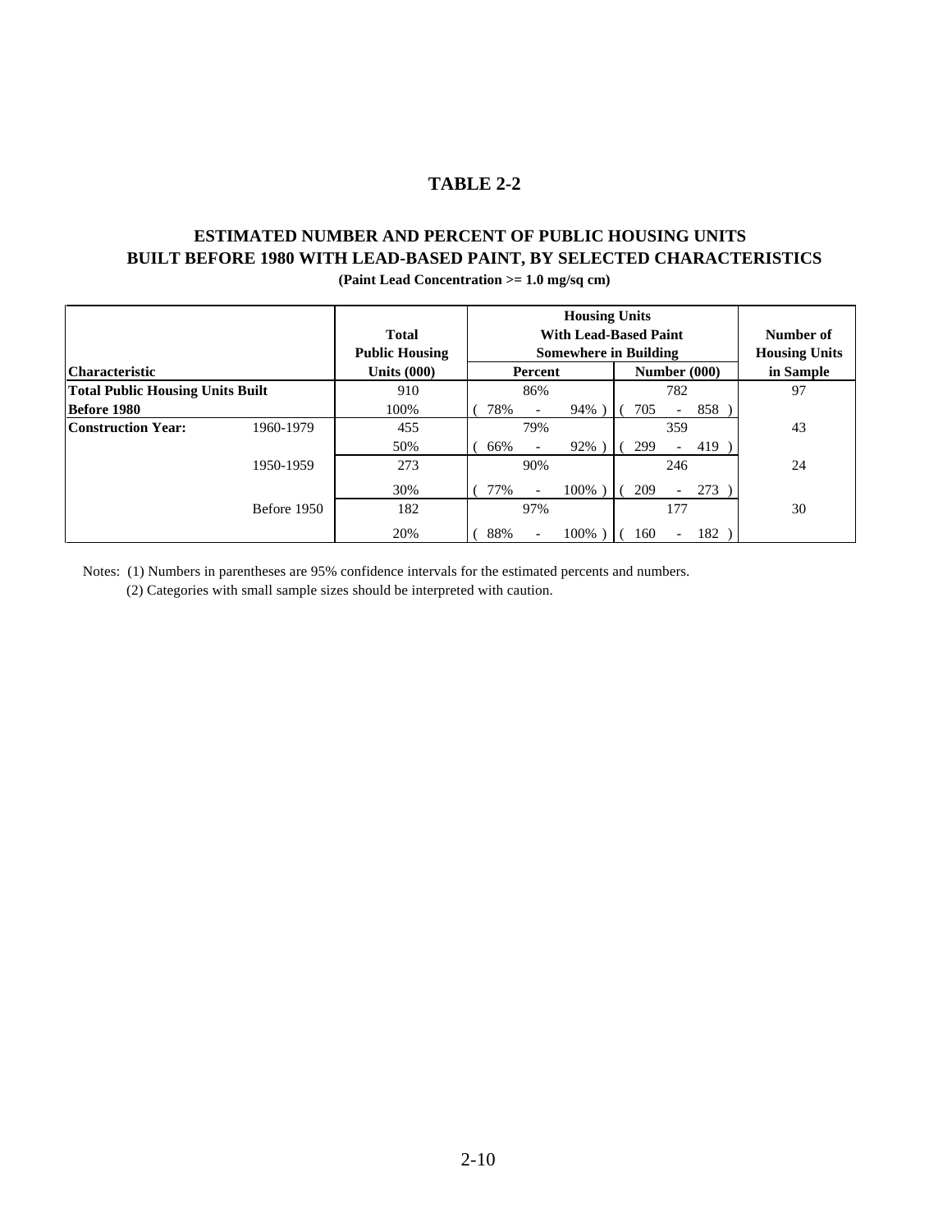# TABLE 2-2

## ESTIMATED NUMBER AND PERCENT OF PUBLIC HOUSING UNITS BUILT BEFORE 1980 WITH LEAD-BASED PAINT, BY SELECTED CHARACTERISTICS

**(Paint Lead Concentration >= 1.0 mg/sq cm)**

| Characteristic | | Total Public Housing Units (000) | Housing Units With Lead-Based Paint Somewhere in Building: Percent | Housing Units With Lead-Based Paint Somewhere in Building: Number (000) | Number of Housing Units in Sample |
|---|---|---|---|---|---|
| **Total Public Housing Units Built Before 1980** | | 910 | 86% | 782 | 97 |
| | | 100% | ( 78% - 94% ) | ( 705 - 858 ) | |
| **Construction Year:** | 1960-1979 | 455 | 79% | 359 | 43 |
| | | 50% | ( 66% - 92% ) | ( 299 - 419 ) | |
| | 1950-1959 | 273 | 90% | 246 | 24 |
| | | 30% | ( 77% - 100% ) | ( 209 - 273 ) | |
| | Before 1950 | 182 | 97% | 177 | 30 |
| | | 20% | ( 88% - 100% ) | ( 160 - 182 ) | |

Notes: (1) Numbers in parentheses are 95% confidence intervals for the estimated percents and numbers.
(2) Categories with small sample sizes should be interpreted with caution.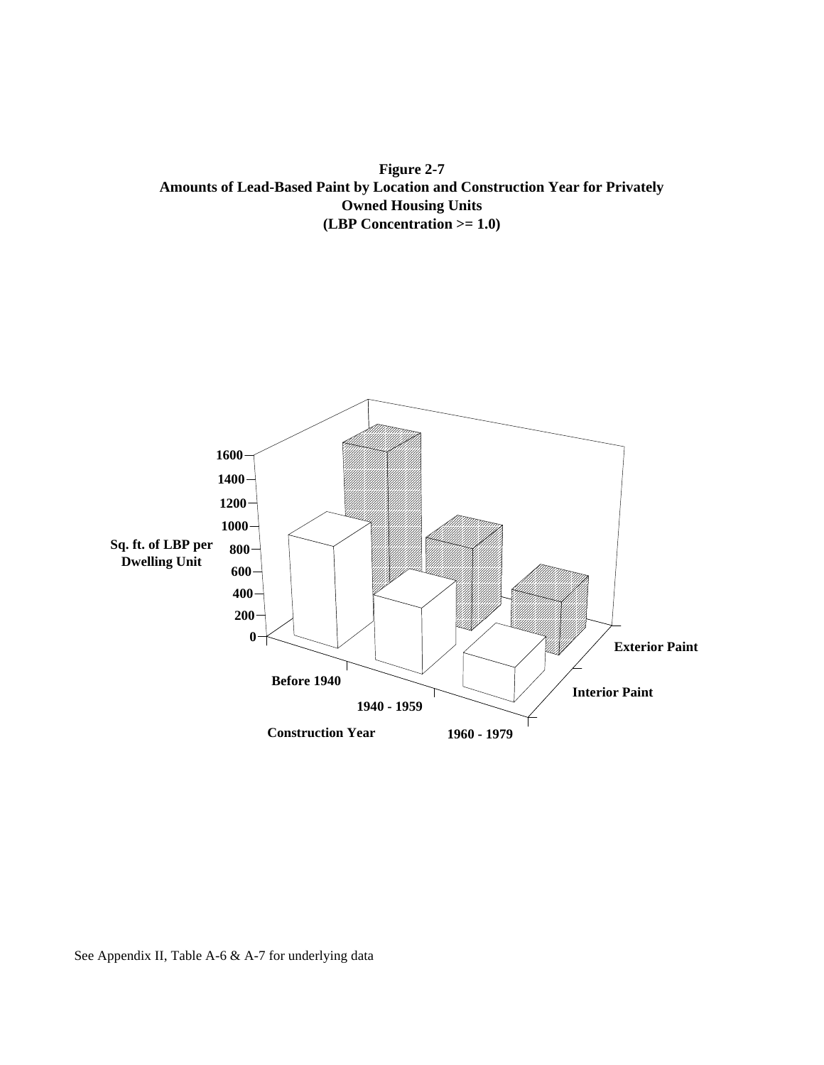**Figure 2-7**
**Amounts of Lead-Based Paint by Location and Construction Year for Privately Owned Housing Units**
**(LBP Concentration >= 1.0)**

See Appendix II, Table A-6 & A-7 for underlying data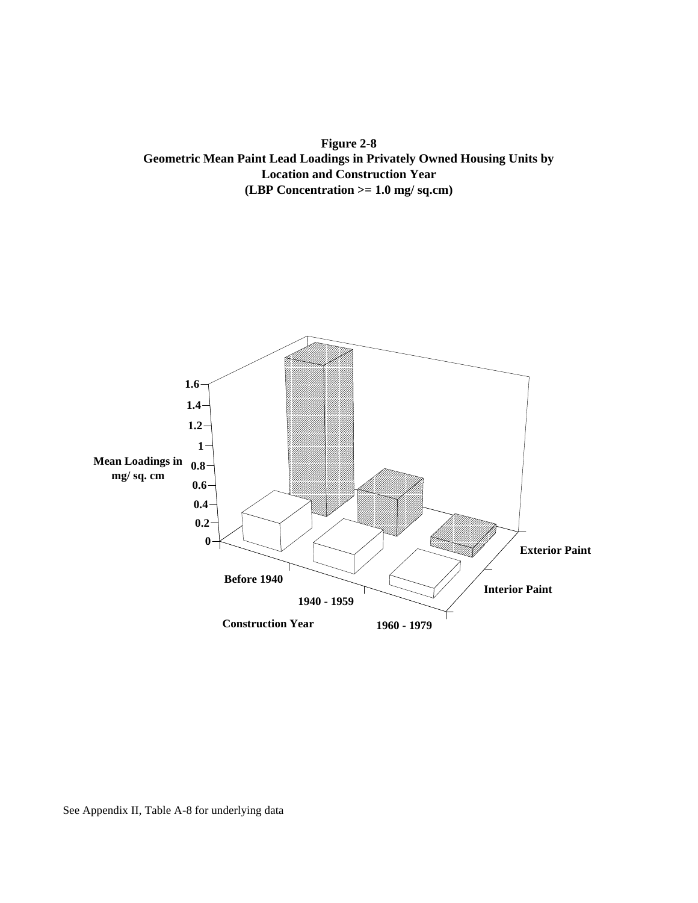**Figure 2-8**
**Geometric Mean Paint Lead Loadings in Privately Owned Housing Units by Location and Construction Year**
**(LBP Concentration >= 1.0 mg/ sq.cm)**

See Appendix II, Table A-8 for underlying data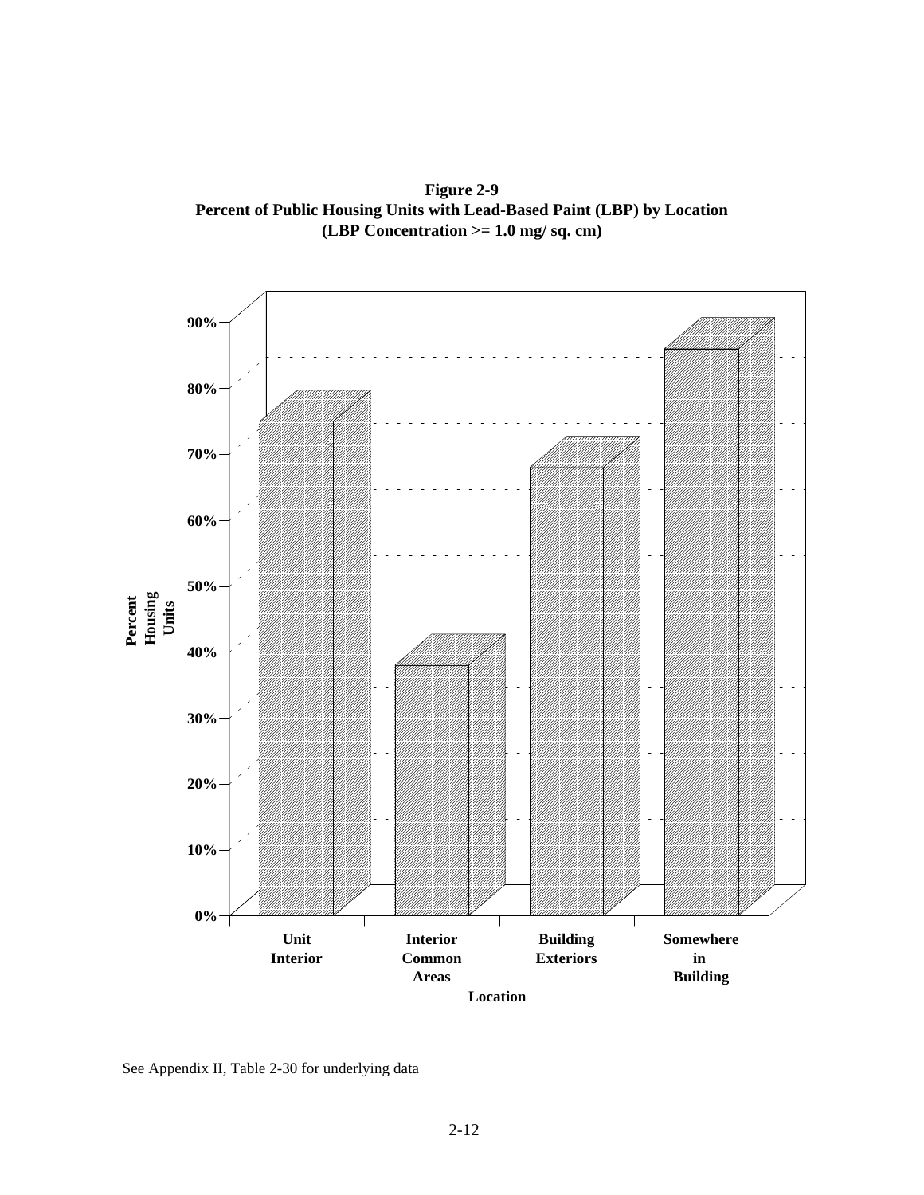**Figure 2-9**
**Percent of Public Housing Units with Lead-Based Paint (LBP) by Location**
**(LBP Concentration >= 1.0 mg/ sq. cm)**

See Appendix II, Table 2-30 for underlying data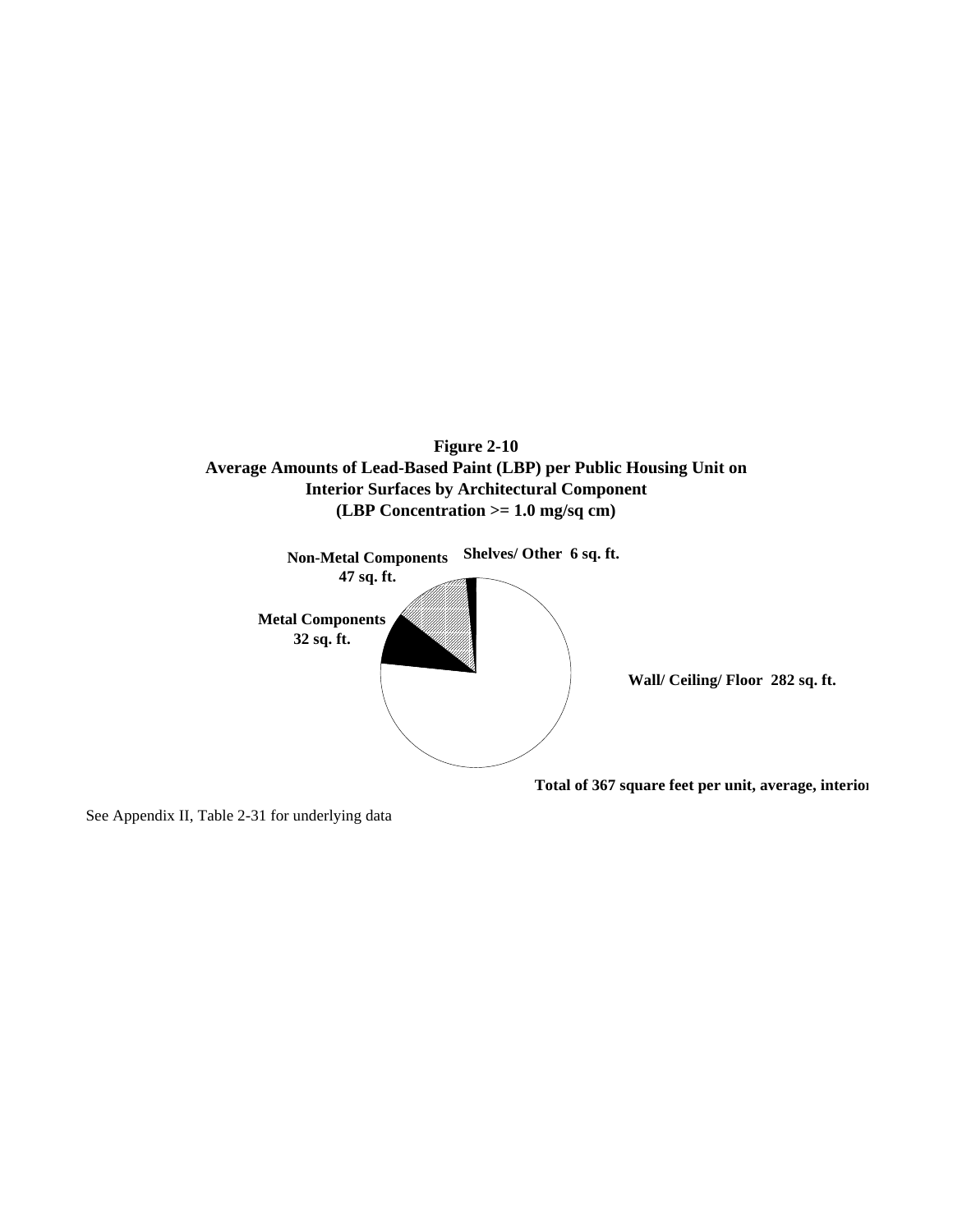**Figure 2-10**
**Average Amounts of Lead-Based Paint (LBP) per Public Housing Unit on Interior Surfaces by Architectural Component**
**(LBP Concentration >= 1.0 mg/sq cm)**

**Non-Metal Components 47 sq. ft.**

**Shelves/ Other 6 sq. ft.**

**Metal Components 32 sq. ft.**

**Wall/ Ceiling/ Floor 282 sq. ft.**

**Total of 367 square feet per unit, average, interior**

See Appendix II, Table 2-31 for underlying data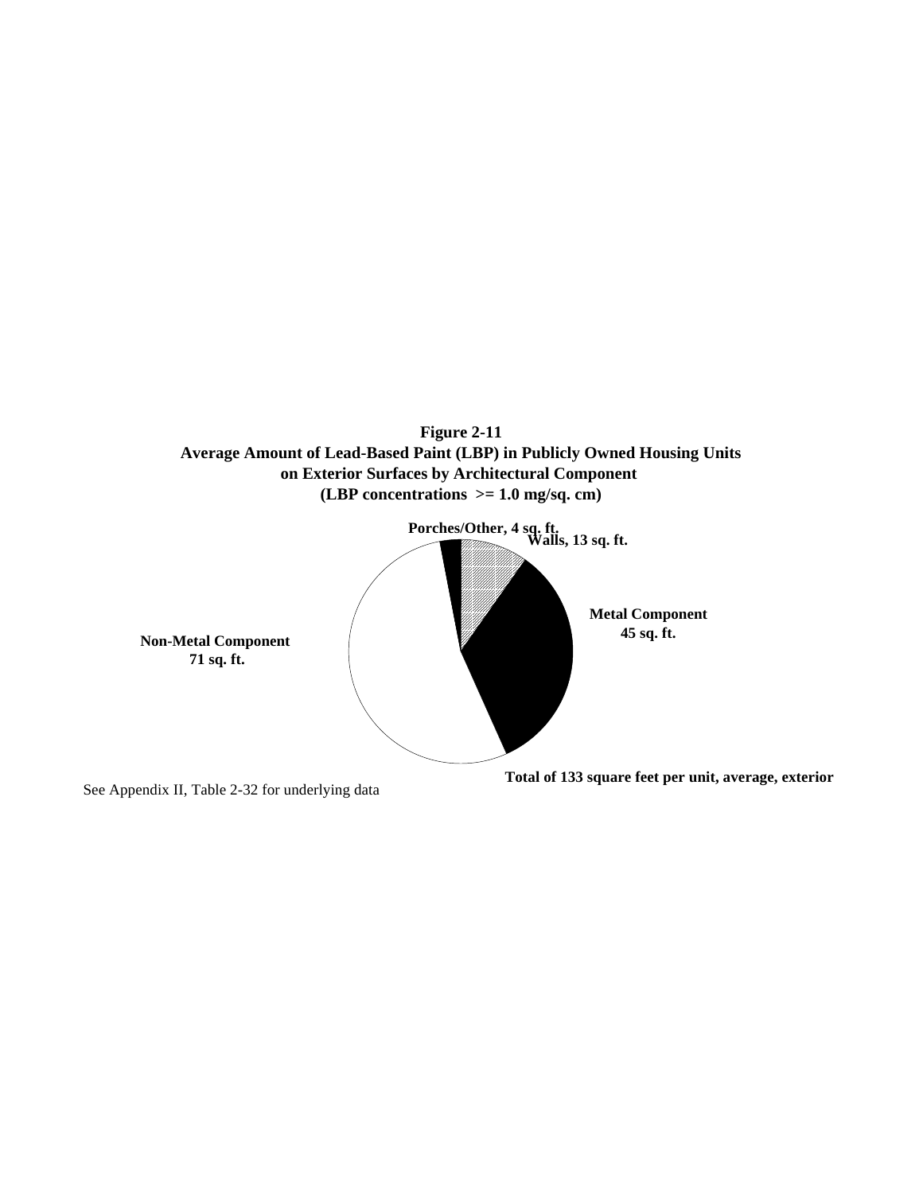**Figure 2-11**
**Average Amount of Lead-Based Paint (LBP) in Publicly Owned Housing Units on Exterior Surfaces by Architectural Component**
**(LBP concentrations >= 1.0 mg/sq. cm)**

**Porches/Other, 4 sq. ft.**

**Walls, 13 sq. ft.**

**Metal Component 45 sq. ft.**

**Non-Metal Component 71 sq. ft.**

**Total of 133 square feet per unit, average, exterior**

See Appendix II, Table 2-32 for underlying data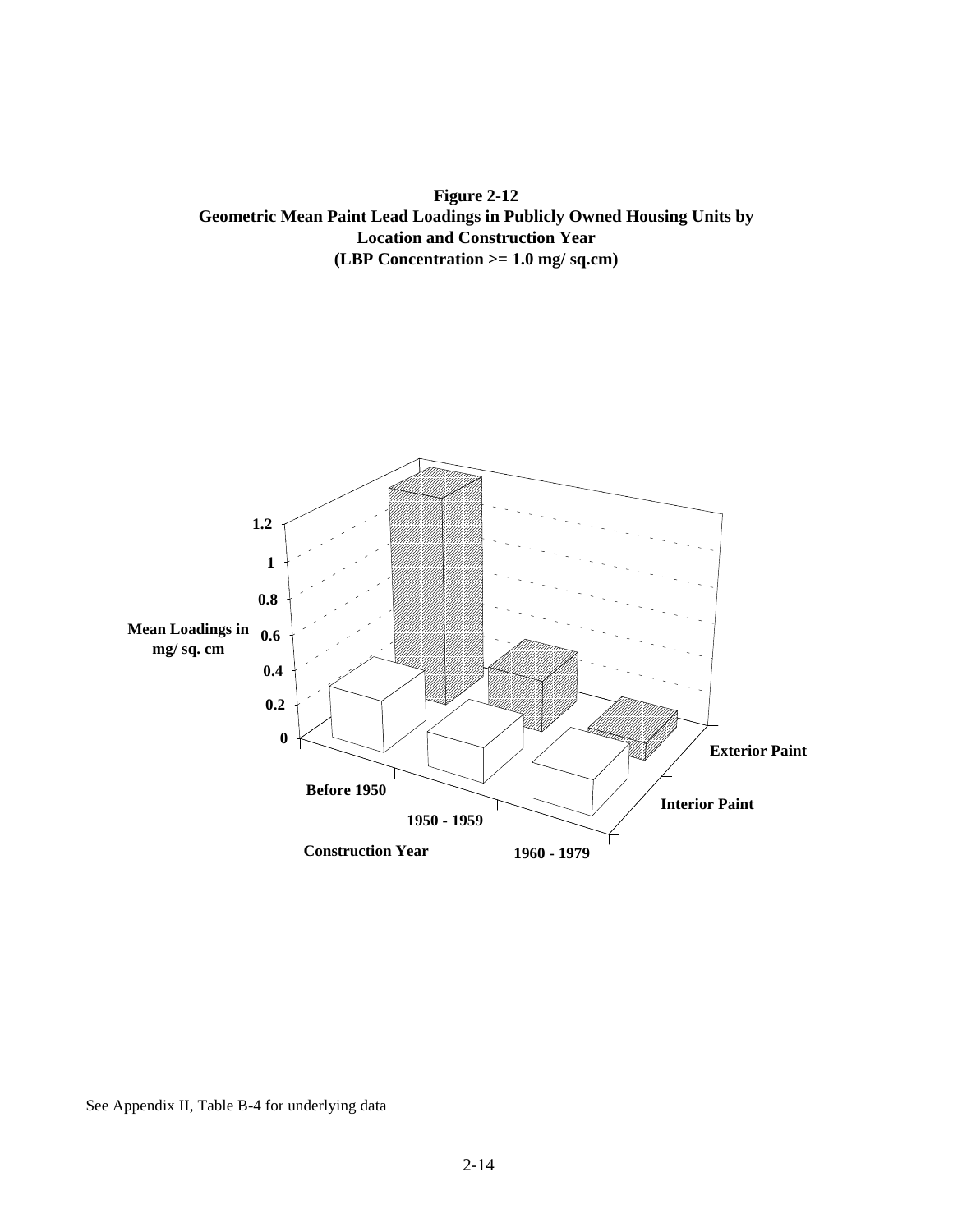**Figure 2-12**
**Geometric Mean Paint Lead Loadings in Publicly Owned Housing Units by Location and Construction Year**
**(LBP Concentration >= 1.0 mg/ sq.cm)**

See Appendix II, Table B-4 for underlying data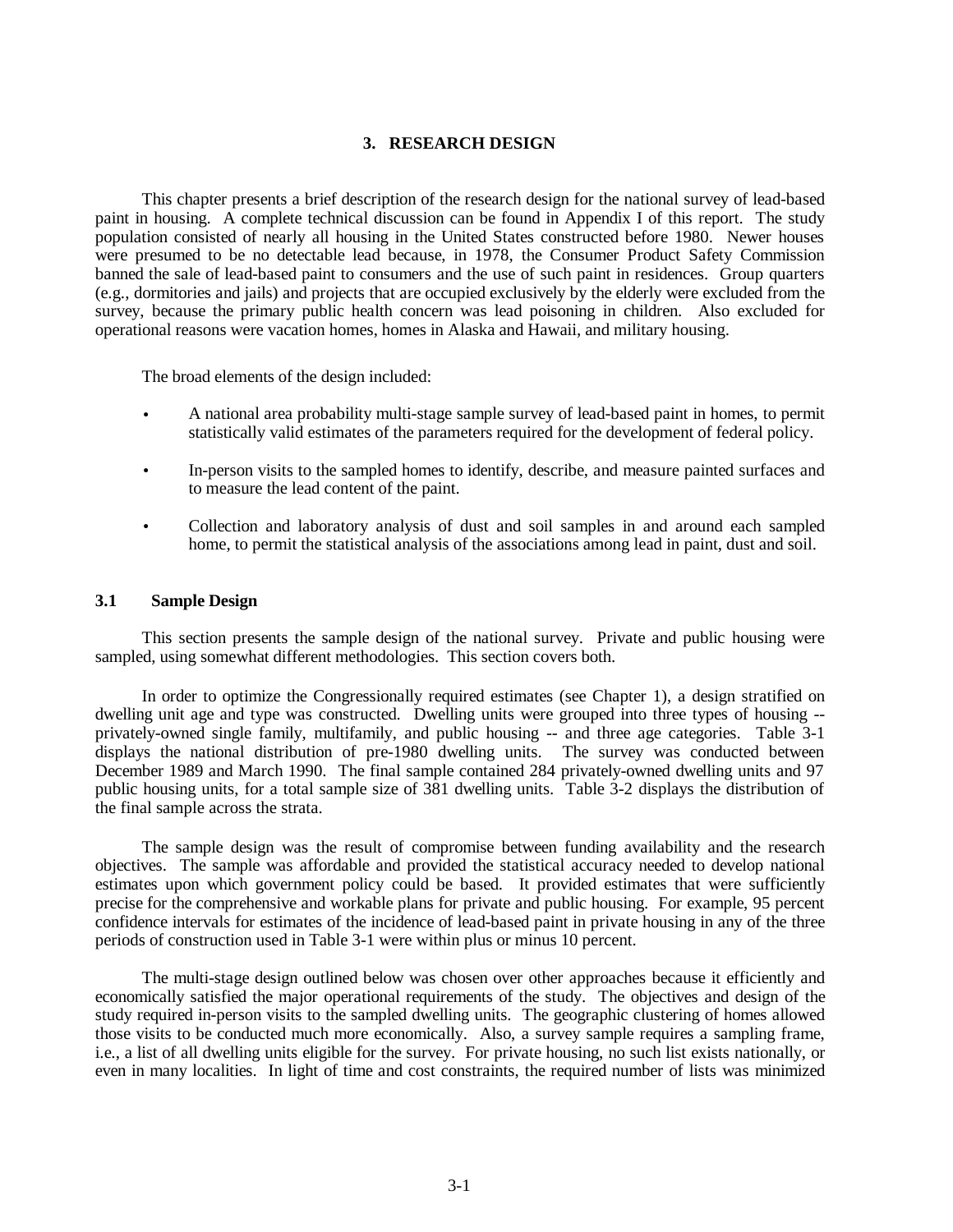# 3. RESEARCH DESIGN

This chapter presents a brief description of the research design for the national survey of lead-based paint in housing. A complete technical discussion can be found in Appendix I of this report. The study population consisted of nearly all housing in the United States constructed before 1980. Newer houses were presumed to be no detectable lead because, in 1978, the Consumer Product Safety Commission banned the sale of lead-based paint to consumers and the use of such paint in residences. Group quarters (e.g., dormitories and jails) and projects that are occupied exclusively by the elderly were excluded from the survey, because the primary public health concern was lead poisoning in children. Also excluded for operational reasons were vacation homes, homes in Alaska and Hawaii, and military housing.

The broad elements of the design included:

- A national area probability multi-stage sample survey of lead-based paint in homes, to permit statistically valid estimates of the parameters required for the development of federal policy.
- In-person visits to the sampled homes to identify, describe, and measure painted surfaces and to measure the lead content of the paint.
- Collection and laboratory analysis of dust and soil samples in and around each sampled home, to permit the statistical analysis of the associations among lead in paint, dust and soil.

## 3.1 Sample Design

This section presents the sample design of the national survey. Private and public housing were sampled, using somewhat different methodologies. This section covers both.

In order to optimize the Congressionally required estimates (see Chapter 1), a design stratified on dwelling unit age and type was constructed. Dwelling units were grouped into three types of housing -- privately-owned single family, multifamily, and public housing -- and three age categories. Table 3-1 displays the national distribution of pre-1980 dwelling units. The survey was conducted between December 1989 and March 1990. The final sample contained 284 privately-owned dwelling units and 97 public housing units, for a total sample size of 381 dwelling units. Table 3-2 displays the distribution of the final sample across the strata.

The sample design was the result of compromise between funding availability and the research objectives. The sample was affordable and provided the statistical accuracy needed to develop national estimates upon which government policy could be based. It provided estimates that were sufficiently precise for the comprehensive and workable plans for private and public housing. For example, 95 percent confidence intervals for estimates of the incidence of lead-based paint in private housing in any of the three periods of construction used in Table 3-1 were within plus or minus 10 percent.

The multi-stage design outlined below was chosen over other approaches because it efficiently and economically satisfied the major operational requirements of the study. The objectives and design of the study required in-person visits to the sampled dwelling units. The geographic clustering of homes allowed those visits to be conducted much more economically. Also, a survey sample requires a sampling frame, i.e., a list of all dwelling units eligible for the survey. For private housing, no such list exists nationally, or even in many localities. In light of time and cost constraints, the required number of lists was minimized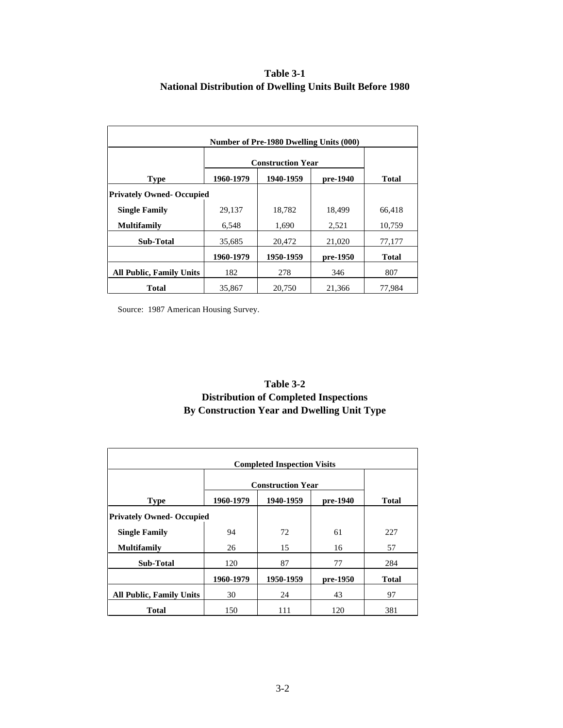**Table 3-1**
**National Distribution of Dwelling Units Built Before 1980**

| Number of Pre-1980 Dwelling Units (000) | | | | |
|---|---|---|---|---|
| | **Construction Year** | | | |
| **Type** | **1960-1979** | **1940-1959** | **pre-1940** | **Total** |
| **Privately Owned- Occupied** | | | | |
| **Single Family** | 29,137 | 18,782 | 18,499 | 66,418 |
| **Multifamily** | 6,548 | 1,690 | 2,521 | 10,759 |
| **Sub-Total** | 35,685 | 20,472 | 21,020 | 77,177 |
| | **1960-1979** | **1950-1959** | **pre-1950** | **Total** |
| **All Public, Family Units** | 182 | 278 | 346 | 807 |
| **Total** | 35,867 | 20,750 | 21,366 | 77,984 |

Source: 1987 American Housing Survey.

**Table 3-2**
**Distribution of Completed Inspections**
**By Construction Year and Dwelling Unit Type**

| Completed Inspection Visits | | | | |
|---|---|---|---|---|
| | **Construction Year** | | | |
| **Type** | **1960-1979** | **1940-1959** | **pre-1940** | **Total** |
| **Privately Owned- Occupied** | | | | |
| **Single Family** | 94 | 72 | 61 | 227 |
| **Multifamily** | 26 | 15 | 16 | 57 |
| **Sub-Total** | 120 | 87 | 77 | 284 |
| | **1960-1979** | **1950-1959** | **pre-1950** | **Total** |
| **All Public, Family Units** | 30 | 24 | 43 | 97 |
| **Total** | 150 | 111 | 120 | 381 |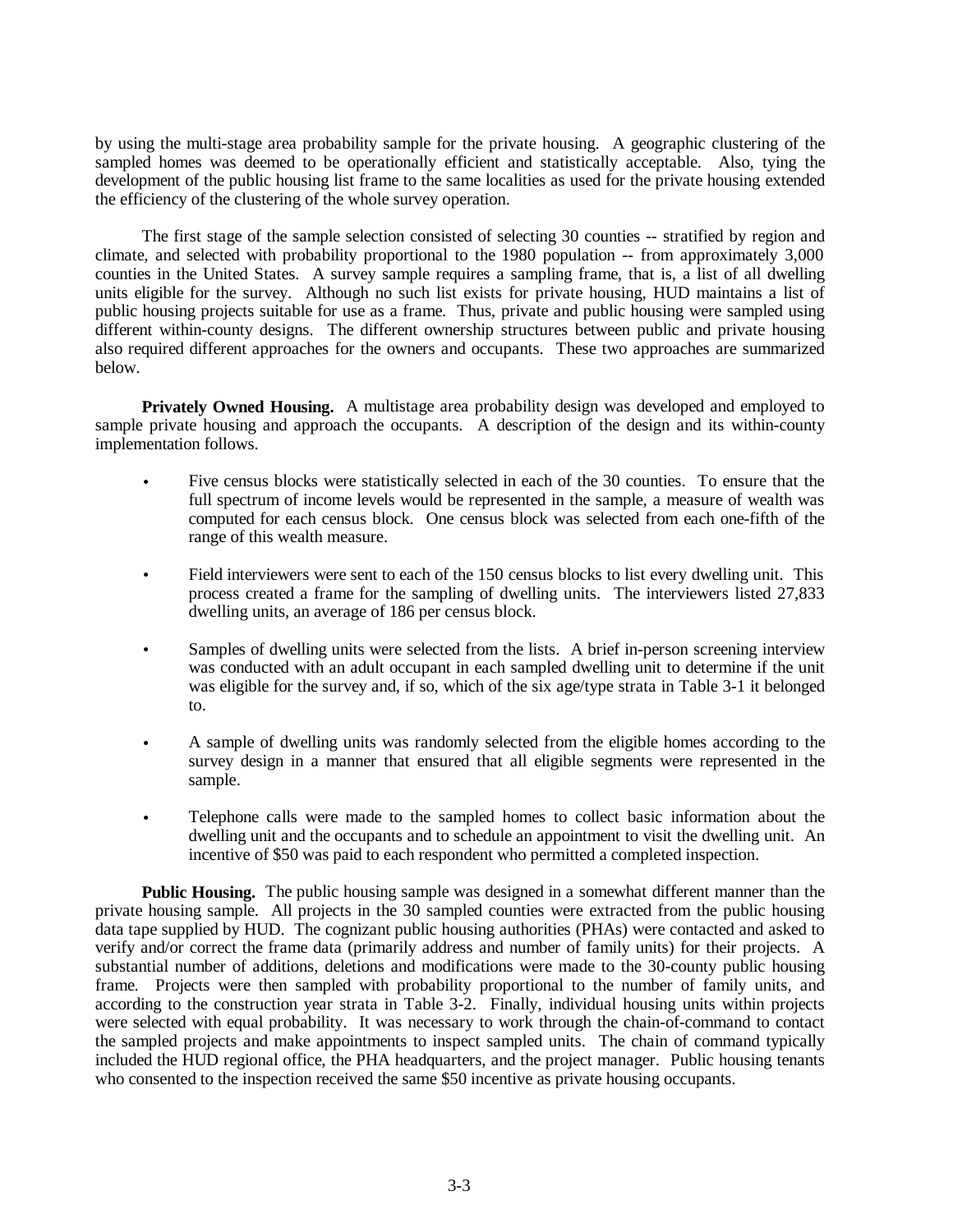by using the multi-stage area probability sample for the private housing. A geographic clustering of the sampled homes was deemed to be operationally efficient and statistically acceptable. Also, tying the development of the public housing list frame to the same localities as used for the private housing extended the efficiency of the clustering of the whole survey operation.

The first stage of the sample selection consisted of selecting 30 counties -- stratified by region and climate, and selected with probability proportional to the 1980 population -- from approximately 3,000 counties in the United States. A survey sample requires a sampling frame, that is, a list of all dwelling units eligible for the survey. Although no such list exists for private housing, HUD maintains a list of public housing projects suitable for use as a frame. Thus, private and public housing were sampled using different within-county designs. The different ownership structures between public and private housing also required different approaches for the owners and occupants. These two approaches are summarized below.

**Privately Owned Housing.** A multistage area probability design was developed and employed to sample private housing and approach the occupants. A description of the design and its within-county implementation follows.

- Five census blocks were statistically selected in each of the 30 counties. To ensure that the full spectrum of income levels would be represented in the sample, a measure of wealth was computed for each census block. One census block was selected from each one-fifth of the range of this wealth measure.
- Field interviewers were sent to each of the 150 census blocks to list every dwelling unit. This process created a frame for the sampling of dwelling units. The interviewers listed 27,833 dwelling units, an average of 186 per census block.
- Samples of dwelling units were selected from the lists. A brief in-person screening interview was conducted with an adult occupant in each sampled dwelling unit to determine if the unit was eligible for the survey and, if so, which of the six age/type strata in Table 3-1 it belonged to.
- A sample of dwelling units was randomly selected from the eligible homes according to the survey design in a manner that ensured that all eligible segments were represented in the sample.
- Telephone calls were made to the sampled homes to collect basic information about the dwelling unit and the occupants and to schedule an appointment to visit the dwelling unit. An incentive of $50 was paid to each respondent who permitted a completed inspection.

**Public Housing.** The public housing sample was designed in a somewhat different manner than the private housing sample. All projects in the 30 sampled counties were extracted from the public housing data tape supplied by HUD. The cognizant public housing authorities (PHAs) were contacted and asked to verify and/or correct the frame data (primarily address and number of family units) for their projects. A substantial number of additions, deletions and modifications were made to the 30-county public housing frame. Projects were then sampled with probability proportional to the number of family units, and according to the construction year strata in Table 3-2. Finally, individual housing units within projects were selected with equal probability. It was necessary to work through the chain-of-command to contact the sampled projects and make appointments to inspect sampled units. The chain of command typically included the HUD regional office, the PHA headquarters, and the project manager. Public housing tenants who consented to the inspection received the same $50 incentive as private housing occupants.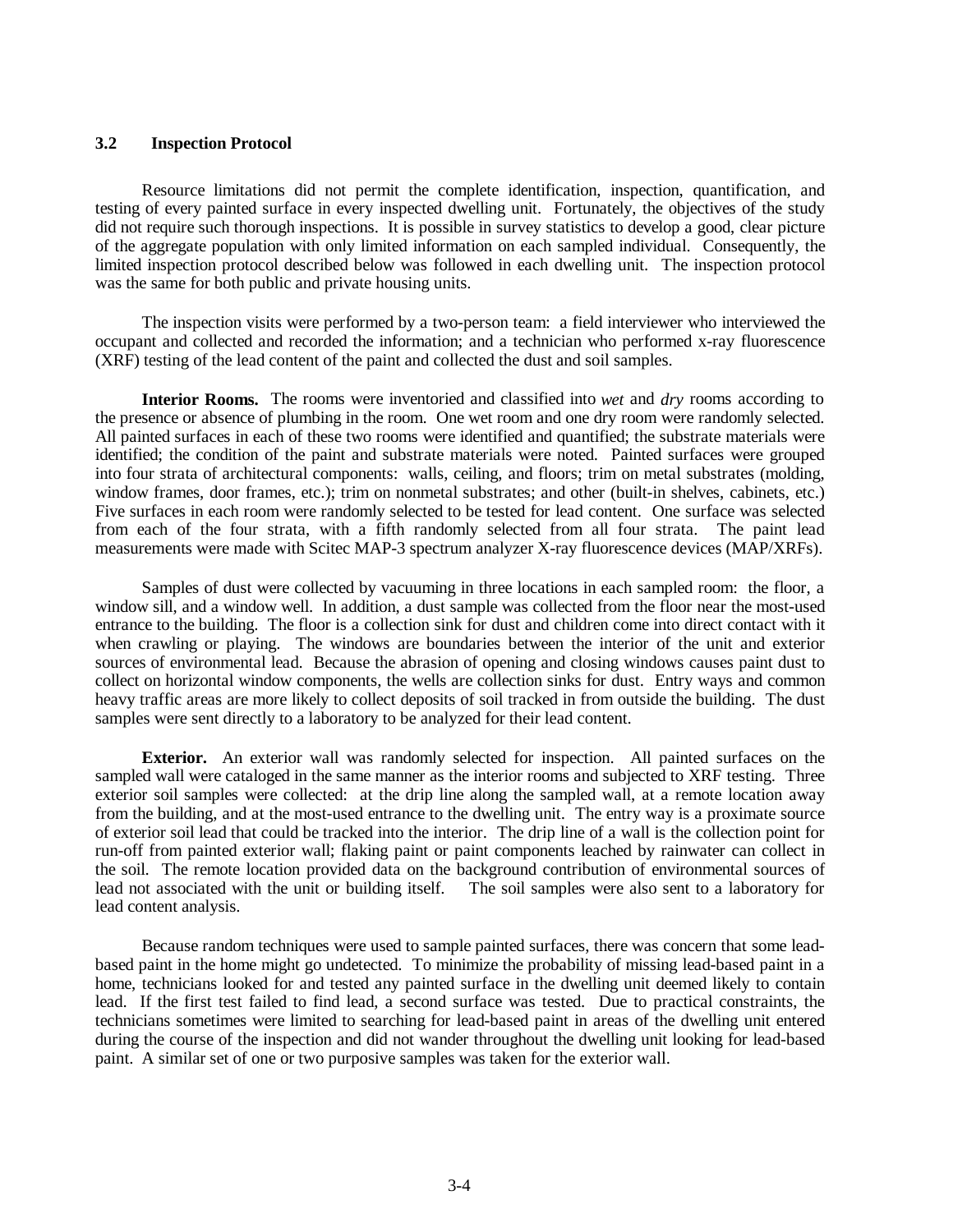### 3.2 Inspection Protocol

Resource limitations did not permit the complete identification, inspection, quantification, and testing of every painted surface in every inspected dwelling unit. Fortunately, the objectives of the study did not require such thorough inspections. It is possible in survey statistics to develop a good, clear picture of the aggregate population with only limited information on each sampled individual. Consequently, the limited inspection protocol described below was followed in each dwelling unit. The inspection protocol was the same for both public and private housing units.

The inspection visits were performed by a two-person team: a field interviewer who interviewed the occupant and collected and recorded the information; and a technician who performed x-ray fluorescence (XRF) testing of the lead content of the paint and collected the dust and soil samples.

**Interior Rooms.** The rooms were inventoried and classified into *wet* and *dry* rooms according to the presence or absence of plumbing in the room. One wet room and one dry room were randomly selected. All painted surfaces in each of these two rooms were identified and quantified; the substrate materials were identified; the condition of the paint and substrate materials were noted. Painted surfaces were grouped into four strata of architectural components: walls, ceiling, and floors; trim on metal substrates (molding, window frames, door frames, etc.); trim on nonmetal substrates; and other (built-in shelves, cabinets, etc.) Five surfaces in each room were randomly selected to be tested for lead content. One surface was selected from each of the four strata, with a fifth randomly selected from all four strata. The paint lead measurements were made with Scitec MAP-3 spectrum analyzer X-ray fluorescence devices (MAP/XRFs).

Samples of dust were collected by vacuuming in three locations in each sampled room: the floor, a window sill, and a window well. In addition, a dust sample was collected from the floor near the most-used entrance to the building. The floor is a collection sink for dust and children come into direct contact with it when crawling or playing. The windows are boundaries between the interior of the unit and exterior sources of environmental lead. Because the abrasion of opening and closing windows causes paint dust to collect on horizontal window components, the wells are collection sinks for dust. Entry ways and common heavy traffic areas are more likely to collect deposits of soil tracked in from outside the building. The dust samples were sent directly to a laboratory to be analyzed for their lead content.

**Exterior.** An exterior wall was randomly selected for inspection. All painted surfaces on the sampled wall were cataloged in the same manner as the interior rooms and subjected to XRF testing. Three exterior soil samples were collected: at the drip line along the sampled wall, at a remote location away from the building, and at the most-used entrance to the dwelling unit. The entry way is a proximate source of exterior soil lead that could be tracked into the interior. The drip line of a wall is the collection point for run-off from painted exterior wall; flaking paint or paint components leached by rainwater can collect in the soil. The remote location provided data on the background contribution of environmental sources of lead not associated with the unit or building itself. The soil samples were also sent to a laboratory for lead content analysis.

Because random techniques were used to sample painted surfaces, there was concern that some lead-based paint in the home might go undetected. To minimize the probability of missing lead-based paint in a home, technicians looked for and tested any painted surface in the dwelling unit deemed likely to contain lead. If the first test failed to find lead, a second surface was tested. Due to practical constraints, the technicians sometimes were limited to searching for lead-based paint in areas of the dwelling unit entered during the course of the inspection and did not wander throughout the dwelling unit looking for lead-based paint. A similar set of one or two purposive samples was taken for the exterior wall.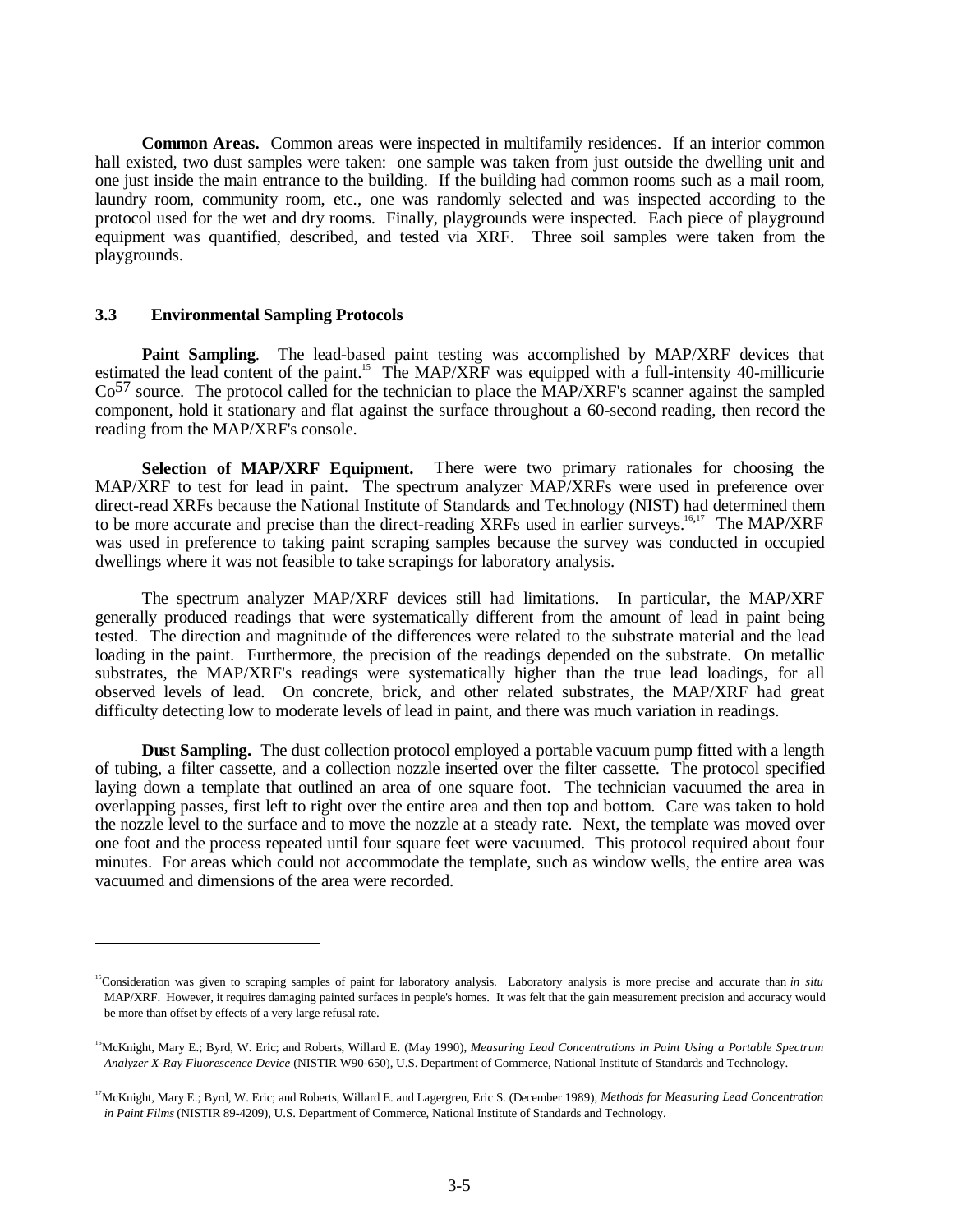**Common Areas.** Common areas were inspected in multifamily residences. If an interior common hall existed, two dust samples were taken: one sample was taken from just outside the dwelling unit and one just inside the main entrance to the building. If the building had common rooms such as a mail room, laundry room, community room, etc., one was randomly selected and was inspected according to the protocol used for the wet and dry rooms. Finally, playgrounds were inspected. Each piece of playground equipment was quantified, described, and tested via XRF. Three soil samples were taken from the playgrounds.

### 3.3 Environmental Sampling Protocols

**Paint Sampling**. The lead-based paint testing was accomplished by MAP/XRF devices that estimated the lead content of the paint.[15] The MAP/XRF was equipped with a full-intensity 40-millicurie $Co^{57}$ source. The protocol called for the technician to place the MAP/XRF's scanner against the sampled component, hold it stationary and flat against the surface throughout a 60-second reading, then record the reading from the MAP/XRF's console.

**Selection of MAP/XRF Equipment.** There were two primary rationales for choosing the MAP/XRF to test for lead in paint. The spectrum analyzer MAP/XRFs were used in preference over direct-read XRFs because the National Institute of Standards and Technology (NIST) had determined them to be more accurate and precise than the direct-reading XRFs used in earlier surveys.[16,17] The MAP/XRF was used in preference to taking paint scraping samples because the survey was conducted in occupied dwellings where it was not feasible to take scrapings for laboratory analysis.

The spectrum analyzer MAP/XRF devices still had limitations. In particular, the MAP/XRF generally produced readings that were systematically different from the amount of lead in paint being tested. The direction and magnitude of the differences were related to the substrate material and the lead loading in the paint. Furthermore, the precision of the readings depended on the substrate. On metallic substrates, the MAP/XRF's readings were systematically higher than the true lead loadings, for all observed levels of lead. On concrete, brick, and other related substrates, the MAP/XRF had great difficulty detecting low to moderate levels of lead in paint, and there was much variation in readings.

**Dust Sampling.** The dust collection protocol employed a portable vacuum pump fitted with a length of tubing, a filter cassette, and a collection nozzle inserted over the filter cassette. The protocol specified laying down a template that outlined an area of one square foot. The technician vacuumed the area in overlapping passes, first left to right over the entire area and then top and bottom. Care was taken to hold the nozzle level to the surface and to move the nozzle at a steady rate. Next, the template was moved over one foot and the process repeated until four square feet were vacuumed. This protocol required about four minutes. For areas which could not accommodate the template, such as window wells, the entire area was vacuumed and dimensions of the area were recorded.

---

[15] Consideration was given to scraping samples of paint for laboratory analysis. Laboratory analysis is more precise and accurate than *in situ* MAP/XRF. However, it requires damaging painted surfaces in people's homes. It was felt that the gain measurement precision and accuracy would be more than offset by effects of a very large refusal rate.

[16] McKnight, Mary E.; Byrd, W. Eric; and Roberts, Willard E. (May 1990), *Measuring Lead Concentrations in Paint Using a Portable Spectrum Analyzer X-Ray Fluorescence Device* (NISTIR W90-650), U.S. Department of Commerce, National Institute of Standards and Technology.

[17] McKnight, Mary E.; Byrd, W. Eric; and Roberts, Willard E. and Lagergren, Eric S. (December 1989), *Methods for Measuring Lead Concentration in Paint Films* (NISTIR 89-4209), U.S. Department of Commerce, National Institute of Standards and Technology.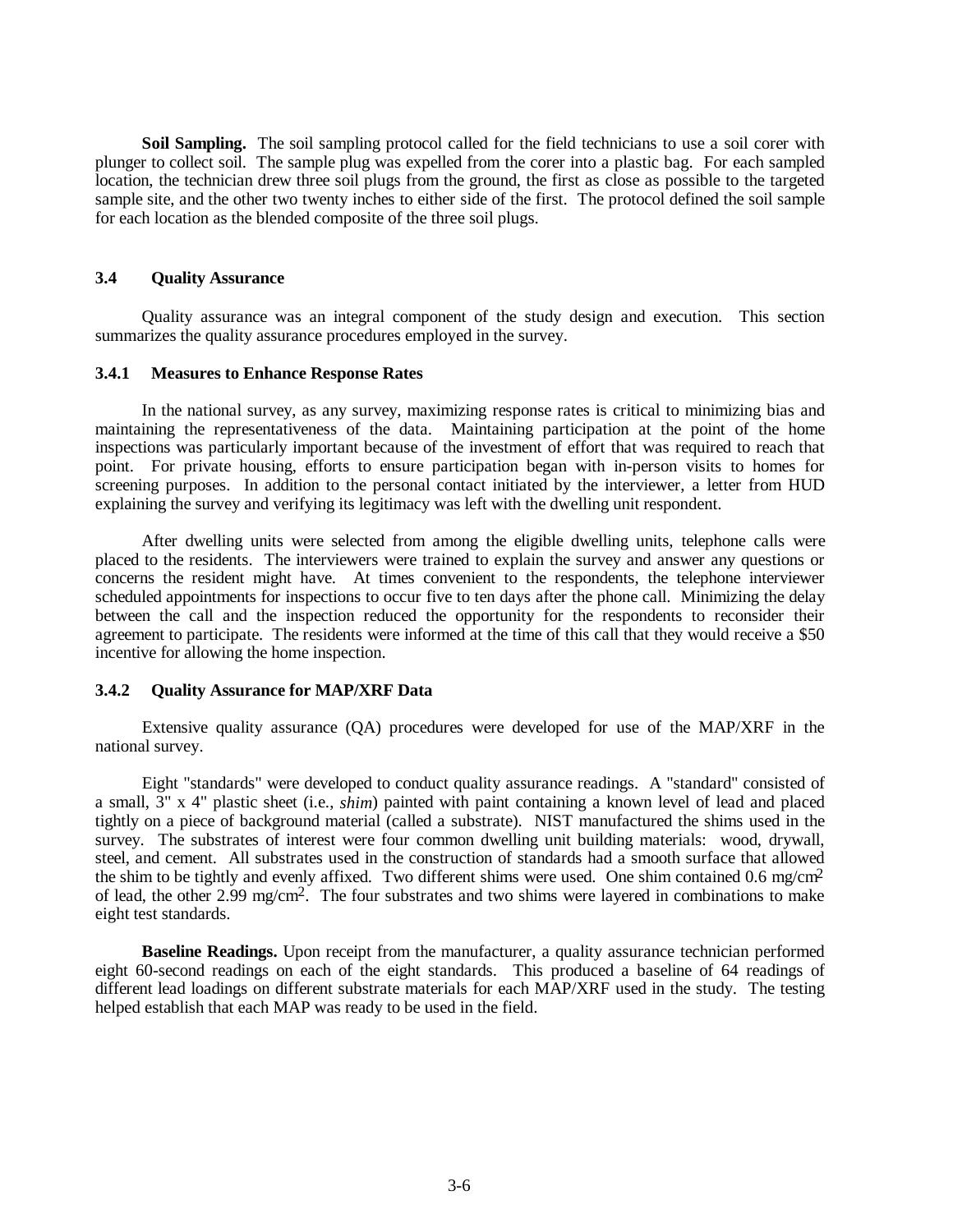**Soil Sampling.** The soil sampling protocol called for the field technicians to use a soil corer with plunger to collect soil. The sample plug was expelled from the corer into a plastic bag. For each sampled location, the technician drew three soil plugs from the ground, the first as close as possible to the targeted sample site, and the other two twenty inches to either side of the first. The protocol defined the soil sample for each location as the blended composite of the three soil plugs.

## 3.4 Quality Assurance

Quality assurance was an integral component of the study design and execution. This section summarizes the quality assurance procedures employed in the survey.

### 3.4.1 Measures to Enhance Response Rates

In the national survey, as any survey, maximizing response rates is critical to minimizing bias and maintaining the representativeness of the data. Maintaining participation at the point of the home inspections was particularly important because of the investment of effort that was required to reach that point. For private housing, efforts to ensure participation began with in-person visits to homes for screening purposes. In addition to the personal contact initiated by the interviewer, a letter from HUD explaining the survey and verifying its legitimacy was left with the dwelling unit respondent.

After dwelling units were selected from among the eligible dwelling units, telephone calls were placed to the residents. The interviewers were trained to explain the survey and answer any questions or concerns the resident might have. At times convenient to the respondents, the telephone interviewer scheduled appointments for inspections to occur five to ten days after the phone call. Minimizing the delay between the call and the inspection reduced the opportunity for the respondents to reconsider their agreement to participate. The residents were informed at the time of this call that they would receive a $50 incentive for allowing the home inspection.

### 3.4.2 Quality Assurance for MAP/XRF Data

Extensive quality assurance (QA) procedures were developed for use of the MAP/XRF in the national survey.

Eight "standards" were developed to conduct quality assurance readings. A "standard" consisted of a small, 3" x 4" plastic sheet (i.e., *shim*) painted with paint containing a known level of lead and placed tightly on a piece of background material (called a substrate). NIST manufactured the shims used in the survey. The substrates of interest were four common dwelling unit building materials: wood, drywall, steel, and cement. All substrates used in the construction of standards had a smooth surface that allowed the shim to be tightly and evenly affixed. Two different shims were used. One shim contained 0.6 mg/cm$^2$ of lead, the other 2.99 mg/cm$^2$. The four substrates and two shims were layered in combinations to make eight test standards.

**Baseline Readings.** Upon receipt from the manufacturer, a quality assurance technician performed eight 60-second readings on each of the eight standards. This produced a baseline of 64 readings of different lead loadings on different substrate materials for each MAP/XRF used in the study. The testing helped establish that each MAP was ready to be used in the field.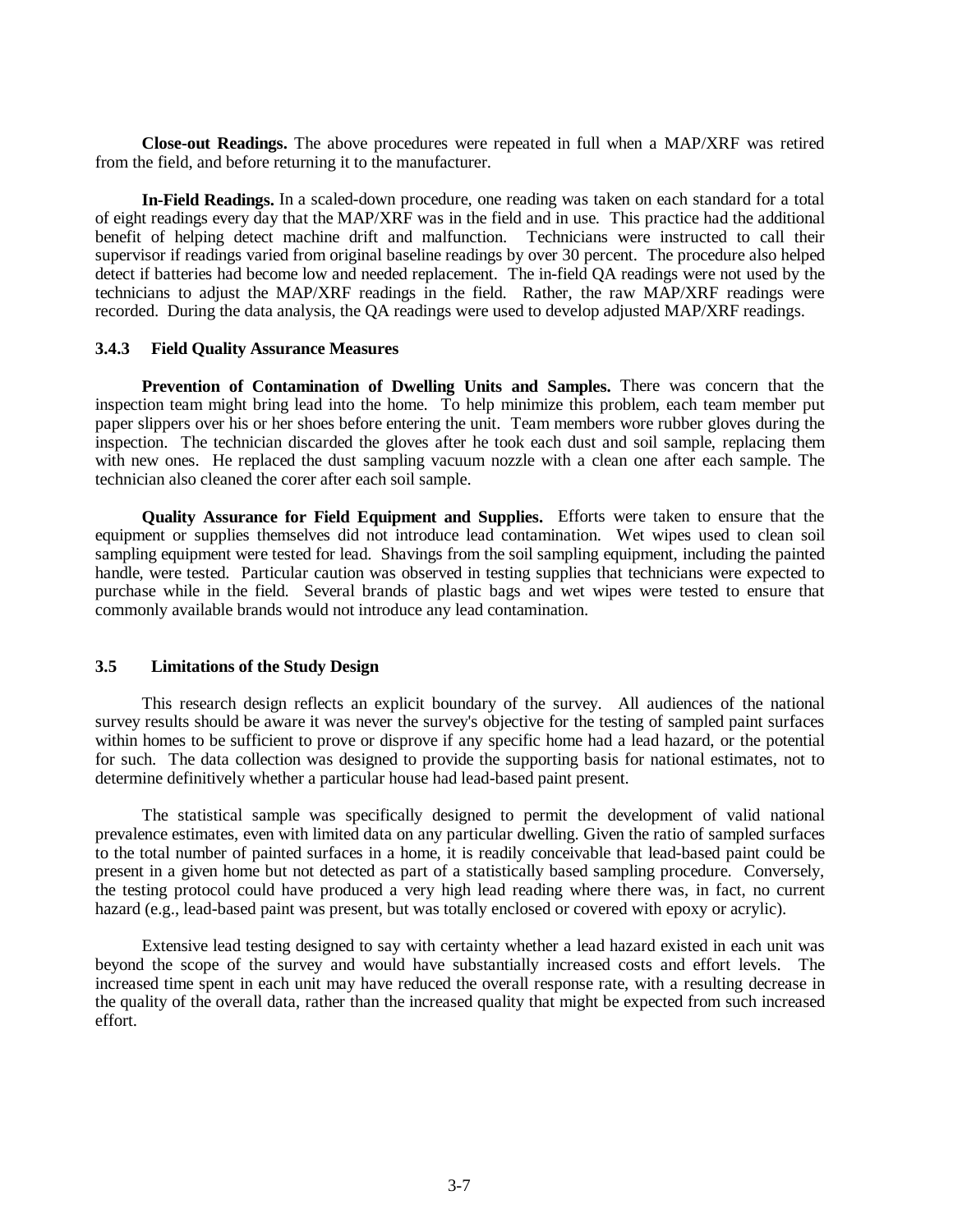**Close-out Readings.** The above procedures were repeated in full when a MAP/XRF was retired from the field, and before returning it to the manufacturer.

**In-Field Readings.** In a scaled-down procedure, one reading was taken on each standard for a total of eight readings every day that the MAP/XRF was in the field and in use. This practice had the additional benefit of helping detect machine drift and malfunction. Technicians were instructed to call their supervisor if readings varied from original baseline readings by over 30 percent. The procedure also helped detect if batteries had become low and needed replacement. The in-field QA readings were not used by the technicians to adjust the MAP/XRF readings in the field. Rather, the raw MAP/XRF readings were recorded. During the data analysis, the QA readings were used to develop adjusted MAP/XRF readings.

### 3.4.3 Field Quality Assurance Measures

**Prevention of Contamination of Dwelling Units and Samples.** There was concern that the inspection team might bring lead into the home. To help minimize this problem, each team member put paper slippers over his or her shoes before entering the unit. Team members wore rubber gloves during the inspection. The technician discarded the gloves after he took each dust and soil sample, replacing them with new ones. He replaced the dust sampling vacuum nozzle with a clean one after each sample. The technician also cleaned the corer after each soil sample.

**Quality Assurance for Field Equipment and Supplies.** Efforts were taken to ensure that the equipment or supplies themselves did not introduce lead contamination. Wet wipes used to clean soil sampling equipment were tested for lead. Shavings from the soil sampling equipment, including the painted handle, were tested. Particular caution was observed in testing supplies that technicians were expected to purchase while in the field. Several brands of plastic bags and wet wipes were tested to ensure that commonly available brands would not introduce any lead contamination.

## 3.5 Limitations of the Study Design

This research design reflects an explicit boundary of the survey. All audiences of the national survey results should be aware it was never the survey's objective for the testing of sampled paint surfaces within homes to be sufficient to prove or disprove if any specific home had a lead hazard, or the potential for such. The data collection was designed to provide the supporting basis for national estimates, not to determine definitively whether a particular house had lead-based paint present.

The statistical sample was specifically designed to permit the development of valid national prevalence estimates, even with limited data on any particular dwelling. Given the ratio of sampled surfaces to the total number of painted surfaces in a home, it is readily conceivable that lead-based paint could be present in a given home but not detected as part of a statistically based sampling procedure. Conversely, the testing protocol could have produced a very high lead reading where there was, in fact, no current hazard (e.g., lead-based paint was present, but was totally enclosed or covered with epoxy or acrylic).

Extensive lead testing designed to say with certainty whether a lead hazard existed in each unit was beyond the scope of the survey and would have substantially increased costs and effort levels. The increased time spent in each unit may have reduced the overall response rate, with a resulting decrease in the quality of the overall data, rather than the increased quality that might be expected from such increased effort.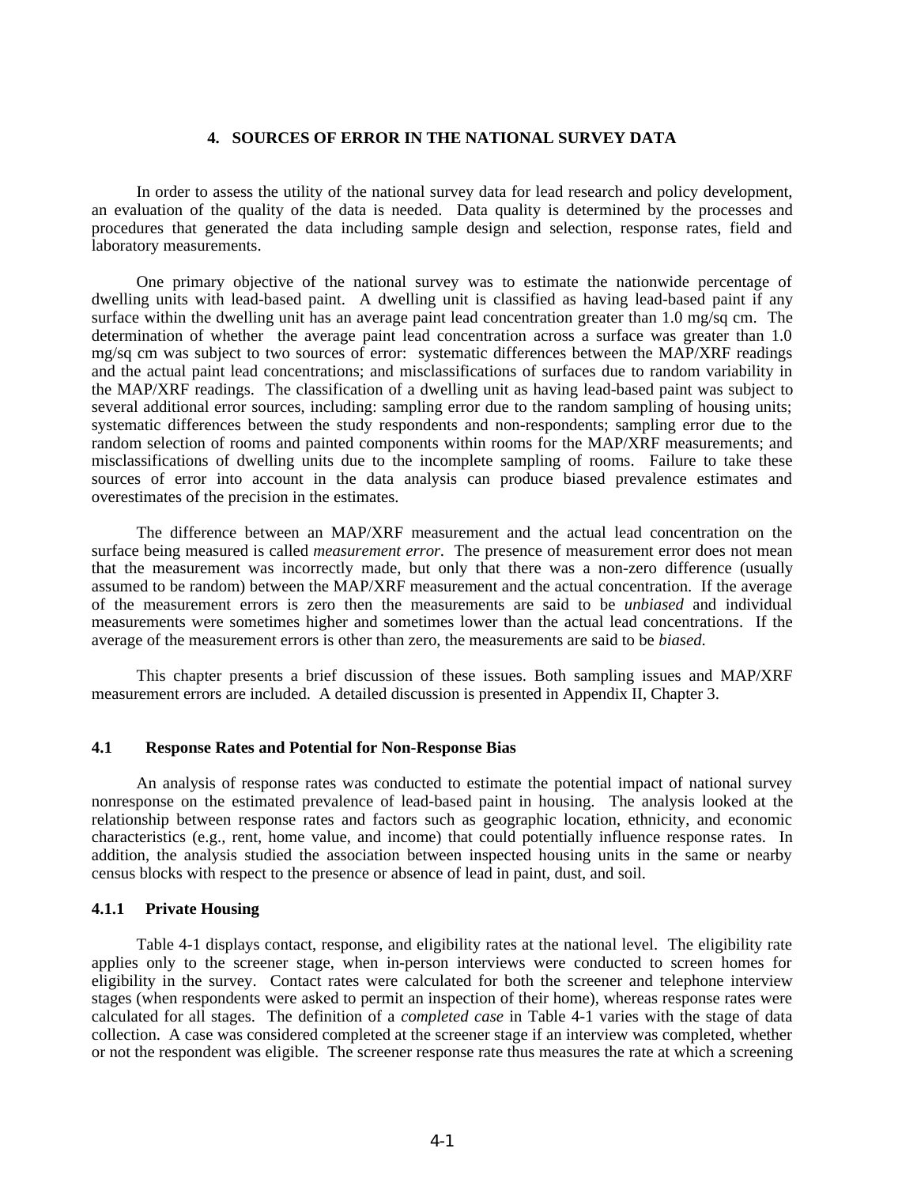# 4. SOURCES OF ERROR IN THE NATIONAL SURVEY DATA

In order to assess the utility of the national survey data for lead research and policy development, an evaluation of the quality of the data is needed. Data quality is determined by the processes and procedures that generated the data including sample design and selection, response rates, field and laboratory measurements.

One primary objective of the national survey was to estimate the nationwide percentage of dwelling units with lead-based paint. A dwelling unit is classified as having lead-based paint if any surface within the dwelling unit has an average paint lead concentration greater than 1.0 mg/sq cm. The determination of whether the average paint lead concentration across a surface was greater than 1.0 mg/sq cm was subject to two sources of error: systematic differences between the MAP/XRF readings and the actual paint lead concentrations; and misclassifications of surfaces due to random variability in the MAP/XRF readings. The classification of a dwelling unit as having lead-based paint was subject to several additional error sources, including: sampling error due to the random sampling of housing units; systematic differences between the study respondents and non-respondents; sampling error due to the random selection of rooms and painted components within rooms for the MAP/XRF measurements; and misclassifications of dwelling units due to the incomplete sampling of rooms. Failure to take these sources of error into account in the data analysis can produce biased prevalence estimates and overestimates of the precision in the estimates.

The difference between an MAP/XRF measurement and the actual lead concentration on the surface being measured is called *measurement error*. The presence of measurement error does not mean that the measurement was incorrectly made, but only that there was a non-zero difference (usually assumed to be random) between the MAP/XRF measurement and the actual concentration. If the average of the measurement errors is zero then the measurements are said to be *unbiased* and individual measurements were sometimes higher and sometimes lower than the actual lead concentrations. If the average of the measurement errors is other than zero, the measurements are said to be *biased*.

This chapter presents a brief discussion of these issues. Both sampling issues and MAP/XRF measurement errors are included. A detailed discussion is presented in Appendix II, Chapter 3.

## 4.1 Response Rates and Potential for Non-Response Bias

An analysis of response rates was conducted to estimate the potential impact of national survey nonresponse on the estimated prevalence of lead-based paint in housing. The analysis looked at the relationship between response rates and factors such as geographic location, ethnicity, and economic characteristics (e.g., rent, home value, and income) that could potentially influence response rates. In addition, the analysis studied the association between inspected housing units in the same or nearby census blocks with respect to the presence or absence of lead in paint, dust, and soil.

### 4.1.1 Private Housing

Table 4-1 displays contact, response, and eligibility rates at the national level. The eligibility rate applies only to the screener stage, when in-person interviews were conducted to screen homes for eligibility in the survey. Contact rates were calculated for both the screener and telephone interview stages (when respondents were asked to permit an inspection of their home), whereas response rates were calculated for all stages. The definition of a *completed case* in Table 4-1 varies with the stage of data collection. A case was considered completed at the screener stage if an interview was completed, whether or not the respondent was eligible. The screener response rate thus measures the rate at which a screening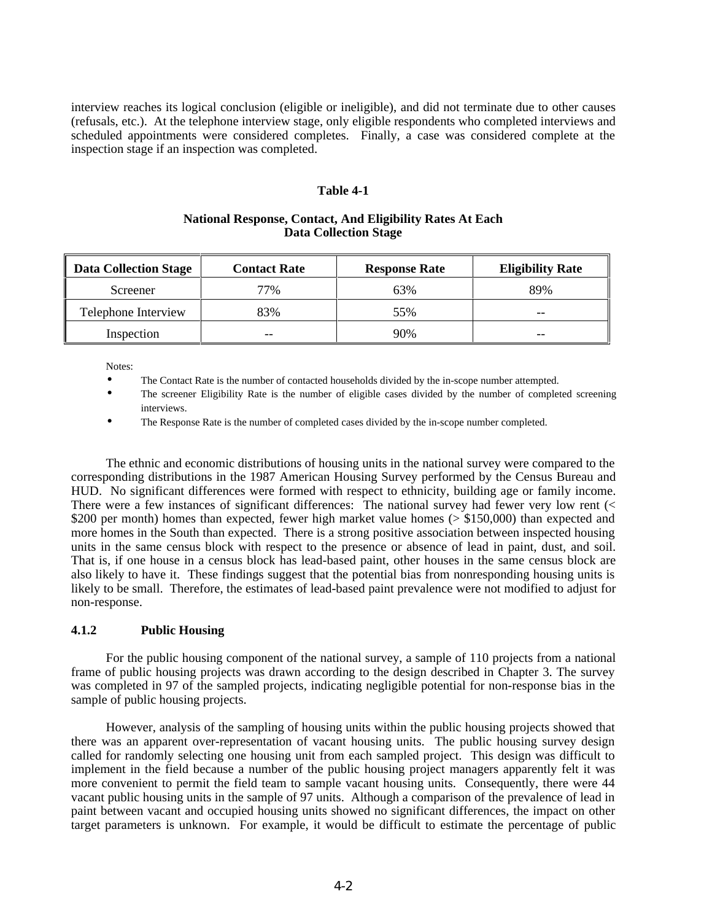interview reaches its logical conclusion (eligible or ineligible), and did not terminate due to other causes (refusals, etc.). At the telephone interview stage, only eligible respondents who completed interviews and scheduled appointments were considered completes. Finally, a case was considered complete at the inspection stage if an inspection was completed.

**Table 4-1**

**National Response, Contact, And Eligibility Rates At Each Data Collection Stage**

| Data Collection Stage | Contact Rate | Response Rate | Eligibility Rate |
|---|---|---|---|
| Screener | 77% | 63% | 89% |
| Telephone Interview | 83% | 55% | -- |
| Inspection | -- | 90% | -- |

Notes:

- The Contact Rate is the number of contacted households divided by the in-scope number attempted.
- The screener Eligibility Rate is the number of eligible cases divided by the number of completed screening interviews.
- The Response Rate is the number of completed cases divided by the in-scope number completed.

The ethnic and economic distributions of housing units in the national survey were compared to the corresponding distributions in the 1987 American Housing Survey performed by the Census Bureau and HUD. No significant differences were formed with respect to ethnicity, building age or family income. There were a few instances of significant differences: The national survey had fewer very low rent (< $200 per month) homes than expected, fewer high market value homes (> $150,000) than expected and more homes in the South than expected. There is a strong positive association between inspected housing units in the same census block with respect to the presence or absence of lead in paint, dust, and soil. That is, if one house in a census block has lead-based paint, other houses in the same census block are also likely to have it. These findings suggest that the potential bias from nonresponding housing units is likely to be small. Therefore, the estimates of lead-based paint prevalence were not modified to adjust for non-response.

### 4.1.2 Public Housing

For the public housing component of the national survey, a sample of 110 projects from a national frame of public housing projects was drawn according to the design described in Chapter 3. The survey was completed in 97 of the sampled projects, indicating negligible potential for non-response bias in the sample of public housing projects.

However, analysis of the sampling of housing units within the public housing projects showed that there was an apparent over-representation of vacant housing units. The public housing survey design called for randomly selecting one housing unit from each sampled project. This design was difficult to implement in the field because a number of the public housing project managers apparently felt it was more convenient to permit the field team to sample vacant housing units. Consequently, there were 44 vacant public housing units in the sample of 97 units. Although a comparison of the prevalence of lead in paint between vacant and occupied housing units showed no significant differences, the impact on other target parameters is unknown. For example, it would be difficult to estimate the percentage of public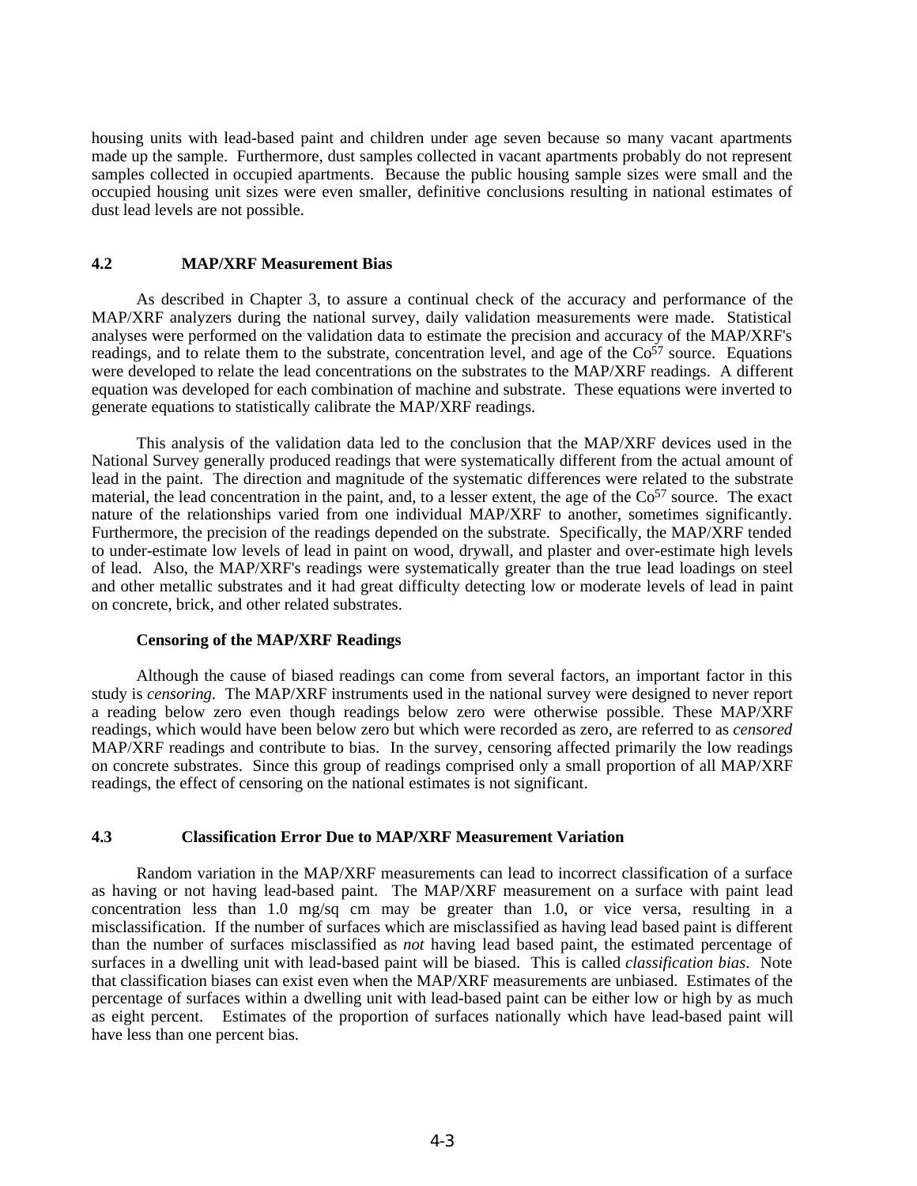housing units with lead-based paint and children under age seven because so many vacant apartments made up the sample. Furthermore, dust samples collected in vacant apartments probably do not represent samples collected in occupied apartments. Because the public housing sample sizes were small and the occupied housing unit sizes were even smaller, definitive conclusions resulting in national estimates of dust lead levels are not possible.

## 4.2 MAP/XRF Measurement Bias

As described in Chapter 3, to assure a continual check of the accuracy and performance of the MAP/XRF analyzers during the national survey, daily validation measurements were made. Statistical analyses were performed on the validation data to estimate the precision and accuracy of the MAP/XRF's readings, and to relate them to the substrate, concentration level, and age of the $Co^{57}$ source. Equations were developed to relate the lead concentrations on the substrates to the MAP/XRF readings. A different equation was developed for each combination of machine and substrate. These equations were inverted to generate equations to statistically calibrate the MAP/XRF readings.

This analysis of the validation data led to the conclusion that the MAP/XRF devices used in the National Survey generally produced readings that were systematically different from the actual amount of lead in the paint. The direction and magnitude of the systematic differences were related to the substrate material, the lead concentration in the paint, and, to a lesser extent, the age of the $Co^{57}$ source. The exact nature of the relationships varied from one individual MAP/XRF to another, sometimes significantly. Furthermore, the precision of the readings depended on the substrate. Specifically, the MAP/XRF tended to under-estimate low levels of lead in paint on wood, drywall, and plaster and over-estimate high levels of lead. Also, the MAP/XRF's readings were systematically greater than the true lead loadings on steel and other metallic substrates and it had great difficulty detecting low or moderate levels of lead in paint on concrete, brick, and other related substrates.

### Censoring of the MAP/XRF Readings

Although the cause of biased readings can come from several factors, an important factor in this study is *censoring*. The MAP/XRF instruments used in the national survey were designed to never report a reading below zero even though readings below zero were otherwise possible. These MAP/XRF readings, which would have been below zero but which were recorded as zero, are referred to as *censored* MAP/XRF readings and contribute to bias. In the survey, censoring affected primarily the low readings on concrete substrates. Since this group of readings comprised only a small proportion of all MAP/XRF readings, the effect of censoring on the national estimates is not significant.

## 4.3 Classification Error Due to MAP/XRF Measurement Variation

Random variation in the MAP/XRF measurements can lead to incorrect classification of a surface as having or not having lead-based paint. The MAP/XRF measurement on a surface with paint lead concentration less than 1.0 mg/sq cm may be greater than 1.0, or vice versa, resulting in a misclassification. If the number of surfaces which are misclassified as having lead based paint is different than the number of surfaces misclassified as *not* having lead based paint, the estimated percentage of surfaces in a dwelling unit with lead-based paint will be biased. This is called *classification bias*. Note that classification biases can exist even when the MAP/XRF measurements are unbiased. Estimates of the percentage of surfaces within a dwelling unit with lead-based paint can be either low or high by as much as eight percent. Estimates of the proportion of surfaces nationally which have lead-based paint will have less than one percent bias.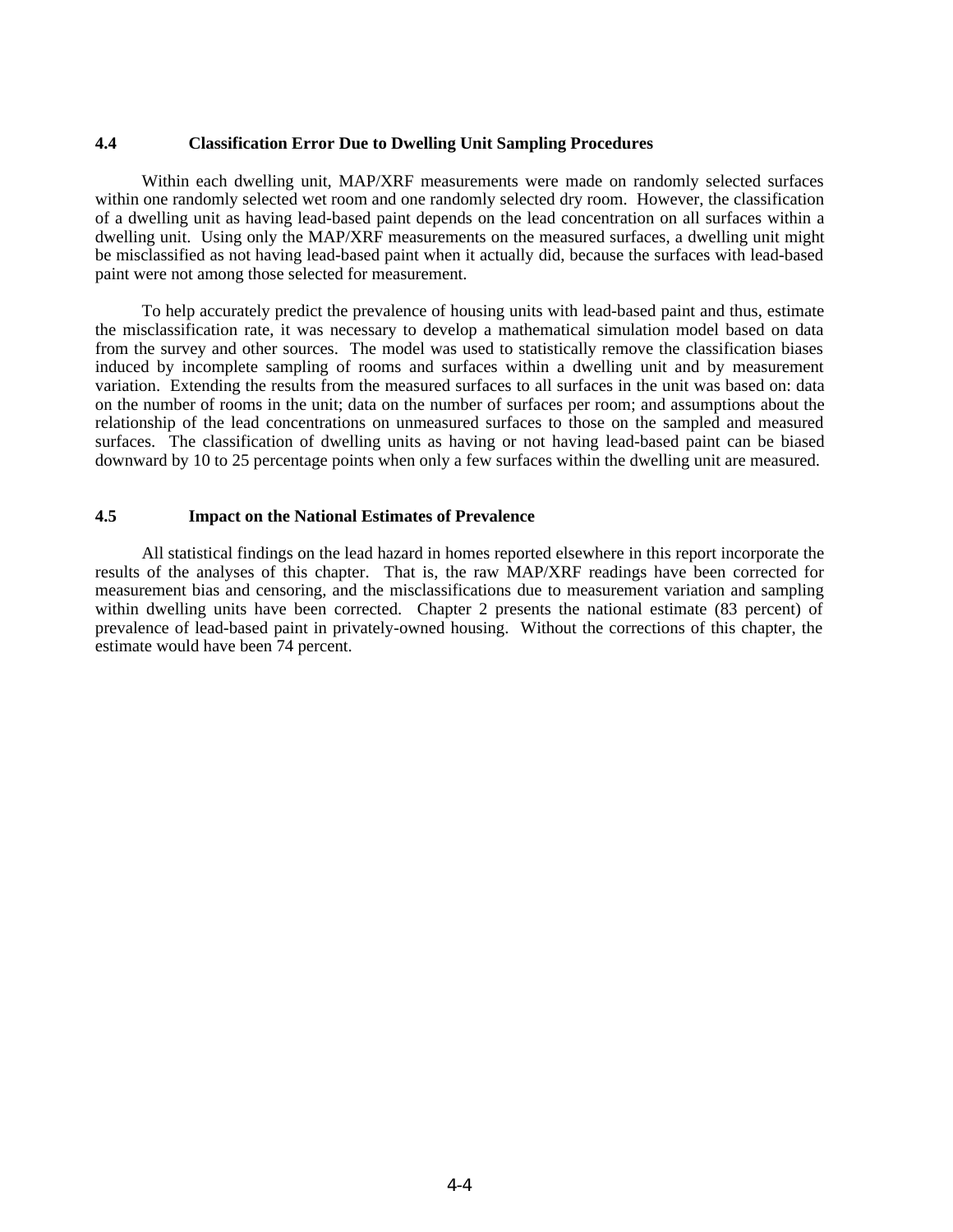### 4.4 Classification Error Due to Dwelling Unit Sampling Procedures

Within each dwelling unit, MAP/XRF measurements were made on randomly selected surfaces within one randomly selected wet room and one randomly selected dry room. However, the classification of a dwelling unit as having lead-based paint depends on the lead concentration on all surfaces within a dwelling unit. Using only the MAP/XRF measurements on the measured surfaces, a dwelling unit might be misclassified as not having lead-based paint when it actually did, because the surfaces with lead-based paint were not among those selected for measurement.

To help accurately predict the prevalence of housing units with lead-based paint and thus, estimate the misclassification rate, it was necessary to develop a mathematical simulation model based on data from the survey and other sources. The model was used to statistically remove the classification biases induced by incomplete sampling of rooms and surfaces within a dwelling unit and by measurement variation. Extending the results from the measured surfaces to all surfaces in the unit was based on: data on the number of rooms in the unit; data on the number of surfaces per room; and assumptions about the relationship of the lead concentrations on unmeasured surfaces to those on the sampled and measured surfaces. The classification of dwelling units as having or not having lead-based paint can be biased downward by 10 to 25 percentage points when only a few surfaces within the dwelling unit are measured.

### 4.5 Impact on the National Estimates of Prevalence

All statistical findings on the lead hazard in homes reported elsewhere in this report incorporate the results of the analyses of this chapter. That is, the raw MAP/XRF readings have been corrected for measurement bias and censoring, and the misclassifications due to measurement variation and sampling within dwelling units have been corrected. Chapter 2 presents the national estimate (83 percent) of prevalence of lead-based paint in privately-owned housing. Without the corrections of this chapter, the estimate would have been 74 percent.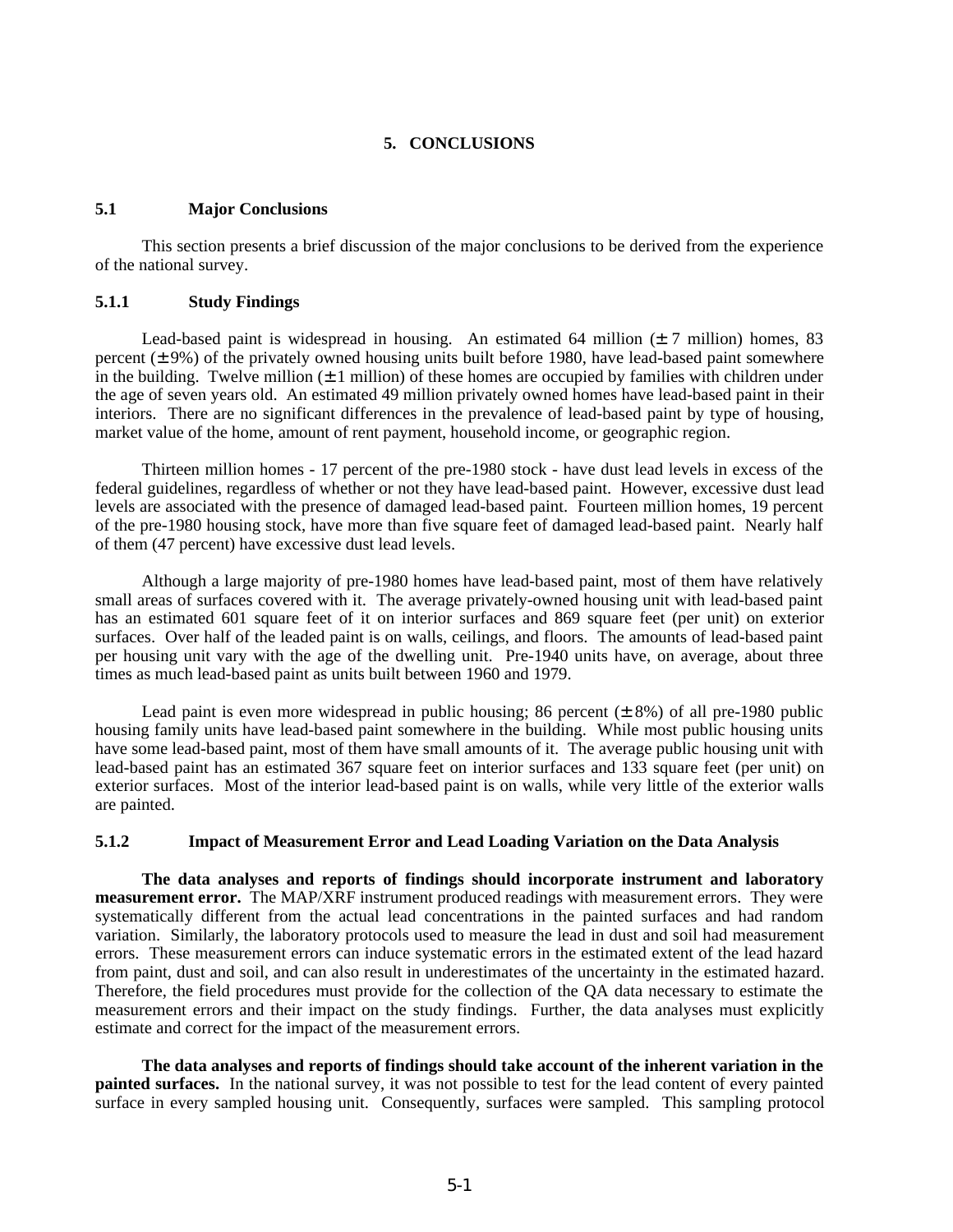# 5. CONCLUSIONS

## 5.1 Major Conclusions

This section presents a brief discussion of the major conclusions to be derived from the experience of the national survey.

### 5.1.1 Study Findings

Lead-based paint is widespread in housing. An estimated 64 million (± 7 million) homes, 83 percent (±9%) of the privately owned housing units built before 1980, have lead-based paint somewhere in the building. Twelve million (±1 million) of these homes are occupied by families with children under the age of seven years old. An estimated 49 million privately owned homes have lead-based paint in their interiors. There are no significant differences in the prevalence of lead-based paint by type of housing, market value of the home, amount of rent payment, household income, or geographic region.

Thirteen million homes - 17 percent of the pre-1980 stock - have dust lead levels in excess of the federal guidelines, regardless of whether or not they have lead-based paint. However, excessive dust lead levels are associated with the presence of damaged lead-based paint. Fourteen million homes, 19 percent of the pre-1980 housing stock, have more than five square feet of damaged lead-based paint. Nearly half of them (47 percent) have excessive dust lead levels.

Although a large majority of pre-1980 homes have lead-based paint, most of them have relatively small areas of surfaces covered with it. The average privately-owned housing unit with lead-based paint has an estimated 601 square feet of it on interior surfaces and 869 square feet (per unit) on exterior surfaces. Over half of the leaded paint is on walls, ceilings, and floors. The amounts of lead-based paint per housing unit vary with the age of the dwelling unit. Pre-1940 units have, on average, about three times as much lead-based paint as units built between 1960 and 1979.

Lead paint is even more widespread in public housing; 86 percent (±8%) of all pre-1980 public housing family units have lead-based paint somewhere in the building. While most public housing units have some lead-based paint, most of them have small amounts of it. The average public housing unit with lead-based paint has an estimated 367 square feet on interior surfaces and 133 square feet (per unit) on exterior surfaces. Most of the interior lead-based paint is on walls, while very little of the exterior walls are painted.

### 5.1.2 Impact of Measurement Error and Lead Loading Variation on the Data Analysis

**The data analyses and reports of findings should incorporate instrument and laboratory measurement error.** The MAP/XRF instrument produced readings with measurement errors. They were systematically different from the actual lead concentrations in the painted surfaces and had random variation. Similarly, the laboratory protocols used to measure the lead in dust and soil had measurement errors. These measurement errors can induce systematic errors in the estimated extent of the lead hazard from paint, dust and soil, and can also result in underestimates of the uncertainty in the estimated hazard. Therefore, the field procedures must provide for the collection of the QA data necessary to estimate the measurement errors and their impact on the study findings. Further, the data analyses must explicitly estimate and correct for the impact of the measurement errors.

**The data analyses and reports of findings should take account of the inherent variation in the painted surfaces.** In the national survey, it was not possible to test for the lead content of every painted surface in every sampled housing unit. Consequently, surfaces were sampled. This sampling protocol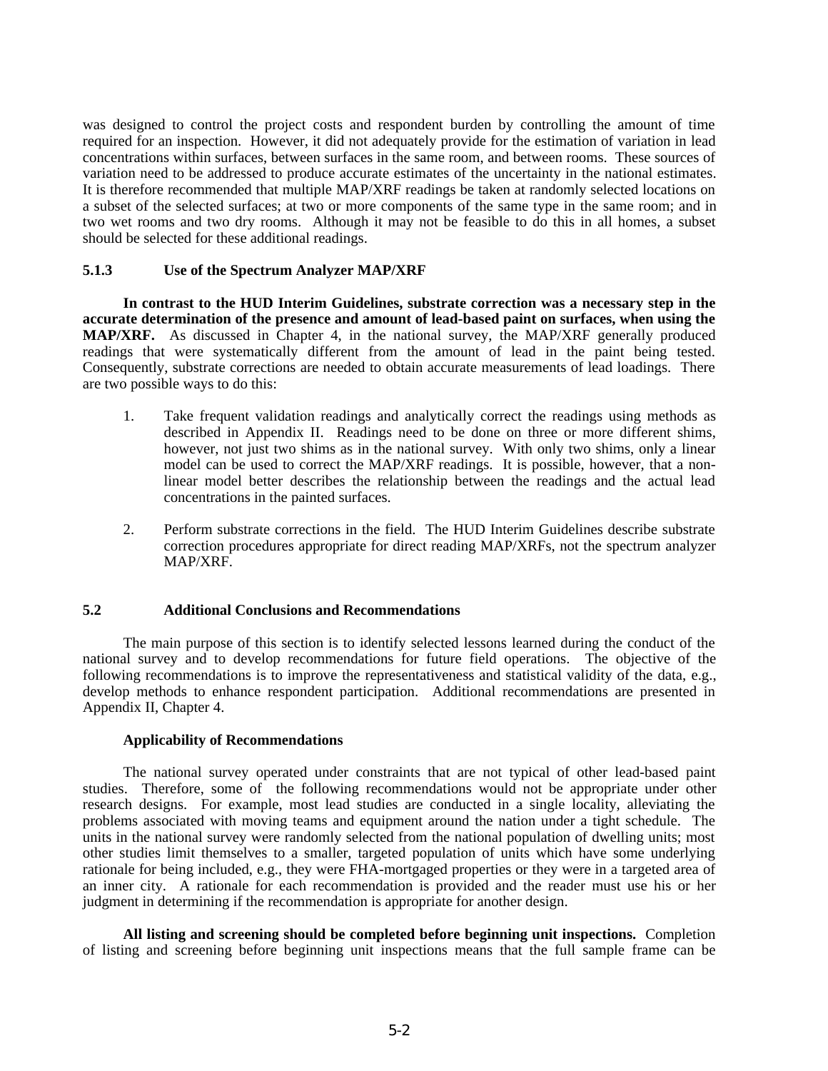was designed to control the project costs and respondent burden by controlling the amount of time required for an inspection. However, it did not adequately provide for the estimation of variation in lead concentrations within surfaces, between surfaces in the same room, and between rooms. These sources of variation need to be addressed to produce accurate estimates of the uncertainty in the national estimates. It is therefore recommended that multiple MAP/XRF readings be taken at randomly selected locations on a subset of the selected surfaces; at two or more components of the same type in the same room; and in two wet rooms and two dry rooms. Although it may not be feasible to do this in all homes, a subset should be selected for these additional readings.

### 5.1.3 Use of the Spectrum Analyzer MAP/XRF

**In contrast to the HUD Interim Guidelines, substrate correction was a necessary step in the accurate determination of the presence and amount of lead-based paint on surfaces, when using the MAP/XRF.** As discussed in Chapter 4, in the national survey, the MAP/XRF generally produced readings that were systematically different from the amount of lead in the paint being tested. Consequently, substrate corrections are needed to obtain accurate measurements of lead loadings. There are two possible ways to do this:

1. Take frequent validation readings and analytically correct the readings using methods as described in Appendix II. Readings need to be done on three or more different shims, however, not just two shims as in the national survey. With only two shims, only a linear model can be used to correct the MAP/XRF readings. It is possible, however, that a non-linear model better describes the relationship between the readings and the actual lead concentrations in the painted surfaces.

2. Perform substrate corrections in the field. The HUD Interim Guidelines describe substrate correction procedures appropriate for direct reading MAP/XRFs, not the spectrum analyzer MAP/XRF.

## 5.2 Additional Conclusions and Recommendations

The main purpose of this section is to identify selected lessons learned during the conduct of the national survey and to develop recommendations for future field operations. The objective of the following recommendations is to improve the representativeness and statistical validity of the data, e.g., develop methods to enhance respondent participation. Additional recommendations are presented in Appendix II, Chapter 4.

**Applicability of Recommendations**

The national survey operated under constraints that are not typical of other lead-based paint studies. Therefore, some of the following recommendations would not be appropriate under other research designs. For example, most lead studies are conducted in a single locality, alleviating the problems associated with moving teams and equipment around the nation under a tight schedule. The units in the national survey were randomly selected from the national population of dwelling units; most other studies limit themselves to a smaller, targeted population of units which have some underlying rationale for being included, e.g., they were FHA-mortgaged properties or they were in a targeted area of an inner city. A rationale for each recommendation is provided and the reader must use his or her judgment in determining if the recommendation is appropriate for another design.

**All listing and screening should be completed before beginning unit inspections.** Completion of listing and screening before beginning unit inspections means that the full sample frame can be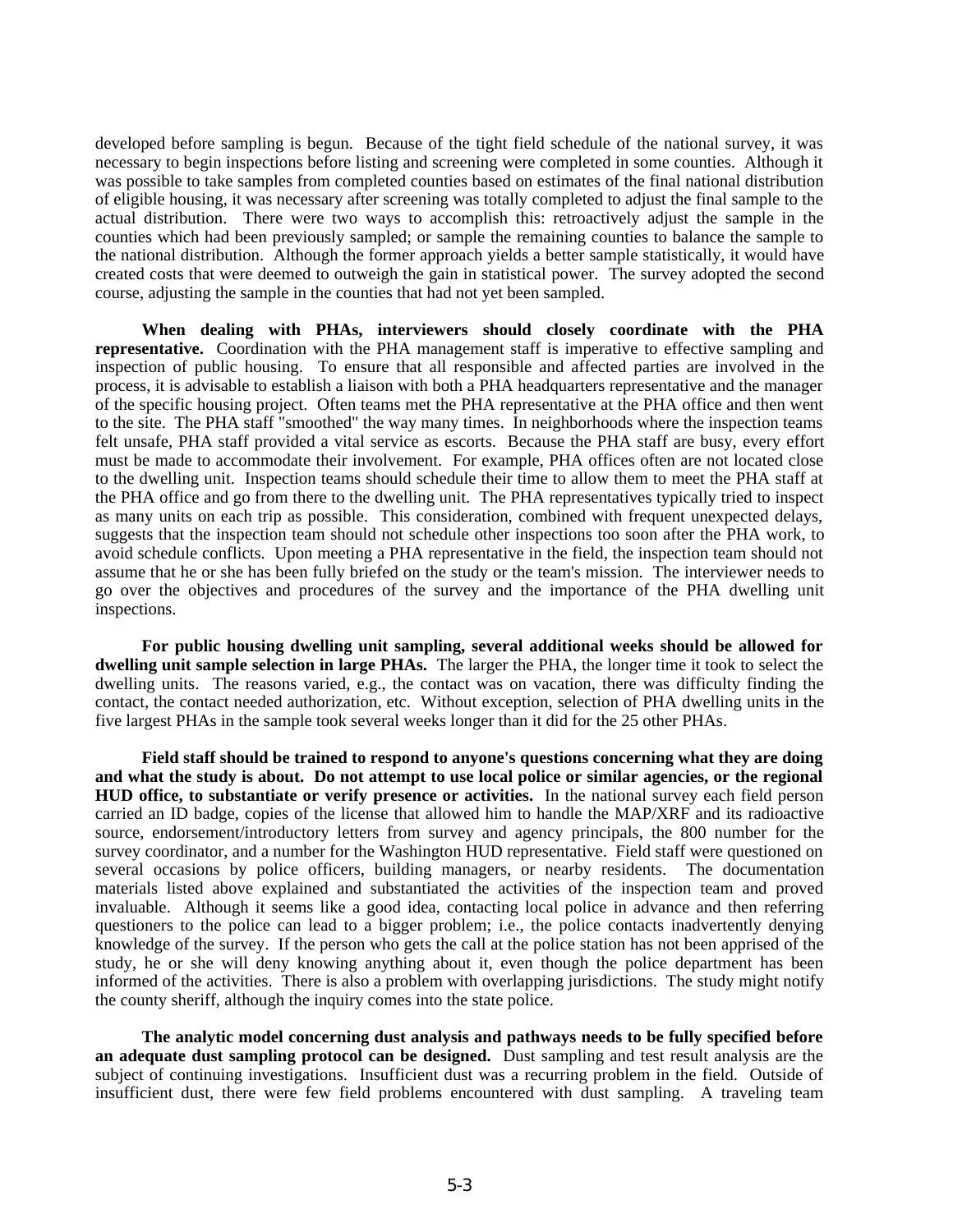developed before sampling is begun. Because of the tight field schedule of the national survey, it was necessary to begin inspections before listing and screening were completed in some counties. Although it was possible to take samples from completed counties based on estimates of the final national distribution of eligible housing, it was necessary after screening was totally completed to adjust the final sample to the actual distribution. There were two ways to accomplish this: retroactively adjust the sample in the counties which had been previously sampled; or sample the remaining counties to balance the sample to the national distribution. Although the former approach yields a better sample statistically, it would have created costs that were deemed to outweigh the gain in statistical power. The survey adopted the second course, adjusting the sample in the counties that had not yet been sampled.

**When dealing with PHAs, interviewers should closely coordinate with the PHA representative.** Coordination with the PHA management staff is imperative to effective sampling and inspection of public housing. To ensure that all responsible and affected parties are involved in the process, it is advisable to establish a liaison with both a PHA headquarters representative and the manager of the specific housing project. Often teams met the PHA representative at the PHA office and then went to the site. The PHA staff "smoothed" the way many times. In neighborhoods where the inspection teams felt unsafe, PHA staff provided a vital service as escorts. Because the PHA staff are busy, every effort must be made to accommodate their involvement. For example, PHA offices often are not located close to the dwelling unit. Inspection teams should schedule their time to allow them to meet the PHA staff at the PHA office and go from there to the dwelling unit. The PHA representatives typically tried to inspect as many units on each trip as possible. This consideration, combined with frequent unexpected delays, suggests that the inspection team should not schedule other inspections too soon after the PHA work, to avoid schedule conflicts. Upon meeting a PHA representative in the field, the inspection team should not assume that he or she has been fully briefed on the study or the team's mission. The interviewer needs to go over the objectives and procedures of the survey and the importance of the PHA dwelling unit inspections.

**For public housing dwelling unit sampling, several additional weeks should be allowed for dwelling unit sample selection in large PHAs.** The larger the PHA, the longer time it took to select the dwelling units. The reasons varied, e.g., the contact was on vacation, there was difficulty finding the contact, the contact needed authorization, etc. Without exception, selection of PHA dwelling units in the five largest PHAs in the sample took several weeks longer than it did for the 25 other PHAs.

**Field staff should be trained to respond to anyone's questions concerning what they are doing and what the study is about. Do not attempt to use local police or similar agencies, or the regional HUD office, to substantiate or verify presence or activities.** In the national survey each field person carried an ID badge, copies of the license that allowed him to handle the MAP/XRF and its radioactive source, endorsement/introductory letters from survey and agency principals, the 800 number for the survey coordinator, and a number for the Washington HUD representative. Field staff were questioned on several occasions by police officers, building managers, or nearby residents. The documentation materials listed above explained and substantiated the activities of the inspection team and proved invaluable. Although it seems like a good idea, contacting local police in advance and then referring questioners to the police can lead to a bigger problem; i.e., the police contacts inadvertently denying knowledge of the survey. If the person who gets the call at the police station has not been apprised of the study, he or she will deny knowing anything about it, even though the police department has been informed of the activities. There is also a problem with overlapping jurisdictions. The study might notify the county sheriff, although the inquiry comes into the state police.

**The analytic model concerning dust analysis and pathways needs to be fully specified before an adequate dust sampling protocol can be designed.** Dust sampling and test result analysis are the subject of continuing investigations. Insufficient dust was a recurring problem in the field. Outside of insufficient dust, there were few field problems encountered with dust sampling. A traveling team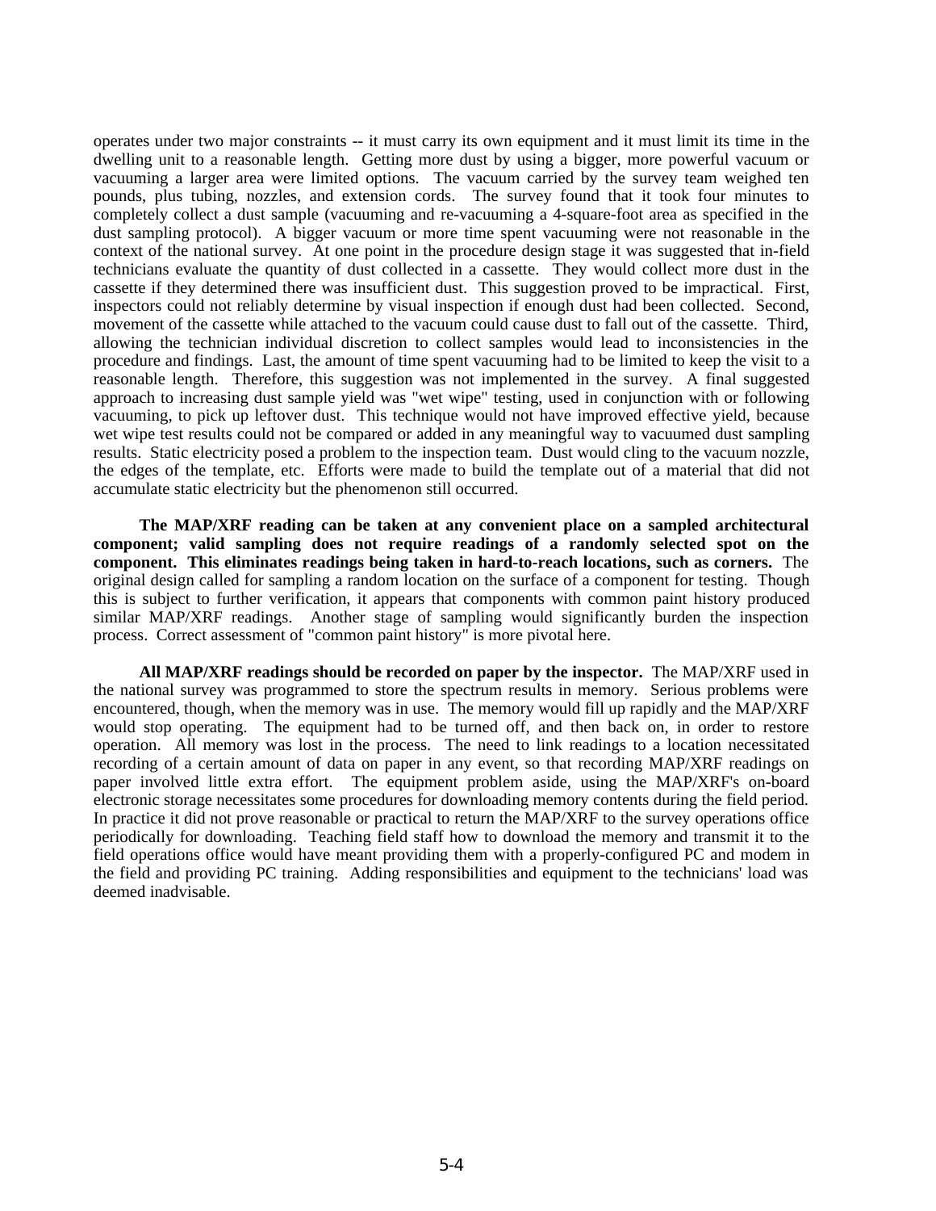operates under two major constraints -- it must carry its own equipment and it must limit its time in the dwelling unit to a reasonable length. Getting more dust by using a bigger, more powerful vacuum or vacuuming a larger area were limited options. The vacuum carried by the survey team weighed ten pounds, plus tubing, nozzles, and extension cords. The survey found that it took four minutes to completely collect a dust sample (vacuuming and re-vacuuming a 4-square-foot area as specified in the dust sampling protocol). A bigger vacuum or more time spent vacuuming were not reasonable in the context of the national survey. At one point in the procedure design stage it was suggested that in-field technicians evaluate the quantity of dust collected in a cassette. They would collect more dust in the cassette if they determined there was insufficient dust. This suggestion proved to be impractical. First, inspectors could not reliably determine by visual inspection if enough dust had been collected. Second, movement of the cassette while attached to the vacuum could cause dust to fall out of the cassette. Third, allowing the technician individual discretion to collect samples would lead to inconsistencies in the procedure and findings. Last, the amount of time spent vacuuming had to be limited to keep the visit to a reasonable length. Therefore, this suggestion was not implemented in the survey. A final suggested approach to increasing dust sample yield was "wet wipe" testing, used in conjunction with or following vacuuming, to pick up leftover dust. This technique would not have improved effective yield, because wet wipe test results could not be compared or added in any meaningful way to vacuumed dust sampling results. Static electricity posed a problem to the inspection team. Dust would cling to the vacuum nozzle, the edges of the template, etc. Efforts were made to build the template out of a material that did not accumulate static electricity but the phenomenon still occurred.

**The MAP/XRF reading can be taken at any convenient place on a sampled architectural component; valid sampling does not require readings of a randomly selected spot on the component. This eliminates readings being taken in hard-to-reach locations, such as corners.** The original design called for sampling a random location on the surface of a component for testing. Though this is subject to further verification, it appears that components with common paint history produced similar MAP/XRF readings. Another stage of sampling would significantly burden the inspection process. Correct assessment of "common paint history" is more pivotal here.

**All MAP/XRF readings should be recorded on paper by the inspector.** The MAP/XRF used in the national survey was programmed to store the spectrum results in memory. Serious problems were encountered, though, when the memory was in use. The memory would fill up rapidly and the MAP/XRF would stop operating. The equipment had to be turned off, and then back on, in order to restore operation. All memory was lost in the process. The need to link readings to a location necessitated recording of a certain amount of data on paper in any event, so that recording MAP/XRF readings on paper involved little extra effort. The equipment problem aside, using the MAP/XRF's on-board electronic storage necessitates some procedures for downloading memory contents during the field period. In practice it did not prove reasonable or practical to return the MAP/XRF to the survey operations office periodically for downloading. Teaching field staff how to download the memory and transmit it to the field operations office would have meant providing them with a properly-configured PC and modem in the field and providing PC training. Adding responsibilities and equipment to the technicians' load was deemed inadvisable.